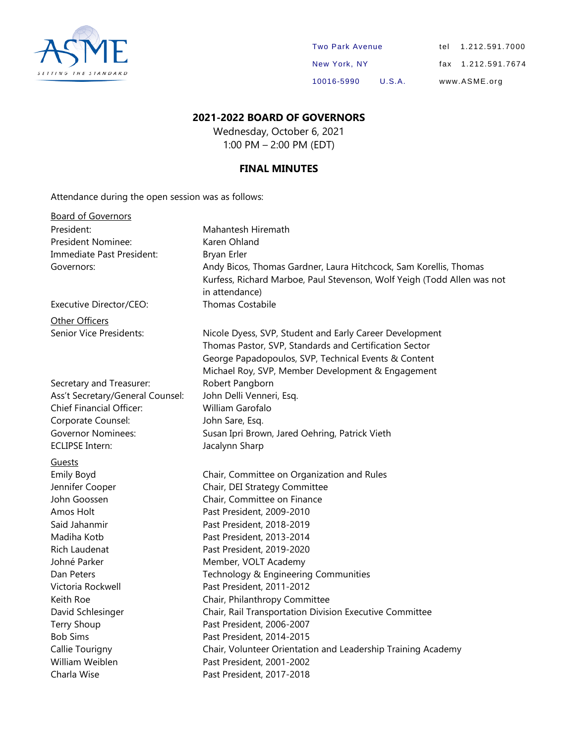ASME
SETTING THE STANDARD

Two Park Avenue
New York, NY
10016-5990 U.S.A.

tel 1.212.591.7000
fax 1.212.591.7674
www.ASME.org

## 2021-2022 BOARD OF GOVERNORS

Wednesday, October 6, 2021
1:00 PM – 2:00 PM (EDT)

## FINAL MINUTES

Attendance during the open session was as follows:

| | |
|---|---|
| Board of Governors | |
| President: | Mahantesh Hiremath |
| President Nominee: | Karen Ohland |
| Immediate Past President: | Bryan Erler |
| Governors: | Andy Bicos, Thomas Gardner, Laura Hitchcock, Sam Korellis, Thomas Kurfess, Richard Marboe, Paul Stevenson, Wolf Yeigh (Todd Allen was not in attendance) |
| Executive Director/CEO: | Thomas Costabile |
| Other Officers | |
| Senior Vice Presidents: | Nicole Dyess, SVP, Student and Early Career Development<br>Thomas Pastor, SVP, Standards and Certification Sector<br>George Papadopoulos, SVP, Technical Events & Content<br>Michael Roy, SVP, Member Development & Engagement |
| Secretary and Treasurer: | Robert Pangborn |
| Ass't Secretary/General Counsel: | John Delli Venneri, Esq. |
| Chief Financial Officer: | William Garofalo |
| Corporate Counsel: | John Sare, Esq. |
| Governor Nominees: | Susan Ipri Brown, Jared Oehring, Patrick Vieth |
| ECLIPSE Intern: | Jacalynn Sharp |
| Guests | |
| Emily Boyd | Chair, Committee on Organization and Rules |
| Jennifer Cooper | Chair, DEI Strategy Committee |
| John Goossen | Chair, Committee on Finance |
| Amos Holt | Past President, 2009-2010 |
| Said Jahanmir | Past President, 2018-2019 |
| Madiha Kotb | Past President, 2013-2014 |
| Rich Laudenat | Past President, 2019-2020 |
| Johné Parker | Member, VOLT Academy |
| Dan Peters | Technology & Engineering Communities |
| Victoria Rockwell | Past President, 2011-2012 |
| Keith Roe | Chair, Philanthropy Committee |
| David Schlesinger | Chair, Rail Transportation Division Executive Committee |
| Terry Shoup | Past President, 2006-2007 |
| Bob Sims | Past President, 2014-2015 |
| Callie Tourigny | Chair, Volunteer Orientation and Leadership Training Academy |
| William Weiblen | Past President, 2001-2002 |
| Charla Wise | Past President, 2017-2018 |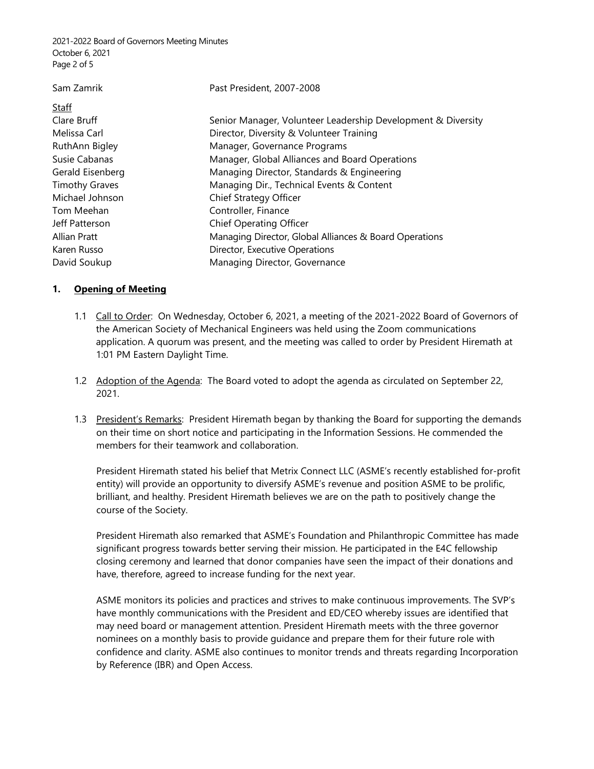| | |
|---|---|
| Sam Zamrik | Past President, 2007-2008 |
| Staff | |
| Clare Bruff | Senior Manager, Volunteer Leadership Development & Diversity |
| Melissa Carl | Director, Diversity & Volunteer Training |
| RuthAnn Bigley | Manager, Governance Programs |
| Susie Cabanas | Manager, Global Alliances and Board Operations |
| Gerald Eisenberg | Managing Director, Standards & Engineering |
| Timothy Graves | Managing Dir., Technical Events & Content |
| Michael Johnson | Chief Strategy Officer |
| Tom Meehan | Controller, Finance |
| Jeff Patterson | Chief Operating Officer |
| Allian Pratt | Managing Director, Global Alliances & Board Operations |
| Karen Russo | Director, Executive Operations |
| David Soukup | Managing Director, Governance |

## 1. Opening of Meeting

1.1 Call to Order: On Wednesday, October 6, 2021, a meeting of the 2021-2022 Board of Governors of the American Society of Mechanical Engineers was held using the Zoom communications application. A quorum was present, and the meeting was called to order by President Hiremath at 1:01 PM Eastern Daylight Time.

1.2 Adoption of the Agenda: The Board voted to adopt the agenda as circulated on September 22, 2021.

1.3 President's Remarks: President Hiremath began by thanking the Board for supporting the demands on their time on short notice and participating in the Information Sessions. He commended the members for their teamwork and collaboration.

President Hiremath stated his belief that Metrix Connect LLC (ASME's recently established for-profit entity) will provide an opportunity to diversify ASME's revenue and position ASME to be prolific, brilliant, and healthy. President Hiremath believes we are on the path to positively change the course of the Society.

President Hiremath also remarked that ASME's Foundation and Philanthropic Committee has made significant progress towards better serving their mission. He participated in the E4C fellowship closing ceremony and learned that donor companies have seen the impact of their donations and have, therefore, agreed to increase funding for the next year.

ASME monitors its policies and practices and strives to make continuous improvements. The SVP's have monthly communications with the President and ED/CEO whereby issues are identified that may need board or management attention. President Hiremath meets with the three governor nominees on a monthly basis to provide guidance and prepare them for their future role with confidence and clarity. ASME also continues to monitor trends and threats regarding Incorporation by Reference (IBR) and Open Access.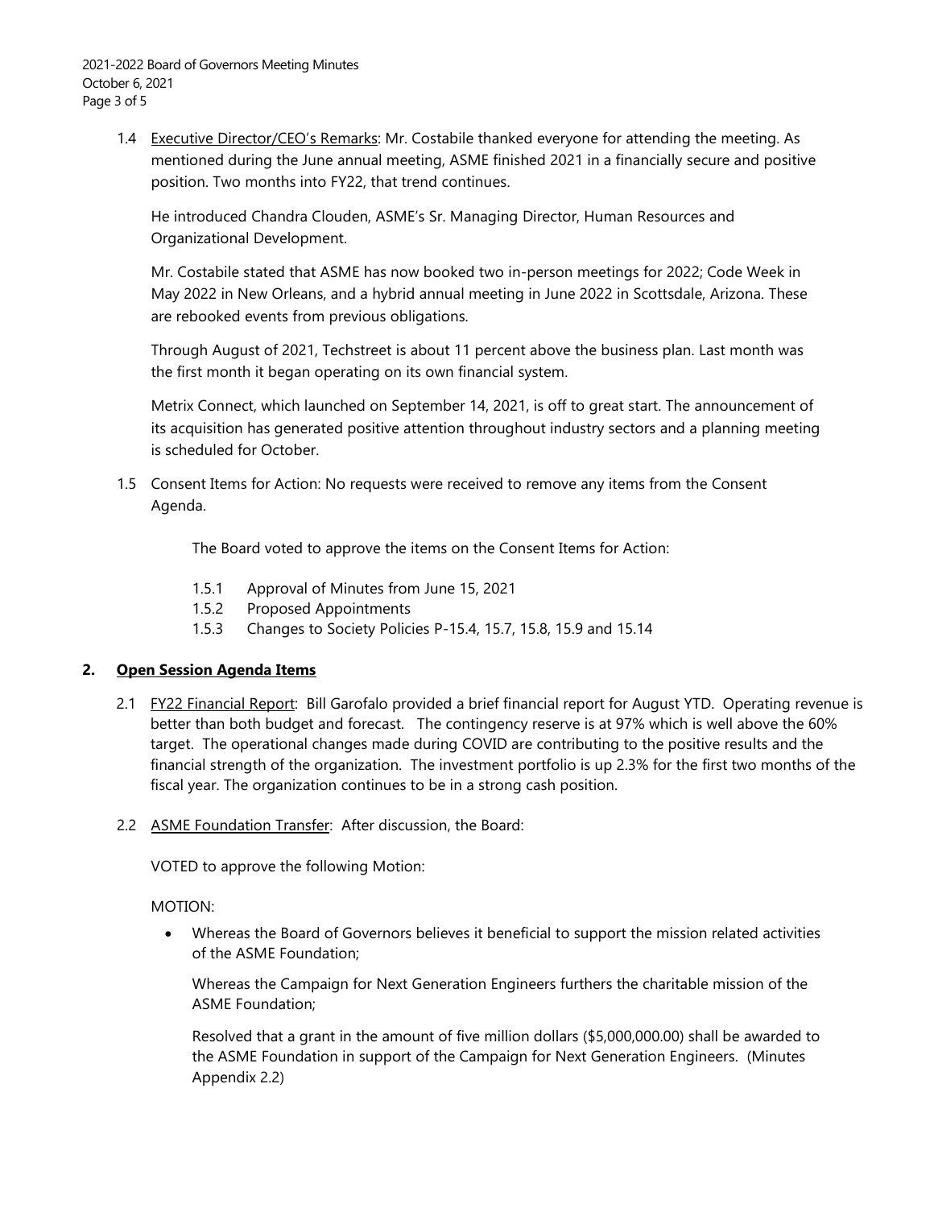1.4 Executive Director/CEO's Remarks: Mr. Costabile thanked everyone for attending the meeting. As mentioned during the June annual meeting, ASME finished 2021 in a financially secure and positive position. Two months into FY22, that trend continues.

He introduced Chandra Clouden, ASME's Sr. Managing Director, Human Resources and Organizational Development.

Mr. Costabile stated that ASME has now booked two in-person meetings for 2022; Code Week in May 2022 in New Orleans, and a hybrid annual meeting in June 2022 in Scottsdale, Arizona. These are rebooked events from previous obligations.

Through August of 2021, Techstreet is about 11 percent above the business plan. Last month was the first month it began operating on its own financial system.

Metrix Connect, which launched on September 14, 2021, is off to great start. The announcement of its acquisition has generated positive attention throughout industry sectors and a planning meeting is scheduled for October.

1.5 Consent Items for Action: No requests were received to remove any items from the Consent Agenda.

The Board voted to approve the items on the Consent Items for Action:

- 1.5.1 Approval of Minutes from June 15, 2021
- 1.5.2 Proposed Appointments
- 1.5.3 Changes to Society Policies P-15.4, 15.7, 15.8, 15.9 and 15.14

## 2. Open Session Agenda Items

2.1 FY22 Financial Report: Bill Garofalo provided a brief financial report for August YTD. Operating revenue is better than both budget and forecast. The contingency reserve is at 97% which is well above the 60% target. The operational changes made during COVID are contributing to the positive results and the financial strength of the organization. The investment portfolio is up 2.3% for the first two months of the fiscal year. The organization continues to be in a strong cash position.

2.2 ASME Foundation Transfer: After discussion, the Board:

VOTED to approve the following Motion:

MOTION:

- Whereas the Board of Governors believes it beneficial to support the mission related activities of the ASME Foundation;

  Whereas the Campaign for Next Generation Engineers furthers the charitable mission of the ASME Foundation;

  Resolved that a grant in the amount of five million dollars ($5,000,000.00) shall be awarded to the ASME Foundation in support of the Campaign for Next Generation Engineers. (Minutes Appendix 2.2)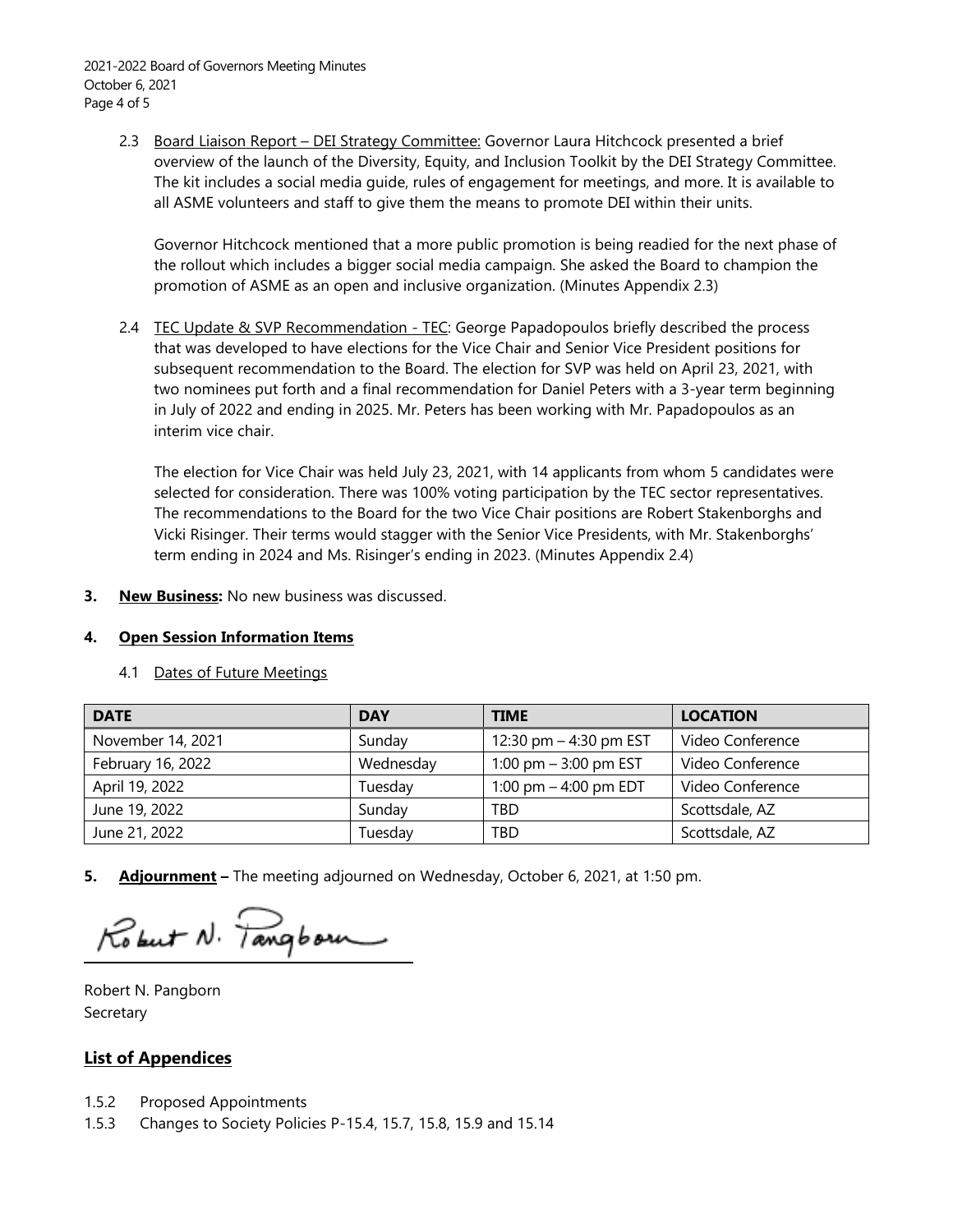2.3 Board Liaison Report – DEI Strategy Committee: Governor Laura Hitchcock presented a brief overview of the launch of the Diversity, Equity, and Inclusion Toolkit by the DEI Strategy Committee. The kit includes a social media guide, rules of engagement for meetings, and more. It is available to all ASME volunteers and staff to give them the means to promote DEI within their units.

Governor Hitchcock mentioned that a more public promotion is being readied for the next phase of the rollout which includes a bigger social media campaign. She asked the Board to champion the promotion of ASME as an open and inclusive organization. (Minutes Appendix 2.3)

2.4 TEC Update & SVP Recommendation - TEC: George Papadopoulos briefly described the process that was developed to have elections for the Vice Chair and Senior Vice President positions for subsequent recommendation to the Board. The election for SVP was held on April 23, 2021, with two nominees put forth and a final recommendation for Daniel Peters with a 3-year term beginning in July of 2022 and ending in 2025. Mr. Peters has been working with Mr. Papadopoulos as an interim vice chair.

The election for Vice Chair was held July 23, 2021, with 14 applicants from whom 5 candidates were selected for consideration. There was 100% voting participation by the TEC sector representatives. The recommendations to the Board for the two Vice Chair positions are Robert Stakenborghs and Vicki Risinger. Their terms would stagger with the Senior Vice Presidents, with Mr. Stakenborghs' term ending in 2024 and Ms. Risinger's ending in 2023. (Minutes Appendix 2.4)

**3. New Business:** No new business was discussed.

**4. Open Session Information Items**

4.1 Dates of Future Meetings

| DATE | DAY | TIME | LOCATION |
|---|---|---|---|
| November 14, 2021 | Sunday | 12:30 pm – 4:30 pm EST | Video Conference |
| February 16, 2022 | Wednesday | 1:00 pm – 3:00 pm EST | Video Conference |
| April 19, 2022 | Tuesday | 1:00 pm – 4:00 pm EDT | Video Conference |
| June 19, 2022 | Sunday | TBD | Scottsdale, AZ |
| June 21, 2022 | Tuesday | TBD | Scottsdale, AZ |

**5. Adjournment –** The meeting adjourned on Wednesday, October 6, 2021, at 1:50 pm.

Robert N. Pangborn
Secretary

## List of Appendices

1.5.2 Proposed Appointments
1.5.3 Changes to Society Policies P-15.4, 15.7, 15.8, 15.9 and 15.14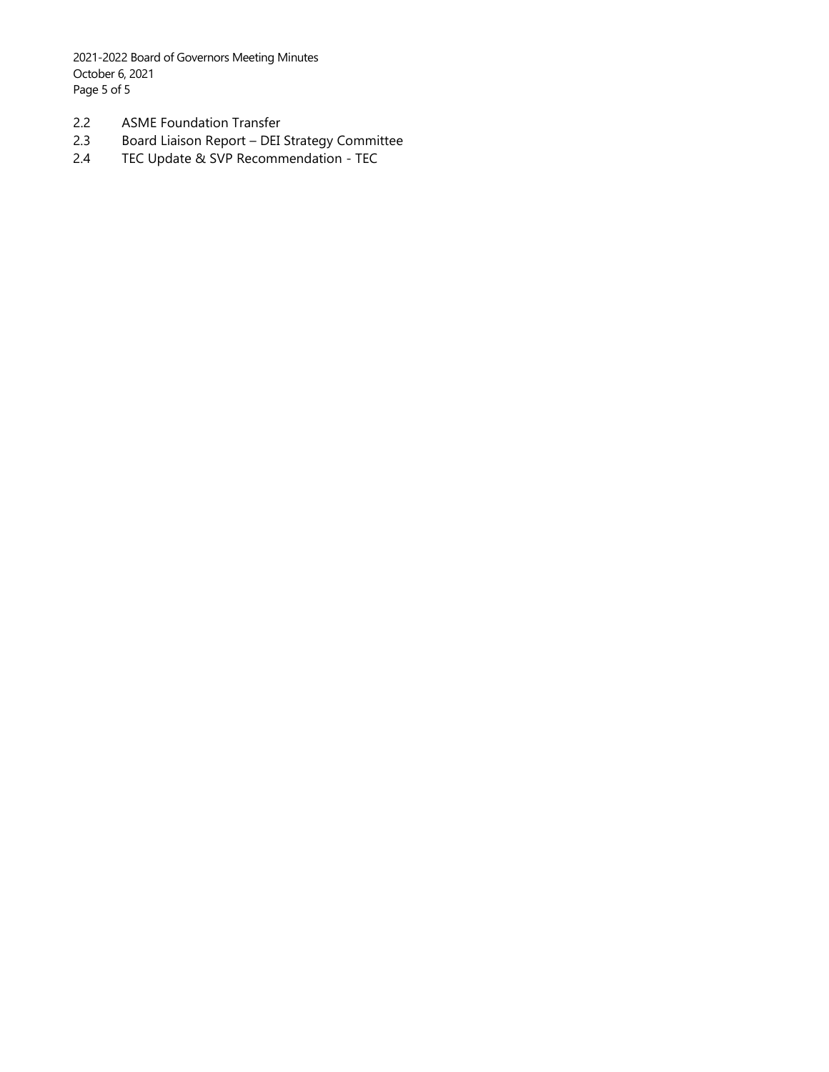2.2 ASME Foundation Transfer
2.3 Board Liaison Report – DEI Strategy Committee
2.4 TEC Update & SVP Recommendation - TEC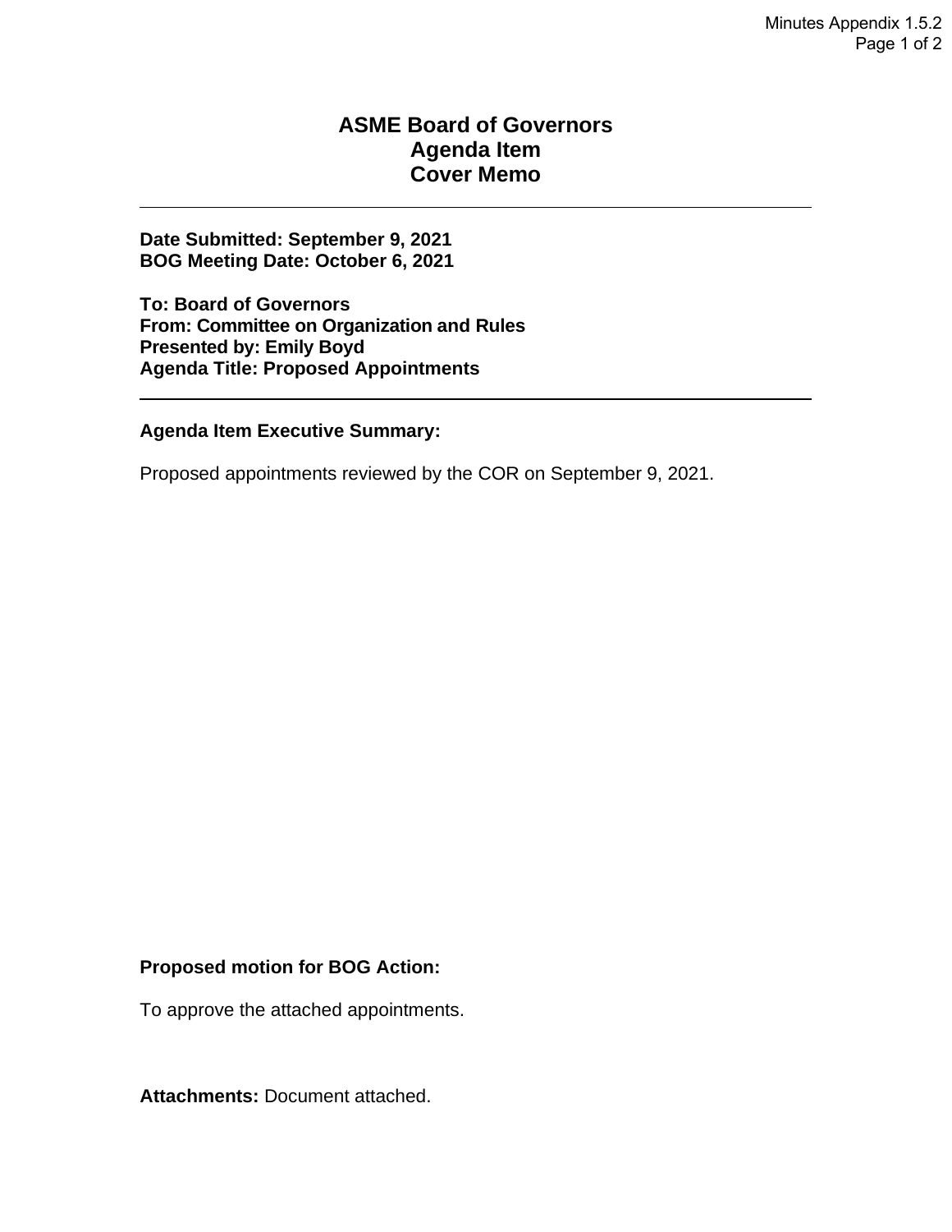# ASME Board of Governors
# Agenda Item
# Cover Memo

---

**Date Submitted: September 9, 2021**
**BOG Meeting Date: October 6, 2021**

**To: Board of Governors**
**From: Committee on Organization and Rules**
**Presented by: Emily Boyd**
**Agenda Title: Proposed Appointments**

---

**Agenda Item Executive Summary:**

Proposed appointments reviewed by the COR on September 9, 2021.

**Proposed motion for BOG Action:**

To approve the attached appointments.

**Attachments:** Document attached.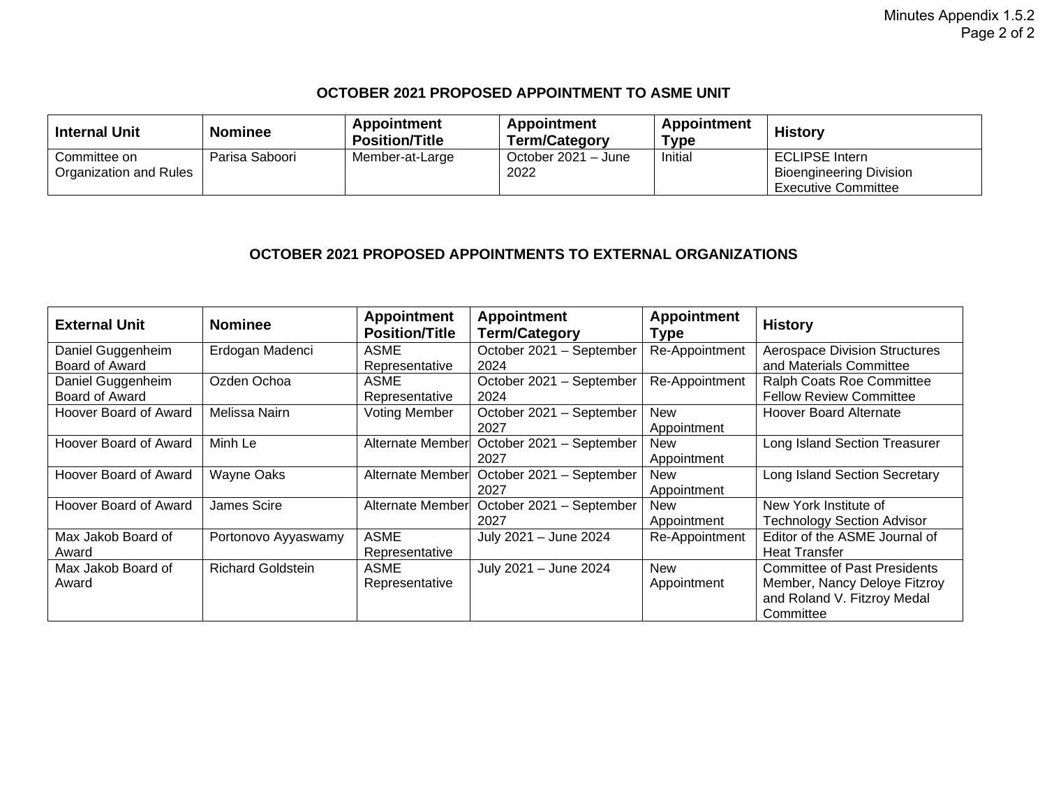### OCTOBER 2021 PROPOSED APPOINTMENT TO ASME UNIT

| Internal Unit | Nominee | Appointment Position/Title | Appointment Term/Category | Appointment Type | History |
|---|---|---|---|---|---|
| Committee on Organization and Rules | Parisa Saboori | Member-at-Large | October 2021 – June 2022 | Initial | ECLIPSE Intern Bioengineering Division Executive Committee |

### OCTOBER 2021 PROPOSED APPOINTMENTS TO EXTERNAL ORGANIZATIONS

| External Unit | Nominee | Appointment Position/Title | Appointment Term/Category | Appointment Type | History |
|---|---|---|---|---|---|
| Daniel Guggenheim Board of Award | Erdogan Madenci | ASME Representative | October 2021 – September 2024 | Re-Appointment | Aerospace Division Structures and Materials Committee |
| Daniel Guggenheim Board of Award | Ozden Ochoa | ASME Representative | October 2021 – September 2024 | Re-Appointment | Ralph Coats Roe Committee Fellow Review Committee |
| Hoover Board of Award | Melissa Nairn | Voting Member | October 2021 – September 2027 | New Appointment | Hoover Board Alternate |
| Hoover Board of Award | Minh Le | Alternate Member | October 2021 – September 2027 | New Appointment | Long Island Section Treasurer |
| Hoover Board of Award | Wayne Oaks | Alternate Member | October 2021 – September 2027 | New Appointment | Long Island Section Secretary |
| Hoover Board of Award | James Scire | Alternate Member | October 2021 – September 2027 | New Appointment | New York Institute of Technology Section Advisor |
| Max Jakob Board of Award | Portonovo Ayyaswamy | ASME Representative | July 2021 – June 2024 | Re-Appointment | Editor of the ASME Journal of Heat Transfer |
| Max Jakob Board of Award | Richard Goldstein | ASME Representative | July 2021 – June 2024 | New Appointment | Committee of Past Presidents Member, Nancy Deloye Fitzroy and Roland V. Fitzroy Medal Committee |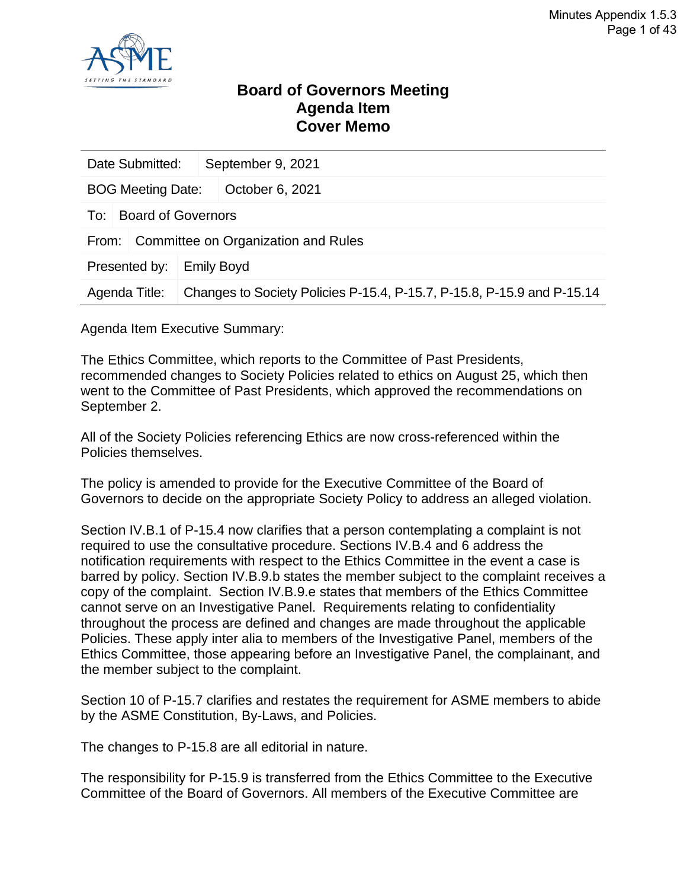# Board of Governors Meeting
# Agenda Item
# Cover Memo

| | |
|---|---|
| Date Submitted: | September 9, 2021 |
| BOG Meeting Date: | October 6, 2021 |
| To: | Board of Governors |
| From: | Committee on Organization and Rules |
| Presented by: | Emily Boyd |
| Agenda Title: | Changes to Society Policies P-15.4, P-15.7, P-15.8, P-15.9 and P-15.14 |

Agenda Item Executive Summary:

The Ethics Committee, which reports to the Committee of Past Presidents, recommended changes to Society Policies related to ethics on August 25, which then went to the Committee of Past Presidents, which approved the recommendations on September 2.

All of the Society Policies referencing Ethics are now cross-referenced within the Policies themselves.

The policy is amended to provide for the Executive Committee of the Board of Governors to decide on the appropriate Society Policy to address an alleged violation.

Section IV.B.1 of P-15.4 now clarifies that a person contemplating a complaint is not required to use the consultative procedure. Sections IV.B.4 and 6 address the notification requirements with respect to the Ethics Committee in the event a case is barred by policy. Section IV.B.9.b states the member subject to the complaint receives a copy of the complaint. Section IV.B.9.e states that members of the Ethics Committee cannot serve on an Investigative Panel. Requirements relating to confidentiality throughout the process are defined and changes are made throughout the applicable Policies. These apply inter alia to members of the Investigative Panel, members of the Ethics Committee, those appearing before an Investigative Panel, the complainant, and the member subject to the complaint.

Section 10 of P-15.7 clarifies and restates the requirement for ASME members to abide by the ASME Constitution, By-Laws, and Policies.

The changes to P-15.8 are all editorial in nature.

The responsibility for P-15.9 is transferred from the Ethics Committee to the Executive Committee of the Board of Governors. All members of the Executive Committee are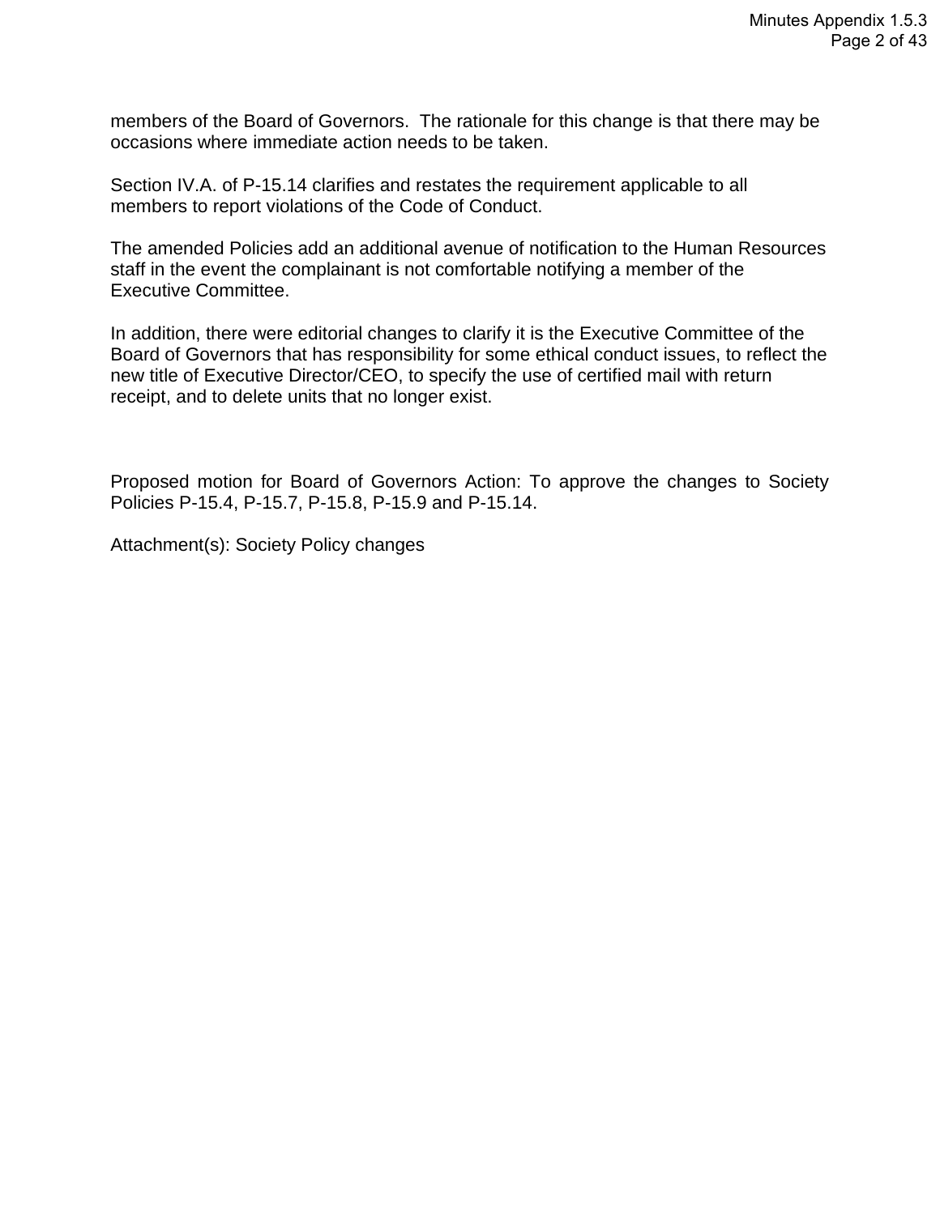members of the Board of Governors. The rationale for this change is that there may be occasions where immediate action needs to be taken.

Section IV.A. of P-15.14 clarifies and restates the requirement applicable to all members to report violations of the Code of Conduct.

The amended Policies add an additional avenue of notification to the Human Resources staff in the event the complainant is not comfortable notifying a member of the Executive Committee.

In addition, there were editorial changes to clarify it is the Executive Committee of the Board of Governors that has responsibility for some ethical conduct issues, to reflect the new title of Executive Director/CEO, to specify the use of certified mail with return receipt, and to delete units that no longer exist.

Proposed motion for Board of Governors Action: To approve the changes to Society Policies P-15.4, P-15.7, P-15.8, P-15.9 and P-15.14.

Attachment(s): Society Policy changes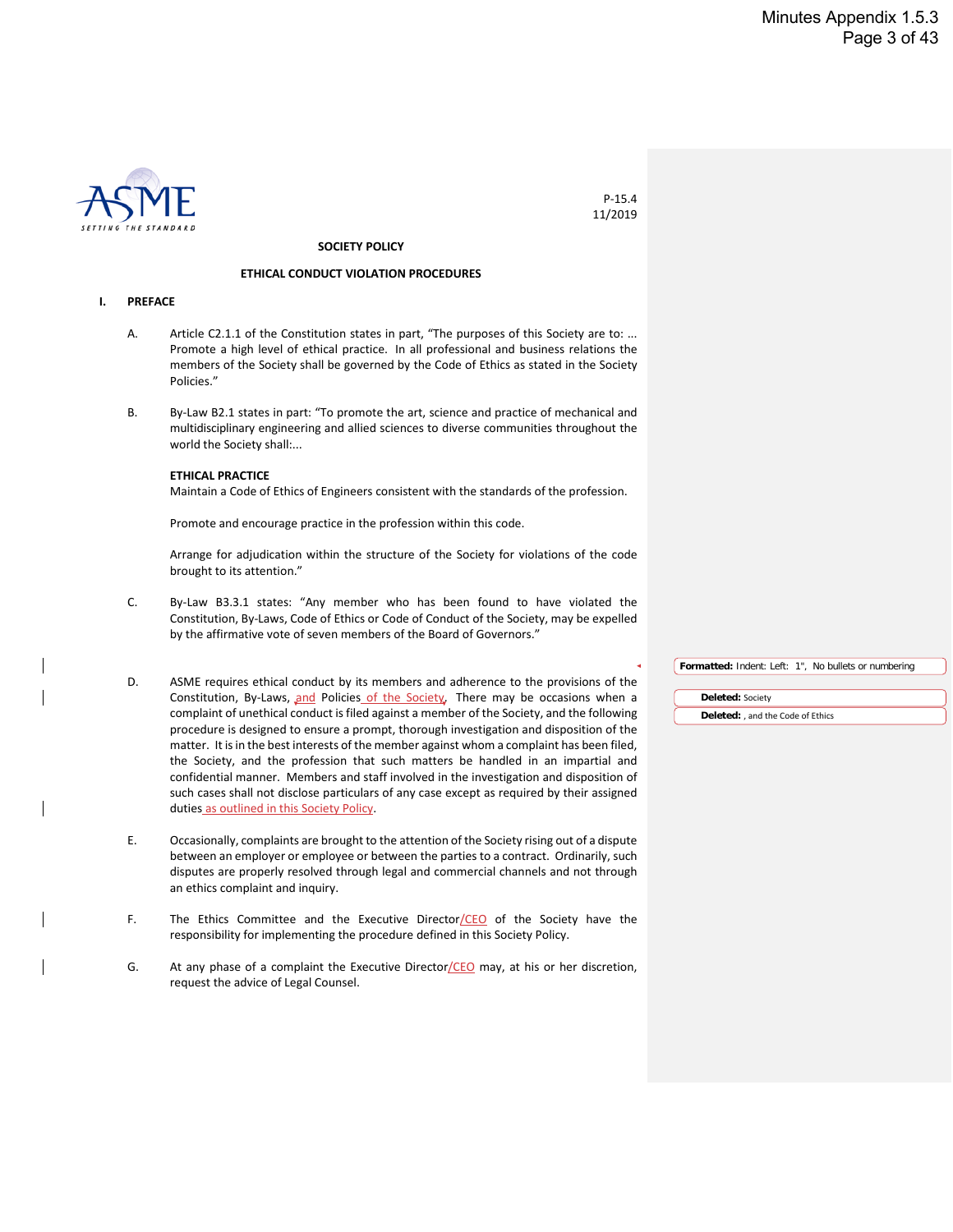P-15.4
11/2019

**SOCIETY POLICY**

**ETHICAL CONDUCT VIOLATION PROCEDURES**

## I. PREFACE

A. Article C2.1.1 of the Constitution states in part, "The purposes of this Society are to: ... Promote a high level of ethical practice. In all professional and business relations the members of the Society shall be governed by the Code of Ethics as stated in the Society Policies."

B. By-Law B2.1 states in part: "To promote the art, science and practice of mechanical and multidisciplinary engineering and allied sciences to diverse communities throughout the world the Society shall:...

**ETHICAL PRACTICE**
Maintain a Code of Ethics of Engineers consistent with the standards of the profession.

Promote and encourage practice in the profession within this code.

Arrange for adjudication within the structure of the Society for violations of the code brought to its attention."

C. By-Law B3.3.1 states: "Any member who has been found to have violated the Constitution, By-Laws, Code of Ethics or Code of Conduct of the Society, may be expelled by the affirmative vote of seven members of the Board of Governors."

D. ASME requires ethical conduct by its members and adherence to the provisions of the Constitution, By-Laws, and Policies of the Society. There may be occasions when a complaint of unethical conduct is filed against a member of the Society, and the following procedure is designed to ensure a prompt, thorough investigation and disposition of the matter. It is in the best interests of the member against whom a complaint has been filed, the Society, and the profession that such matters be handled in an impartial and confidential manner. Members and staff involved in the investigation and disposition of such cases shall not disclose particulars of any case except as required by their assigned duties as outlined in this Society Policy.

E. Occasionally, complaints are brought to the attention of the Society rising out of a dispute between an employer or employee or between the parties to a contract. Ordinarily, such disputes are properly resolved through legal and commercial channels and not through an ethics complaint and inquiry.

F. The Ethics Committee and the Executive Director/CEO of the Society have the responsibility for implementing the procedure defined in this Society Policy.

G. At any phase of a complaint the Executive Director/CEO may, at his or her discretion, request the advice of Legal Counsel.

**Formatted:** Indent: Left: 1", No bullets or numbering

**Deleted:** Society

**Deleted:** , and the Code of Ethics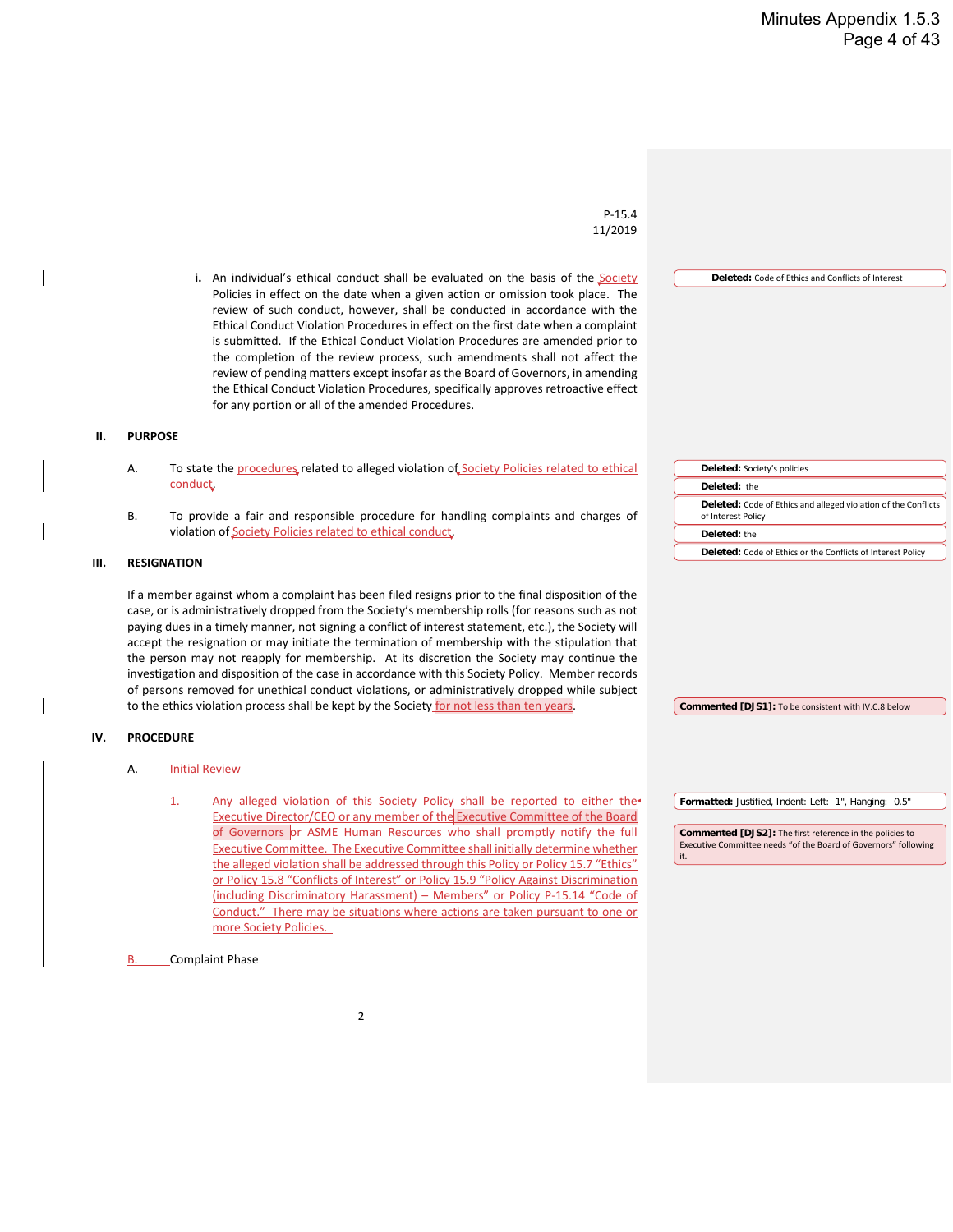P-15.4
11/2019

**i.** An individual's ethical conduct shall be evaluated on the basis of the Society Policies in effect on the date when a given action or omission took place. The review of such conduct, however, shall be conducted in accordance with the Ethical Conduct Violation Procedures in effect on the first date when a complaint is submitted. If the Ethical Conduct Violation Procedures are amended prior to the completion of the review process, such amendments shall not affect the review of pending matters except insofar as the Board of Governors, in amending the Ethical Conduct Violation Procedures, specifically approves retroactive effect for any portion or all of the amended Procedures.

**Deleted:** Code of Ethics and Conflicts of Interest

## II. PURPOSE

A. To state the procedures related to alleged violation of Society Policies related to ethical conduct.

B. To provide a fair and responsible procedure for handling complaints and charges of violation of Society Policies related to ethical conduct.

**Deleted:** Society's policies

**Deleted:** the

**Deleted:** Code of Ethics and alleged violation of the Conflicts of Interest Policy

**Deleted:** the

**Deleted:** Code of Ethics or the Conflicts of Interest Policy

## III. RESIGNATION

If a member against whom a complaint has been filed resigns prior to the final disposition of the case, or is administratively dropped from the Society's membership rolls (for reasons such as not paying dues in a timely manner, not signing a conflict of interest statement, etc.), the Society will accept the resignation or may initiate the termination of membership with the stipulation that the person may not reapply for membership. At its discretion the Society may continue the investigation and disposition of the case in accordance with this Society Policy. Member records of persons removed for unethical conduct violations, or administratively dropped while subject to the ethics violation process shall be kept by the Society for not less than ten years.

**Commented [DJS1]:** To be consistent with IV.C.8 below

## IV. PROCEDURE

A. Initial Review

1. Any alleged violation of this Society Policy shall be reported to either the Executive Director/CEO or any member of the Executive Committee of the Board of Governors or ASME Human Resources who shall promptly notify the full Executive Committee. The Executive Committee shall initially determine whether the alleged violation shall be addressed through this Policy or Policy 15.7 "Ethics" or Policy 15.8 "Conflicts of Interest" or Policy 15.9 "Policy Against Discrimination (including Discriminatory Harassment) – Members" or Policy P-15.14 "Code of Conduct." There may be situations where actions are taken pursuant to one or more Society Policies.

**Formatted:** Justified, Indent: Left: 1", Hanging: 0.5"

**Commented [DJS2]:** The first reference in the policies to Executive Committee needs "of the Board of Governors" following it.

B. Complaint Phase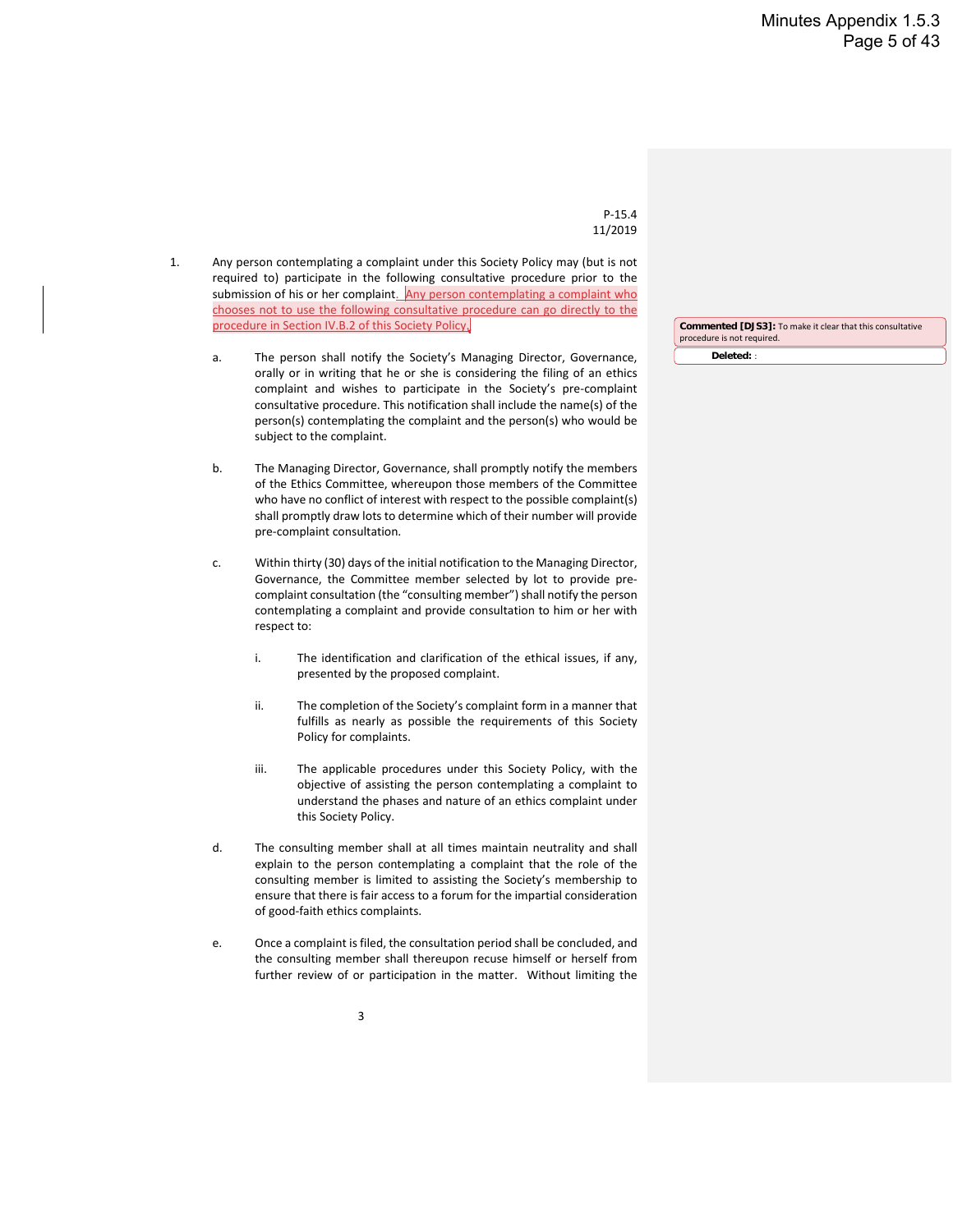1. Any person contemplating a complaint under this Society Policy may (but is not required to) participate in the following consultative procedure prior to the submission of his or her complaint. Any person contemplating a complaint who chooses not to use the following consultative procedure can go directly to the procedure in Section IV.B.2 of this Society Policy.

**Commented [DJS3]:** To make it clear that this consultative procedure is not required.

**Deleted:** :

   a. The person shall notify the Society's Managing Director, Governance, orally or in writing that he or she is considering the filing of an ethics complaint and wishes to participate in the Society's pre-complaint consultative procedure. This notification shall include the name(s) of the person(s) contemplating the complaint and the person(s) who would be subject to the complaint.

   b. The Managing Director, Governance, shall promptly notify the members of the Ethics Committee, whereupon those members of the Committee who have no conflict of interest with respect to the possible complaint(s) shall promptly draw lots to determine which of their number will provide pre-complaint consultation.

   c. Within thirty (30) days of the initial notification to the Managing Director, Governance, the Committee member selected by lot to provide pre-complaint consultation (the "consulting member") shall notify the person contemplating a complaint and provide consultation to him or her with respect to:

      i. The identification and clarification of the ethical issues, if any, presented by the proposed complaint.

      ii. The completion of the Society's complaint form in a manner that fulfills as nearly as possible the requirements of this Society Policy for complaints.

      iii. The applicable procedures under this Society Policy, with the objective of assisting the person contemplating a complaint to understand the phases and nature of an ethics complaint under this Society Policy.

   d. The consulting member shall at all times maintain neutrality and shall explain to the person contemplating a complaint that the role of the consulting member is limited to assisting the Society's membership to ensure that there is fair access to a forum for the impartial consideration of good-faith ethics complaints.

   e. Once a complaint is filed, the consultation period shall be concluded, and the consulting member shall thereupon recuse himself or herself from further review of or participation in the matter. Without limiting the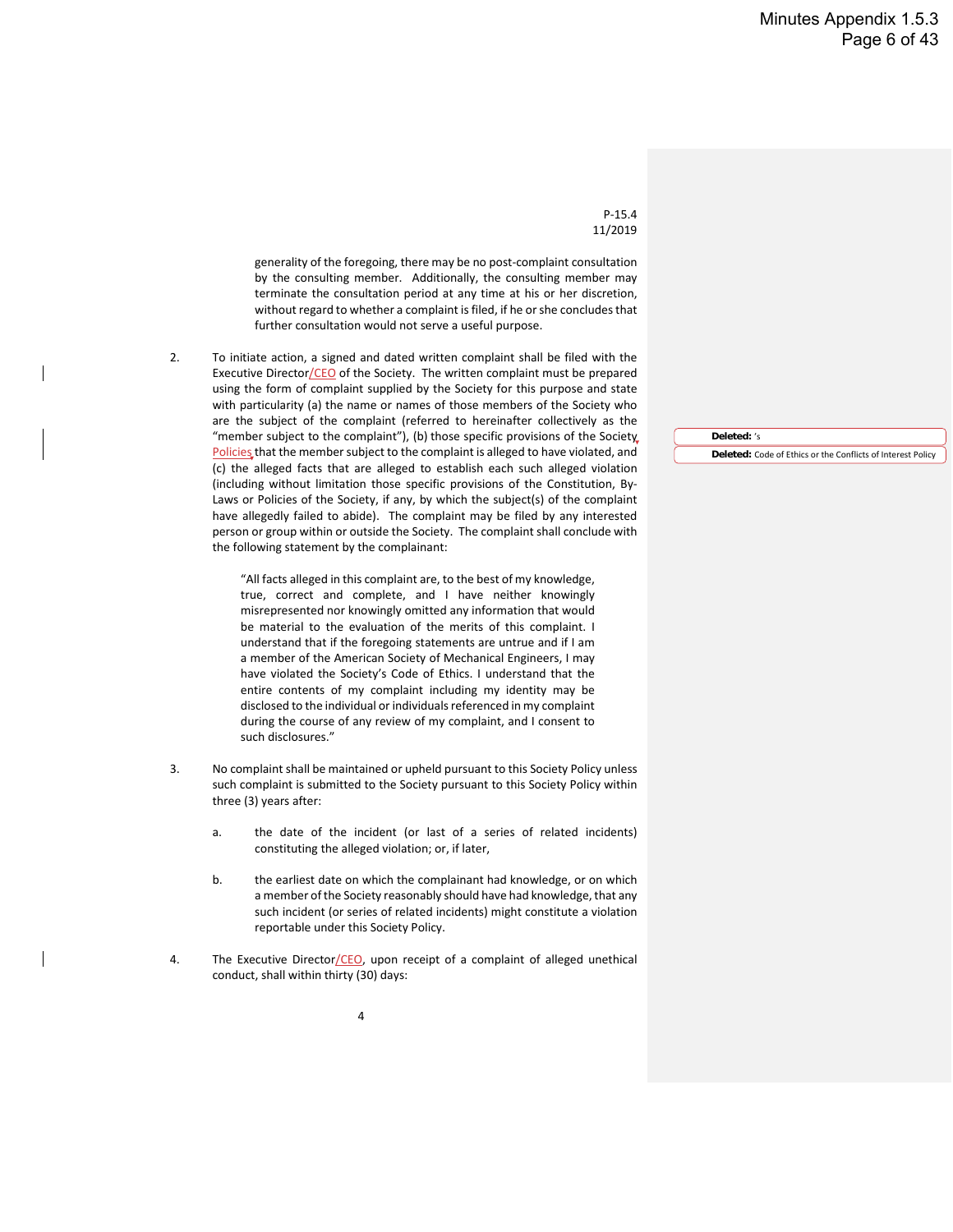P-15.4
11/2019

generality of the foregoing, there may be no post-complaint consultation by the consulting member. Additionally, the consulting member may terminate the consultation period at any time at his or her discretion, without regard to whether a complaint is filed, if he or she concludes that further consultation would not serve a useful purpose.

2. To initiate action, a signed and dated written complaint shall be filed with the Executive Director/CEO of the Society. The written complaint must be prepared using the form of complaint supplied by the Society for this purpose and state with particularity (a) the name or names of those members of the Society who are the subject of the complaint (referred to hereinafter collectively as the "member subject to the complaint"), (b) those specific provisions of the Society Policies that the member subject to the complaint is alleged to have violated, and (c) the alleged facts that are alleged to establish each such alleged violation (including without limitation those specific provisions of the Constitution, By-Laws or Policies of the Society, if any, by which the subject(s) of the complaint have allegedly failed to abide). The complaint may be filed by any interested person or group within or outside the Society. The complaint shall conclude with the following statement by the complainant:

   "All facts alleged in this complaint are, to the best of my knowledge, true, correct and complete, and I have neither knowingly misrepresented nor knowingly omitted any information that would be material to the evaluation of the merits of this complaint. I understand that if the foregoing statements are untrue and if I am a member of the American Society of Mechanical Engineers, I may have violated the Society's Code of Ethics. I understand that the entire contents of my complaint including my identity may be disclosed to the individual or individuals referenced in my complaint during the course of any review of my complaint, and I consent to such disclosures."

3. No complaint shall be maintained or upheld pursuant to this Society Policy unless such complaint is submitted to the Society pursuant to this Society Policy within three (3) years after:

   a. the date of the incident (or last of a series of related incidents) constituting the alleged violation; or, if later,

   b. the earliest date on which the complainant had knowledge, or on which a member of the Society reasonably should have had knowledge, that any such incident (or series of related incidents) might constitute a violation reportable under this Society Policy.

4. The Executive Director/CEO, upon receipt of a complaint of alleged unethical conduct, shall within thirty (30) days:

**Deleted:** 's

**Deleted:** Code of Ethics or the Conflicts of Interest Policy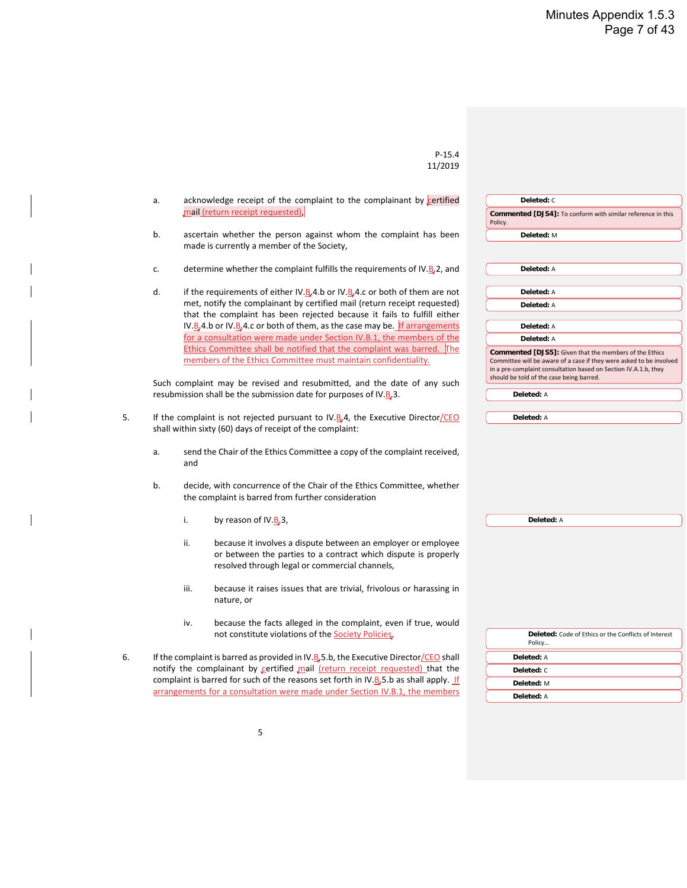P-15.4
11/2019

a. acknowledge receipt of the complaint to the complainant by certified mail (return receipt requested),

b. ascertain whether the person against whom the complaint has been made is currently a member of the Society,

c. determine whether the complaint fulfills the requirements of IV.B.2, and

d. if the requirements of either IV.B.4.b or IV.B.4.c or both of them are not met, notify the complainant by certified mail (return receipt requested) that the complaint has been rejected because it fails to fulfill either IV.B.4.b or IV.B.4.c or both of them, as the case may be. If arrangements for a consultation were made under Section IV.B.1, the members of the Ethics Committee shall be notified that the complaint was barred. The members of the Ethics Committee must maintain confidentiality.

Such complaint may be revised and resubmitted, and the date of any such resubmission shall be the submission date for purposes of IV.B.3.

5. If the complaint is not rejected pursuant to IV.B.4, the Executive Director/CEO shall within sixty (60) days of receipt of the complaint:

   a. send the Chair of the Ethics Committee a copy of the complaint received, and

   b. decide, with concurrence of the Chair of the Ethics Committee, whether the complaint is barred from further consideration

      i. by reason of IV.B.3,

      ii. because it involves a dispute between an employer or employee or between the parties to a contract which dispute is properly resolved through legal or commercial channels,

      iii. because it raises issues that are trivial, frivolous or harassing in nature, or

      iv. because the facts alleged in the complaint, even if true, would not constitute violations of the Society Policies.

6. If the complaint is barred as provided in IV.B.5.b, the Executive Director/CEO shall notify the complainant by certified mail (return receipt requested) that the complaint is barred for such of the reasons set forth in IV.B.5.b as shall apply. If arrangements for a consultation were made under Section IV.B.1, the members

Deleted: C

Commented [DJ S4]: To conform with similar reference in this Policy.

Deleted: M

Deleted: A

Deleted: A

Deleted: A

Deleted: A

Deleted: A

Commented [DJ S5]: Given that the members of the Ethics Committee will be aware of a case if they were asked to be involved in a pre-complaint consultation based on Section IV.A.1.b, they should be told of the case being barred.

Deleted: A

Deleted: A

Deleted: A

Deleted: Code of Ethics or the Conflicts of Interest Policy…

Deleted: A

Deleted: C

Deleted: M

Deleted: A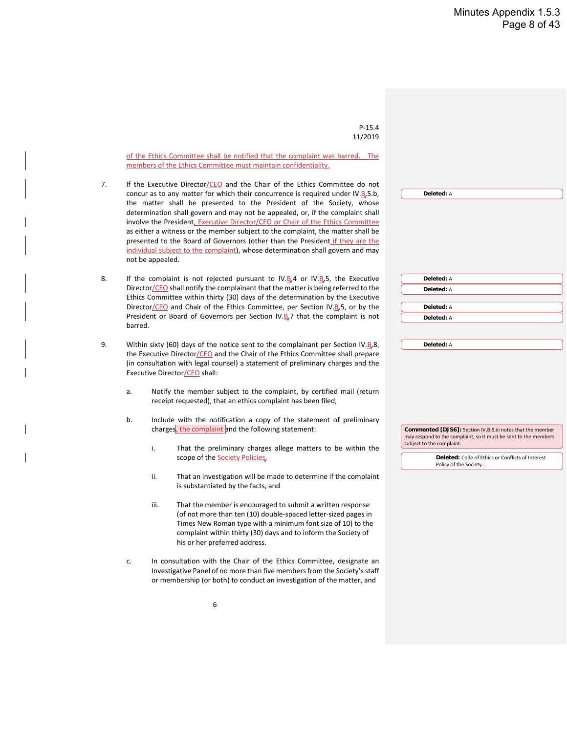P-15.4
11/2019

of the Ethics Committee shall be notified that the complaint was barred. The members of the Ethics Committee must maintain confidentiality.

7. If the Executive Director/CEO and the Chair of the Ethics Committee do not concur as to any matter for which their concurrence is required under IV.B.5.b, the matter shall be presented to the President of the Society, whose determination shall govern and may not be appealed, or, if the complaint shall involve the President, Executive Director/CEO or Chair of the Ethics Committee as either a witness or the member subject to the complaint, the matter shall be presented to the Board of Governors (other than the President if they are the individual subject to the complaint), whose determination shall govern and may not be appealed.

8. If the complaint is not rejected pursuant to IV.B.4 or IV.B.5, the Executive Director/CEO shall notify the complainant that the matter is being referred to the Ethics Committee within thirty (30) days of the determination by the Executive Director/CEO and Chair of the Ethics Committee, per Section IV.B.5, or by the President or Board of Governors per Section IV.B.7 that the complaint is not barred.

9. Within sixty (60) days of the notice sent to the complainant per Section IV.B.8, the Executive Director/CEO and the Chair of the Ethics Committee shall prepare (in consultation with legal counsel) a statement of preliminary charges and the Executive Director/CEO shall:

   a. Notify the member subject to the complaint, by certified mail (return receipt requested), that an ethics complaint has been filed,

   b. Include with the notification a copy of the statement of preliminary charges, the complaint and the following statement:

      i. That the preliminary charges allege matters to be within the scope of the Society Policies,

      ii. That an investigation will be made to determine if the complaint is substantiated by the facts, and

      iii. That the member is encouraged to submit a written response (of not more than ten (10) double-spaced letter-sized pages in Times New Roman type with a minimum font size of 10) to the complaint within thirty (30) days and to inform the Society of his or her preferred address.

   c. In consultation with the Chair of the Ethics Committee, designate an Investigative Panel of no more than five members from the Society's staff or membership (or both) to conduct an investigation of the matter, and

Deleted: A

Deleted: A

Deleted: A

Deleted: A

Deleted: A

Deleted: A

**Commented [DJ S6]:** Section IV.B.9.iii notes that the member may respond to the complaint, so it must be sent to the members subject to the complaint.

**Deleted:** Code of Ethics or Conflicts of Interest Policy of the Society...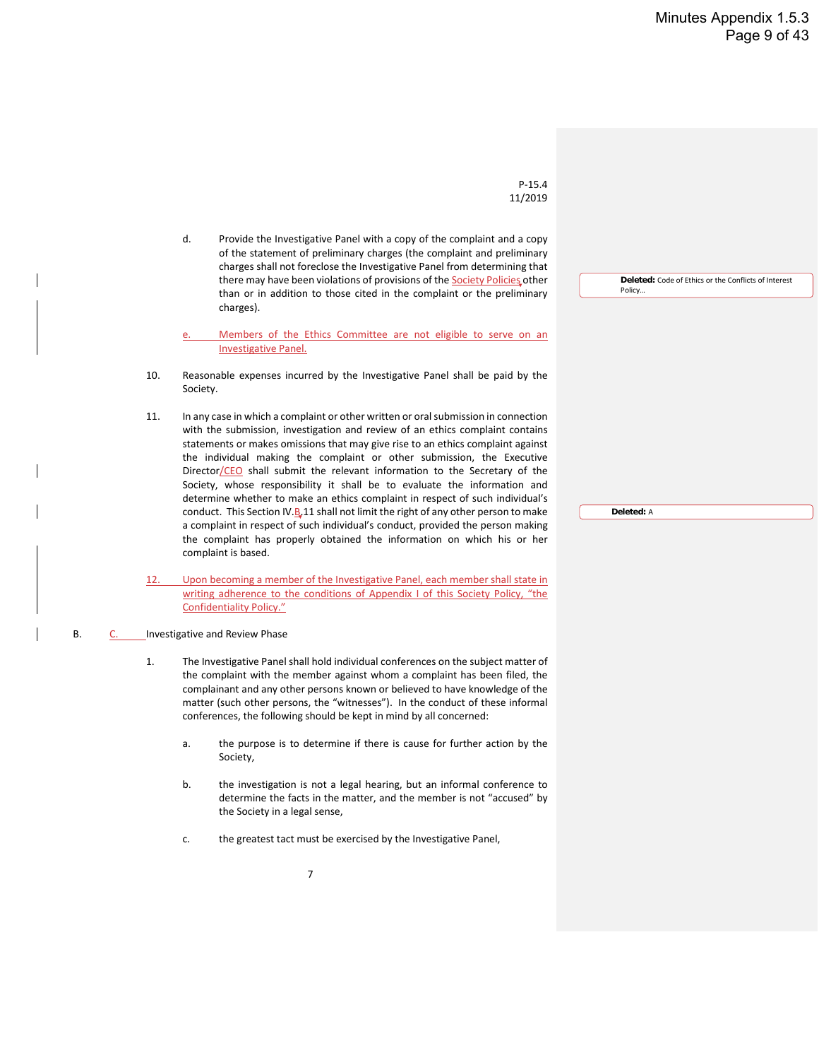P-15.4
11/2019

d. Provide the Investigative Panel with a copy of the complaint and a copy of the statement of preliminary charges (the complaint and preliminary charges shall not foreclose the Investigative Panel from determining that there may have been violations of provisions of the Society Policies other than or in addition to those cited in the complaint or the preliminary charges).

e. Members of the Ethics Committee are not eligible to serve on an Investigative Panel.

10. Reasonable expenses incurred by the Investigative Panel shall be paid by the Society.

11. In any case in which a complaint or other written or oral submission in connection with the submission, investigation and review of an ethics complaint contains statements or makes omissions that may give rise to an ethics complaint against the individual making the complaint or other submission, the Executive Director/CEO shall submit the relevant information to the Secretary of the Society, whose responsibility it shall be to evaluate the information and determine whether to make an ethics complaint in respect of such individual's conduct. This Section IV.B.11 shall not limit the right of any other person to make a complaint in respect of such individual's conduct, provided the person making the complaint has properly obtained the information on which his or her complaint is based.

12. Upon becoming a member of the Investigative Panel, each member shall state in writing adherence to the conditions of Appendix I of this Society Policy, "the Confidentiality Policy."

B. C. Investigative and Review Phase

1. The Investigative Panel shall hold individual conferences on the subject matter of the complaint with the member against whom a complaint has been filed, the complainant and any other persons known or believed to have knowledge of the matter (such other persons, the "witnesses"). In the conduct of these informal conferences, the following should be kept in mind by all concerned:

   a. the purpose is to determine if there is cause for further action by the Society,

   b. the investigation is not a legal hearing, but an informal conference to determine the facts in the matter, and the member is not "accused" by the Society in a legal sense,

   c. the greatest tact must be exercised by the Investigative Panel,

**Deleted:** Code of Ethics or the Conflicts of Interest Policy...

**Deleted:** A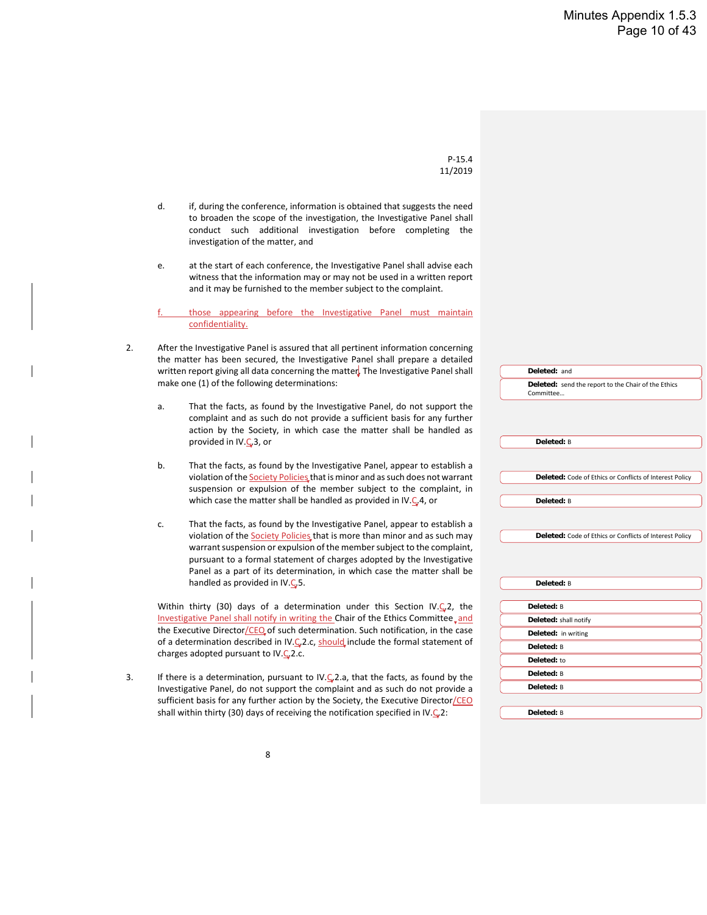P-15.4
11/2019

d. if, during the conference, information is obtained that suggests the need to broaden the scope of the investigation, the Investigative Panel shall conduct such additional investigation before completing the investigation of the matter, and

e. at the start of each conference, the Investigative Panel shall advise each witness that the information may or may not be used in a written report and it may be furnished to the member subject to the complaint.

f. those appearing before the Investigative Panel must maintain confidentiality.

2. After the Investigative Panel is assured that all pertinent information concerning the matter has been secured, the Investigative Panel shall prepare a detailed written report giving all data concerning the matter. The Investigative Panel shall make one (1) of the following determinations:

a. That the facts, as found by the Investigative Panel, do not support the complaint and as such do not provide a sufficient basis for any further action by the Society, in which case the matter shall be handled as provided in IV.C.3, or

b. That the facts, as found by the Investigative Panel, appear to establish a violation of the Society Policies that is minor and as such does not warrant suspension or expulsion of the member subject to the complaint, in which case the matter shall be handled as provided in IV.C.4, or

c. That the facts, as found by the Investigative Panel, appear to establish a violation of the Society Policies that is more than minor and as such may warrant suspension or expulsion of the member subject to the complaint, pursuant to a formal statement of charges adopted by the Investigative Panel as a part of its determination, in which case the matter shall be handled as provided in IV.C.5.

Within thirty (30) days of a determination under this Section IV.C.2, the Investigative Panel shall notify in writing the Chair of the Ethics Committee and the Executive Director/CEO of such determination. Such notification, in the case of a determination described in IV.C.2.c, should include the formal statement of charges adopted pursuant to IV.C.2.c.

3. If there is a determination, pursuant to IV.C.2.a, that the facts, as found by the Investigative Panel, do not support the complaint and as such do not provide a sufficient basis for any further action by the Society, the Executive Director/CEO shall within thirty (30) days of receiving the notification specified in IV.C.2:

Deleted: and

Deleted: send the report to the Chair of the Ethics Committee…

Deleted: B

Deleted: Code of Ethics or Conflicts of Interest Policy

Deleted: B

Deleted: Code of Ethics or Conflicts of Interest Policy

Deleted: B

Deleted: B

Deleted: shall notify

Deleted: in writing

Deleted: B

Deleted: to

Deleted: B

Deleted: B

Deleted: B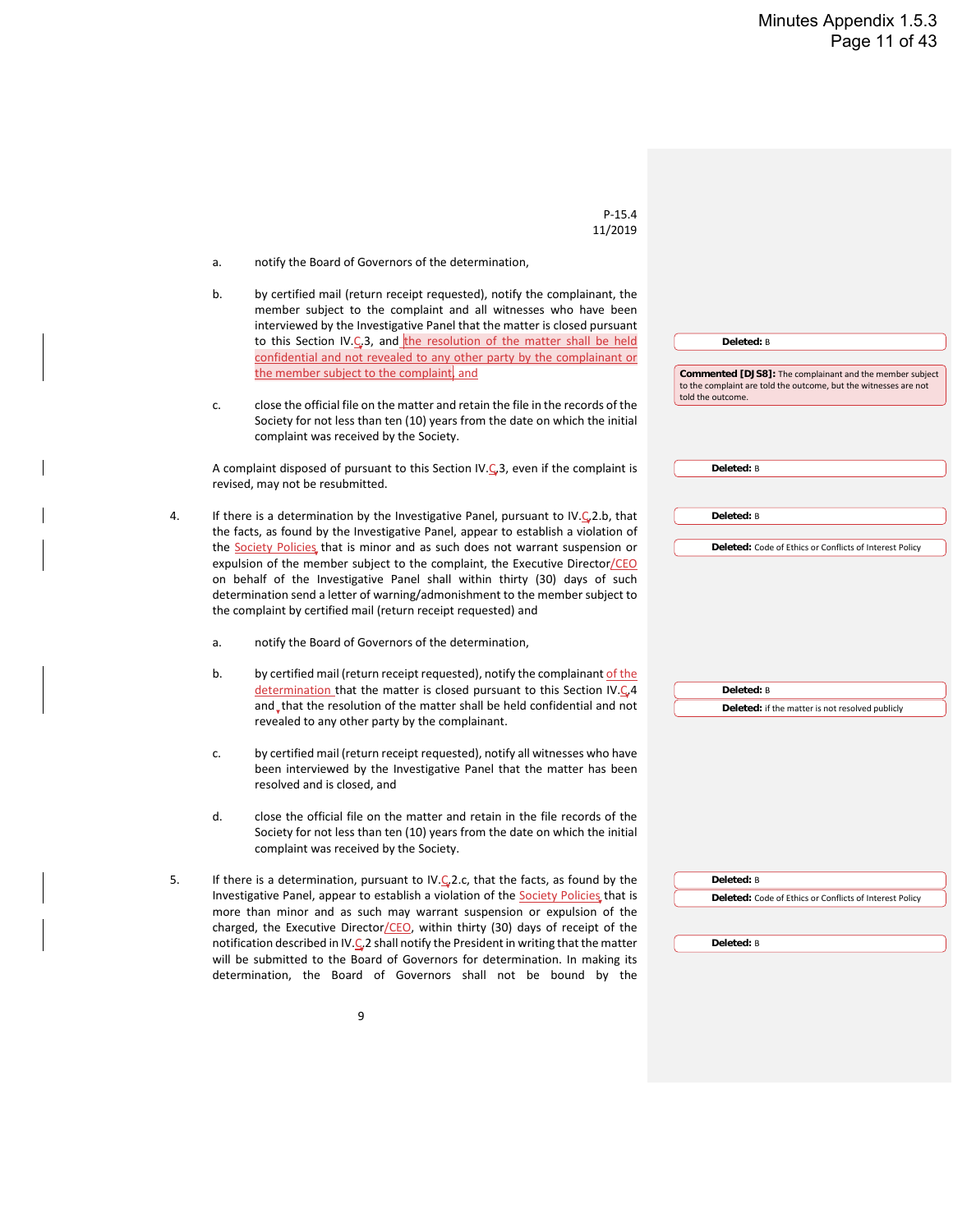P-15.4
11/2019

a. notify the Board of Governors of the determination,

b. by certified mail (return receipt requested), notify the complainant, the member subject to the complaint and all witnesses who have been interviewed by the Investigative Panel that the matter is closed pursuant to this Section IV.C.3, and the resolution of the matter shall be held confidential and not revealed to any other party by the complainant or the member subject to the complaint, and

c. close the official file on the matter and retain the file in the records of the Society for not less than ten (10) years from the date on which the initial complaint was received by the Society.

A complaint disposed of pursuant to this Section IV.C.3, even if the complaint is revised, may not be resubmitted.

4. If there is a determination by the Investigative Panel, pursuant to IV.C.2.b, that the facts, as found by the Investigative Panel, appear to establish a violation of the Society Policies that is minor and as such does not warrant suspension or expulsion of the member subject to the complaint, the Executive Director/CEO on behalf of the Investigative Panel shall within thirty (30) days of such determination send a letter of warning/admonishment to the member subject to the complaint by certified mail (return receipt requested) and

   a. notify the Board of Governors of the determination,

   b. by certified mail (return receipt requested), notify the complainant of the determination that the matter is closed pursuant to this Section IV.C.4 and that the resolution of the matter shall be held confidential and not revealed to any other party by the complainant.

   c. by certified mail (return receipt requested), notify all witnesses who have been interviewed by the Investigative Panel that the matter has been resolved and is closed, and

   d. close the official file on the matter and retain in the file records of the Society for not less than ten (10) years from the date on which the initial complaint was received by the Society.

5. If there is a determination, pursuant to IV.C.2.c, that the facts, as found by the Investigative Panel, appear to establish a violation of the Society Policies that is more than minor and as such may warrant suspension or expulsion of the charged, the Executive Director/CEO, within thirty (30) days of receipt of the notification described in IV.C.2 shall notify the President in writing that the matter will be submitted to the Board of Governors for determination. In making its determination, the Board of Governors shall not be bound by the

Deleted: B

Commented [DJS8]: The complainant and the member subject to the complaint are told the outcome, but the witnesses are not told the outcome.

Deleted: B

Deleted: B

Deleted: Code of Ethics or Conflicts of Interest Policy

Deleted: B

Deleted: if the matter is not resolved publicly

Deleted: B

Deleted: Code of Ethics or Conflicts of Interest Policy

Deleted: B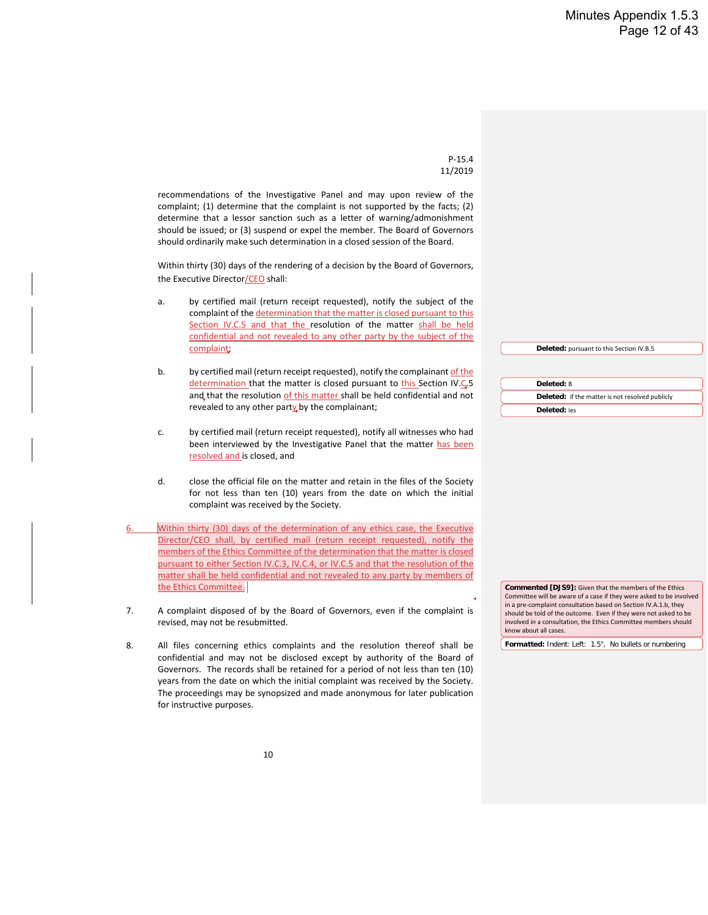recommendations of the Investigative Panel and may upon review of the complaint; (1) determine that the complaint is not supported by the facts; (2) determine that a lessor sanction such as a letter of warning/admonishment should be issued; or (3) suspend or expel the member. The Board of Governors should ordinarily make such determination in a closed session of the Board.

Within thirty (30) days of the rendering of a decision by the Board of Governors, the Executive Director/CEO shall:

a. by certified mail (return receipt requested), notify the subject of the complaint of the determination that the matter is closed pursuant to this Section IV.C.5 and that the resolution of the matter shall be held confidential and not revealed to any other party by the subject of the complaint;

b. by certified mail (return receipt requested), notify the complainant of the determination that the matter is closed pursuant to this Section IV.C.5 and that the resolution of this matter shall be held confidential and not revealed to any other party by the complainant;

c. by certified mail (return receipt requested), notify all witnesses who had been interviewed by the Investigative Panel that the matter has been resolved and is closed, and

d. close the official file on the matter and retain in the files of the Society for not less than ten (10) years from the date on which the initial complaint was received by the Society.

6. Within thirty (30) days of the determination of any ethics case, the Executive Director/CEO shall, by certified mail (return receipt requested), notify the members of the Ethics Committee of the determination that the matter is closed pursuant to either Section IV.C.3, IV.C.4, or IV.C.5 and that the resolution of the matter shall be held confidential and not revealed to any party by members of the Ethics Committee.

7. A complaint disposed of by the Board of Governors, even if the complaint is revised, may not be resubmitted.

8. All files concerning ethics complaints and the resolution thereof shall be confidential and may not be disclosed except by authority of the Board of Governors. The records shall be retained for a period of not less than ten (10) years from the date on which the initial complaint was received by the Society. The proceedings may be synopsized and made anonymous for later publication for instructive purposes.

**Deleted:** pursuant to this Section IV.B.5

**Deleted:** B

**Deleted:** if the matter is not resolved publicly

**Deleted:** ies

**Commented [DJS9]:** Given that the members of the Ethics Committee will be aware of a case if they were asked to be involved in a pre-complaint consultation based on Section IV.A.1.b, they should be told of the outcome. Even if they were not asked to be involved in a consultation, the Ethics Committee members should know about all cases.

**Formatted:** Indent: Left: 1.5", No bullets or numbering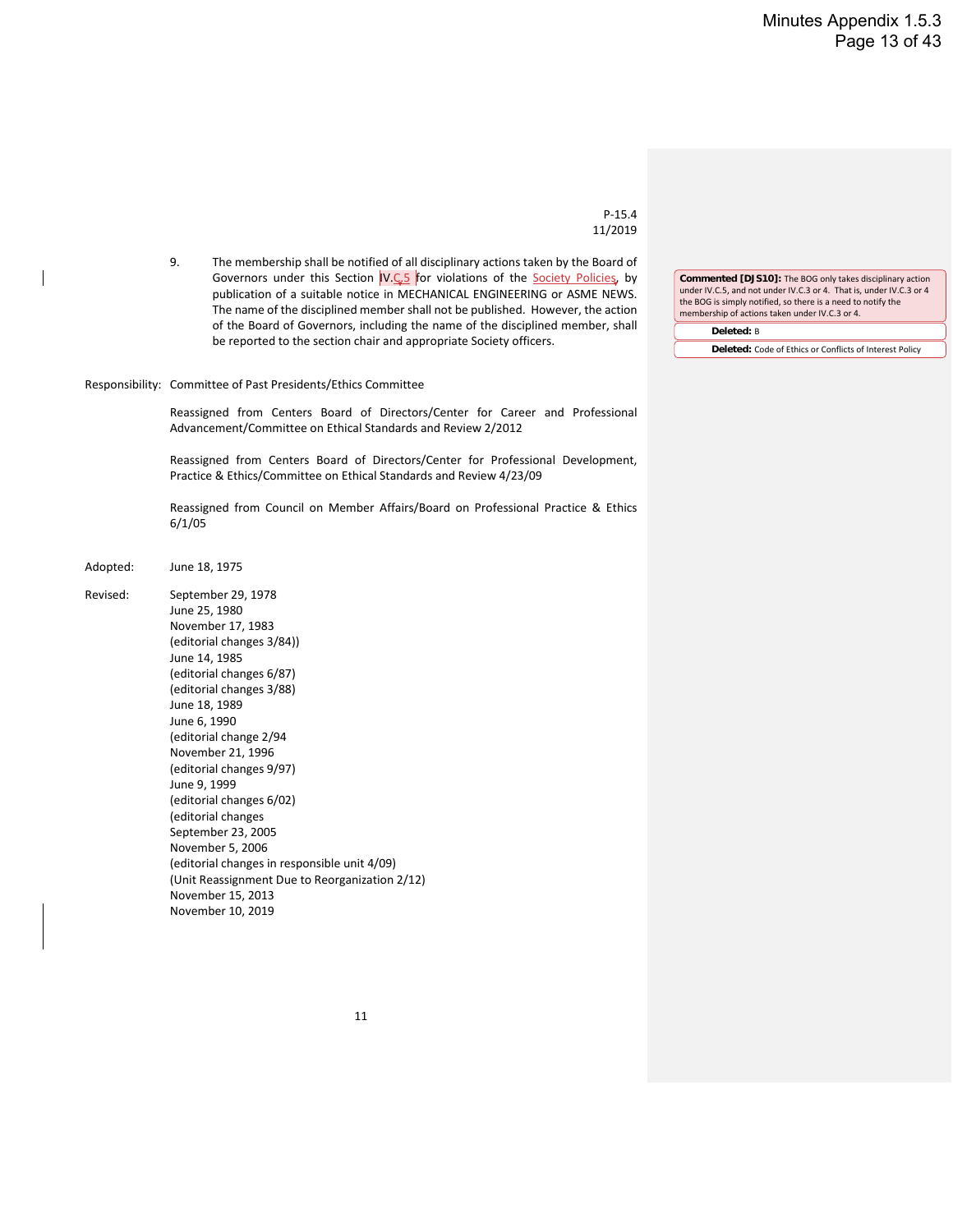P-15.4
11/2019

9. The membership shall be notified of all disciplinary actions taken by the Board of Governors under this Section IV.C.5 for violations of the Society Policies, by publication of a suitable notice in MECHANICAL ENGINEERING or ASME NEWS. The name of the disciplined member shall not be published. However, the action of the Board of Governors, including the name of the disciplined member, shall be reported to the section chair and appropriate Society officers.

**Commented [DJS10]:** The BOG only takes disciplinary action under IV.C.5, and not under IV.C.3 or 4. That is, under IV.C.3 or 4 the BOG is simply notified, so there is a need to notify the membership of actions taken under IV.C.3 or 4.

**Deleted:** B

**Deleted:** Code of Ethics or Conflicts of Interest Policy

Responsibility: Committee of Past Presidents/Ethics Committee

Reassigned from Centers Board of Directors/Center for Career and Professional Advancement/Committee on Ethical Standards and Review 2/2012

Reassigned from Centers Board of Directors/Center for Professional Development, Practice & Ethics/Committee on Ethical Standards and Review 4/23/09

Reassigned from Council on Member Affairs/Board on Professional Practice & Ethics 6/1/05

Adopted: June 18, 1975

Revised:
September 29, 1978
June 25, 1980
November 17, 1983
(editorial changes 3/84))
June 14, 1985
(editorial changes 6/87)
(editorial changes 3/88)
June 18, 1989
June 6, 1990
(editorial change 2/94
November 21, 1996
(editorial changes 9/97)
June 9, 1999
(editorial changes 6/02)
(editorial changes
September 23, 2005
November 5, 2006
(editorial changes in responsible unit 4/09)
(Unit Reassignment Due to Reorganization 2/12)
November 15, 2013
November 10, 2019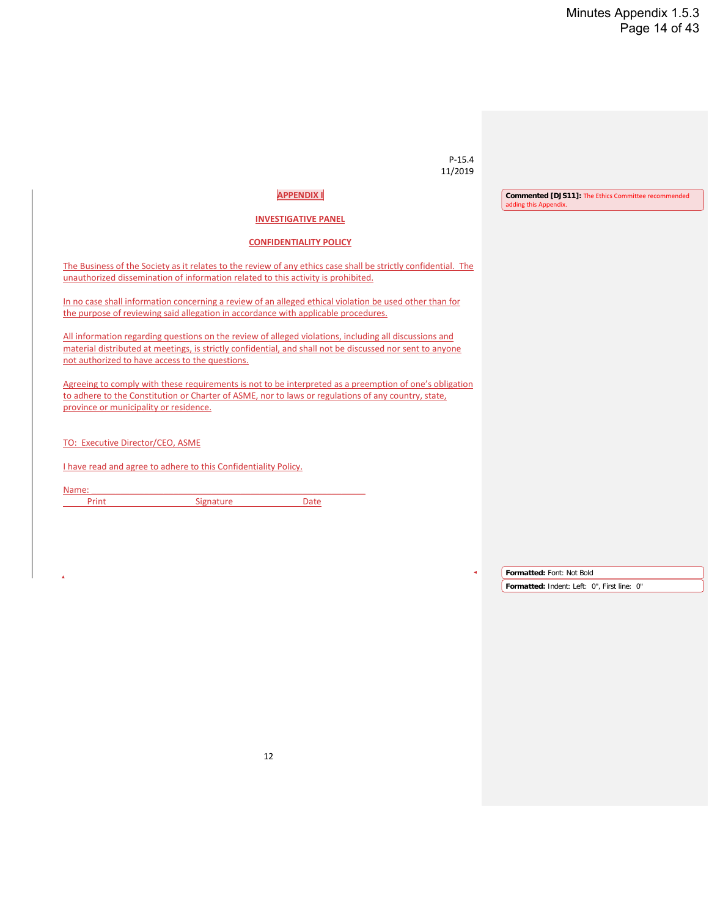P-15.4
11/2019

# APPENDIX I

## INVESTIGATIVE PANEL

## CONFIDENTIALITY POLICY

Commented [DJS11]: The Ethics Committee recommended adding this Appendix.

The Business of the Society as it relates to the review of any ethics case shall be strictly confidential. The unauthorized dissemination of information related to this activity is prohibited.

In no case shall information concerning a review of an alleged ethical violation be used other than for the purpose of reviewing said allegation in accordance with applicable procedures.

All information regarding questions on the review of alleged violations, including all discussions and material distributed at meetings, is strictly confidential, and shall not be discussed nor sent to anyone not authorized to have access to the questions.

Agreeing to comply with these requirements is not to be interpreted as a preemption of one's obligation to adhere to the Constitution or Charter of ASME, nor to laws or regulations of any country, state, province or municipality or residence.

TO: Executive Director/CEO, ASME

I have read and agree to adhere to this Confidentiality Policy.

Name: ______________________________________________

Print Signature Date

Formatted: Font: Not Bold

Formatted: Indent: Left: 0", First line: 0"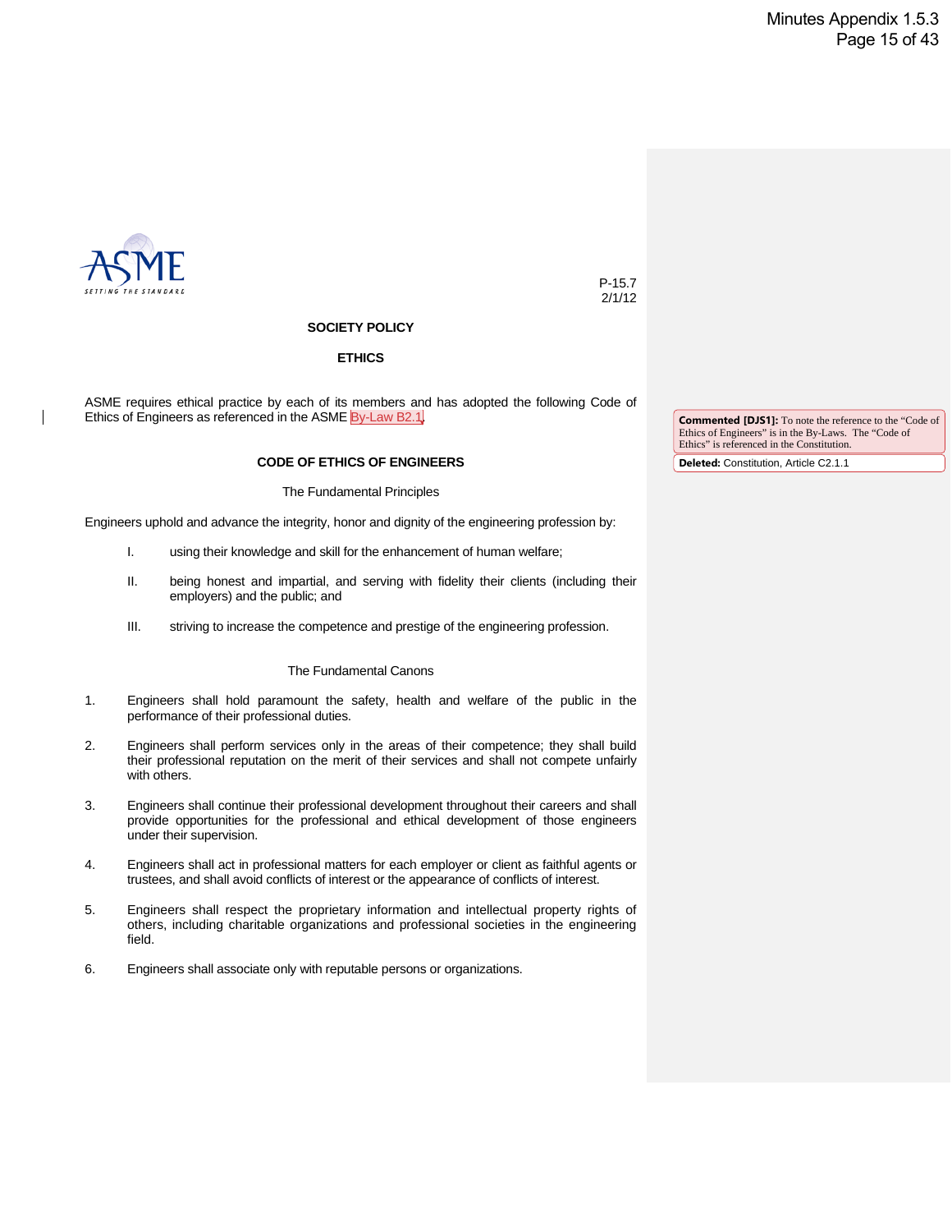P-15.7
2/1/12

**SOCIETY POLICY**

**ETHICS**

ASME requires ethical practice by each of its members and has adopted the following Code of Ethics of Engineers as referenced in the ASME By-Law B2.1.

**Commented [DJS1]:** To note the reference to the "Code of Ethics of Engineers" is in the By-Laws. The "Code of Ethics" is referenced in the Constitution.

**Deleted:** Constitution, Article C2.1.1

## CODE OF ETHICS OF ENGINEERS

### The Fundamental Principles

Engineers uphold and advance the integrity, honor and dignity of the engineering profession by:

I. using their knowledge and skill for the enhancement of human welfare;

II. being honest and impartial, and serving with fidelity their clients (including their employers) and the public; and

III. striving to increase the competence and prestige of the engineering profession.

### The Fundamental Canons

1. Engineers shall hold paramount the safety, health and welfare of the public in the performance of their professional duties.

2. Engineers shall perform services only in the areas of their competence; they shall build their professional reputation on the merit of their services and shall not compete unfairly with others.

3. Engineers shall continue their professional development throughout their careers and shall provide opportunities for the professional and ethical development of those engineers under their supervision.

4. Engineers shall act in professional matters for each employer or client as faithful agents or trustees, and shall avoid conflicts of interest or the appearance of conflicts of interest.

5. Engineers shall respect the proprietary information and intellectual property rights of others, including charitable organizations and professional societies in the engineering field.

6. Engineers shall associate only with reputable persons or organizations.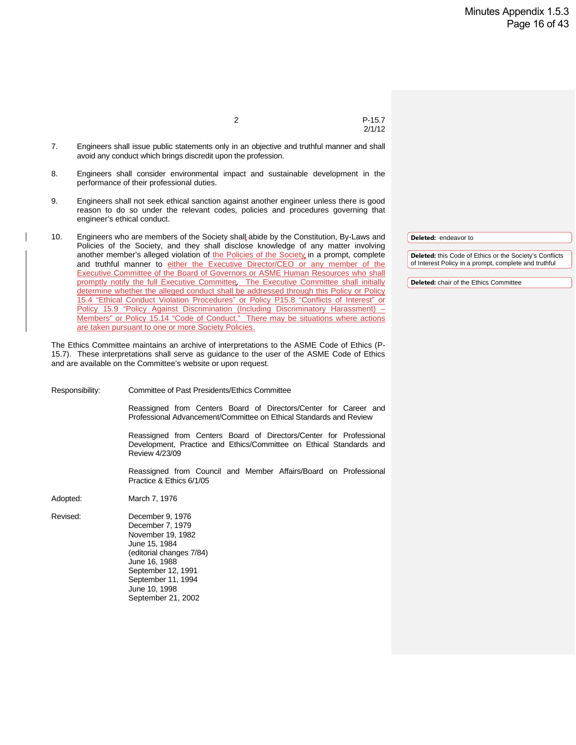7. Engineers shall issue public statements only in an objective and truthful manner and shall avoid any conduct which brings discredit upon the profession.

8. Engineers shall consider environmental impact and sustainable development in the performance of their professional duties.

9. Engineers shall not seek ethical sanction against another engineer unless there is good reason to do so under the relevant codes, policies and procedures governing that engineer's ethical conduct.

10. Engineers who are members of the Society shall abide by the Constitution, By-Laws and Policies of the Society, and they shall disclose knowledge of any matter involving another member's alleged violation of the Policies of the Society in a prompt, complete and truthful manner to either the Executive Director/CEO or any member of the Executive Committee of the Board of Governors or ASME Human Resources who shall promptly notify the full Executive Committee. The Executive Committee shall initially determine whether the alleged conduct shall be addressed through this Policy or Policy 15.4 "Ethical Conduct Violation Procedures" or Policy P15.8 "Conflicts of Interest" or Policy 15.9 "Policy Against Discrimination (Including Discriminatory Harassment) – Members" or Policy 15.14 "Code of Conduct." There may be situations where actions are taken pursuant to one or more Society Policies.

Deleted: endeavor to

Deleted: this Code of Ethics or the Society's Conflicts of Interest Policy in a prompt, complete and truthful

Deleted: chair of the Ethics Committee

The Ethics Committee maintains an archive of interpretations to the ASME Code of Ethics (P-15.7). These interpretations shall serve as guidance to the user of the ASME Code of Ethics and are available on the Committee's website or upon request.

| | |
|---|---|
| Responsibility: | Committee of Past Presidents/Ethics Committee |
| | Reassigned from Centers Board of Directors/Center for Career and Professional Advancement/Committee on Ethical Standards and Review |
| | Reassigned from Centers Board of Directors/Center for Professional Development, Practice and Ethics/Committee on Ethical Standards and Review 4/23/09 |
| | Reassigned from Council and Member Affairs/Board on Professional Practice & Ethics 6/1/05 |
| Adopted: | March 7, 1976 |
| Revised: | December 9, 1976<br>December 7, 1979<br>November 19, 1982<br>June 15, 1984<br>(editorial changes 7/84)<br>June 16, 1988<br>September 12, 1991<br>September 11, 1994<br>June 10, 1998<br>September 21, 2002 |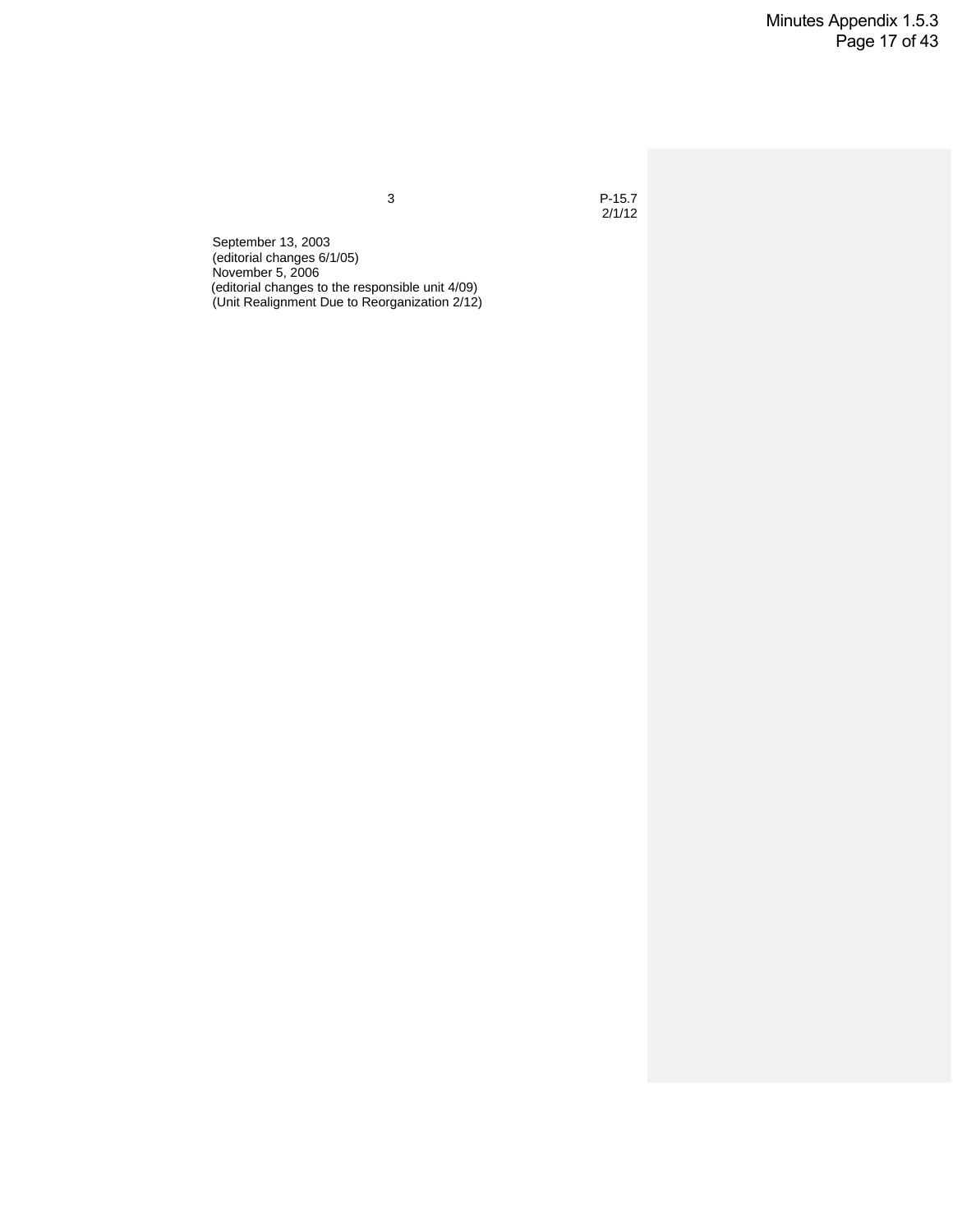September 13, 2003
(editorial changes 6/1/05)
November 5, 2006
(editorial changes to the responsible unit 4/09)
(Unit Realignment Due to Reorganization 2/12)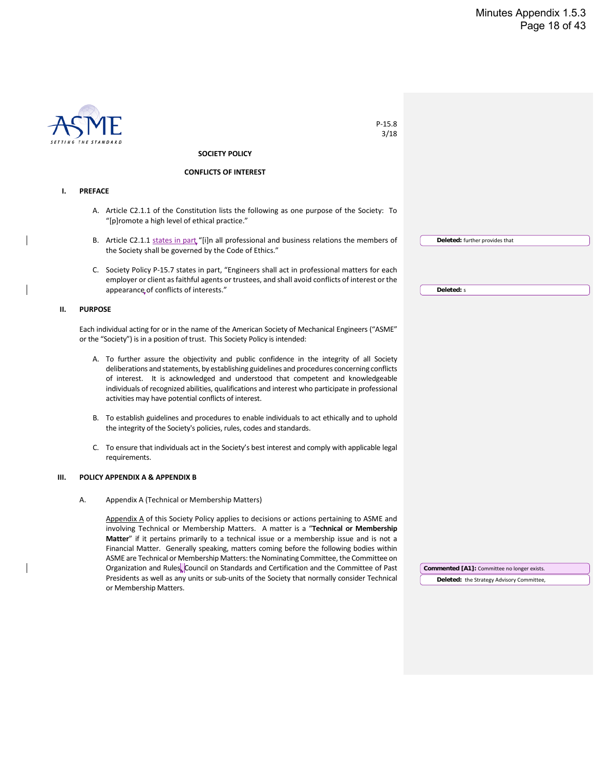P-15.8
3/18

## SOCIETY POLICY

## CONFLICTS OF INTEREST

### I. PREFACE

A. Article C2.1.1 of the Constitution lists the following as one purpose of the Society: To "[p]romote a high level of ethical practice."

B. Article C2.1.1 states in part, "[i]n all professional and business relations the members of the Society shall be governed by the Code of Ethics."

C. Society Policy P-15.7 states in part, "Engineers shall act in professional matters for each employer or client as faithful agents or trustees, and shall avoid conflicts of interest or the appearance of conflicts of interests."

Deleted: further provides that

Deleted: s

### II. PURPOSE

Each individual acting for or in the name of the American Society of Mechanical Engineers ("ASME" or the "Society") is in a position of trust. This Society Policy is intended:

A. To further assure the objectivity and public confidence in the integrity of all Society deliberations and statements, by establishing guidelines and procedures concerning conflicts of interest. It is acknowledged and understood that competent and knowledgeable individuals of recognized abilities, qualifications and interest who participate in professional activities may have potential conflicts of interest.

B. To establish guidelines and procedures to enable individuals to act ethically and to uphold the integrity of the Society's policies, rules, codes and standards.

C. To ensure that individuals act in the Society's best interest and comply with applicable legal requirements.

### III. POLICY APPENDIX A & APPENDIX B

A. Appendix A (Technical or Membership Matters)

Appendix A of this Society Policy applies to decisions or actions pertaining to ASME and involving Technical or Membership Matters. A matter is a "**Technical or Membership Matter**" if it pertains primarily to a technical issue or a membership issue and is not a Financial Matter. Generally speaking, matters coming before the following bodies within ASME are Technical or Membership Matters: the Nominating Committee, the Committee on Organization and Rules, Council on Standards and Certification and the Committee of Past Presidents as well as any units or sub-units of the Society that normally consider Technical or Membership Matters.

Commented [A1]: Committee no longer exists.

Deleted: the Strategy Advisory Committee,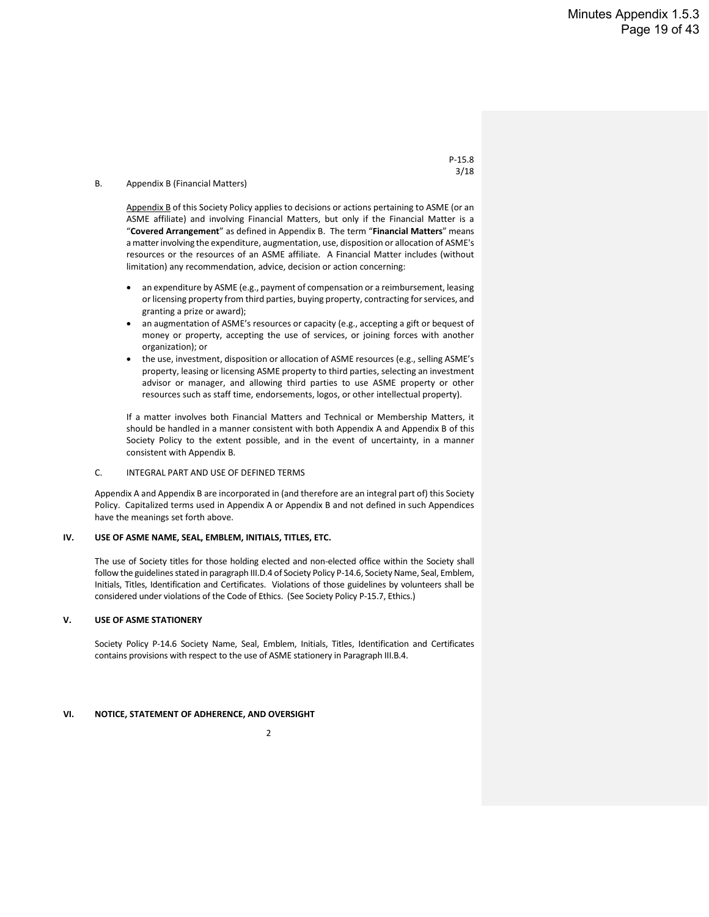P-15.8
3/18

B. Appendix B (Financial Matters)

Appendix B of this Society Policy applies to decisions or actions pertaining to ASME (or an ASME affiliate) and involving Financial Matters, but only if the Financial Matter is a "**Covered Arrangement**" as defined in Appendix B. The term "**Financial Matters**" means a matter involving the expenditure, augmentation, use, disposition or allocation of ASME's resources or the resources of an ASME affiliate. A Financial Matter includes (without limitation) any recommendation, advice, decision or action concerning:

- an expenditure by ASME (e.g., payment of compensation or a reimbursement, leasing or licensing property from third parties, buying property, contracting for services, and granting a prize or award);
- an augmentation of ASME's resources or capacity (e.g., accepting a gift or bequest of money or property, accepting the use of services, or joining forces with another organization); or
- the use, investment, disposition or allocation of ASME resources (e.g., selling ASME's property, leasing or licensing ASME property to third parties, selecting an investment advisor or manager, and allowing third parties to use ASME property or other resources such as staff time, endorsements, logos, or other intellectual property).

If a matter involves both Financial Matters and Technical or Membership Matters, it should be handled in a manner consistent with both Appendix A and Appendix B of this Society Policy to the extent possible, and in the event of uncertainty, in a manner consistent with Appendix B.

C. INTEGRAL PART AND USE OF DEFINED TERMS

Appendix A and Appendix B are incorporated in (and therefore are an integral part of) this Society Policy. Capitalized terms used in Appendix A or Appendix B and not defined in such Appendices have the meanings set forth above.

## IV. USE OF ASME NAME, SEAL, EMBLEM, INITIALS, TITLES, ETC.

The use of Society titles for those holding elected and non-elected office within the Society shall follow the guidelines stated in paragraph III.D.4 of Society Policy P-14.6, Society Name, Seal, Emblem, Initials, Titles, Identification and Certificates. Violations of those guidelines by volunteers shall be considered under violations of the Code of Ethics. (See Society Policy P-15.7, Ethics.)

## V. USE OF ASME STATIONERY

Society Policy P-14.6 Society Name, Seal, Emblem, Initials, Titles, Identification and Certificates contains provisions with respect to the use of ASME stationery in Paragraph III.B.4.

## VI. NOTICE, STATEMENT OF ADHERENCE, AND OVERSIGHT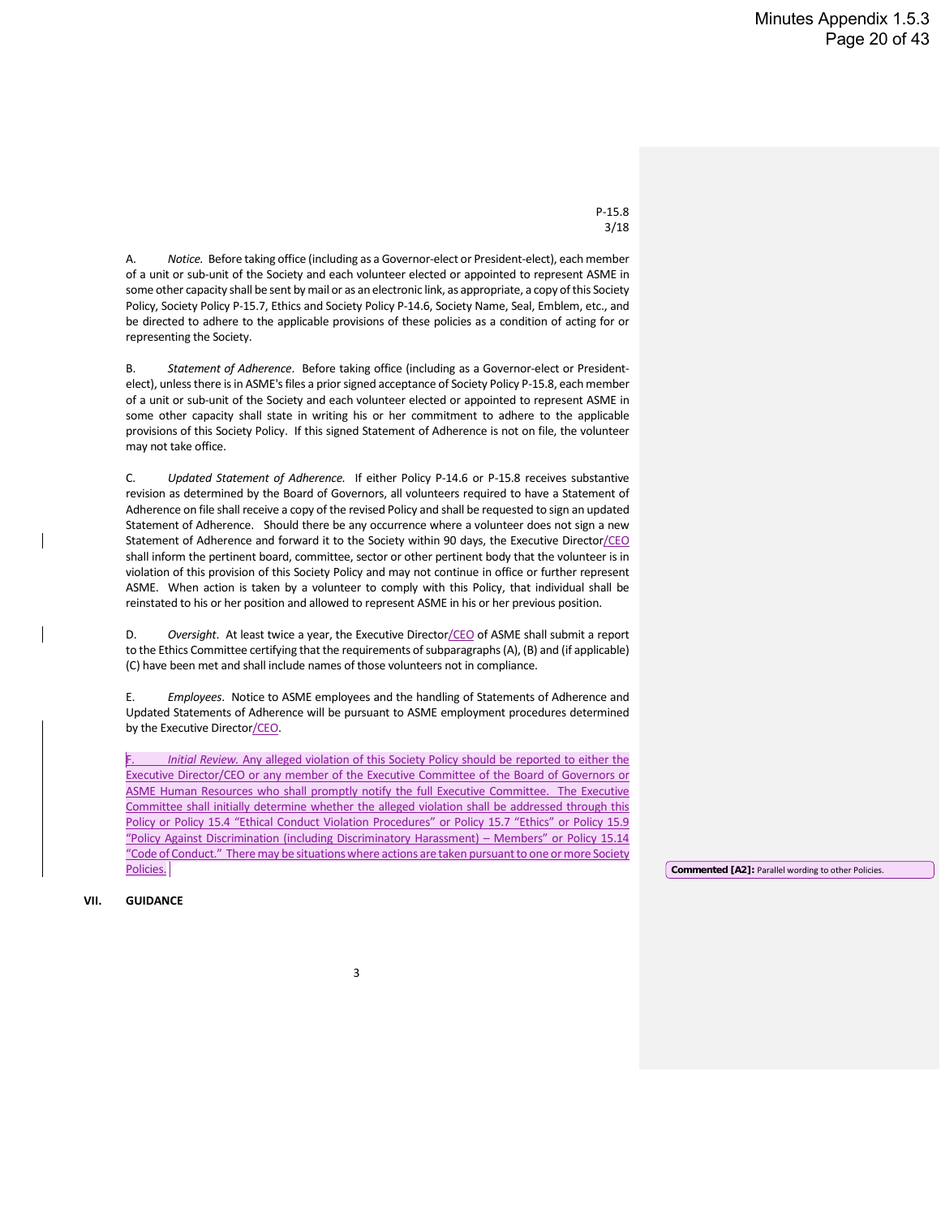P-15.8
3/18

A. *Notice.* Before taking office (including as a Governor-elect or President-elect), each member of a unit or sub-unit of the Society and each volunteer elected or appointed to represent ASME in some other capacity shall be sent by mail or as an electronic link, as appropriate, a copy of this Society Policy, Society Policy P-15.7, Ethics and Society Policy P-14.6, Society Name, Seal, Emblem, etc., and be directed to adhere to the applicable provisions of these policies as a condition of acting for or representing the Society.

B. *Statement of Adherence*. Before taking office (including as a Governor-elect or President-elect), unless there is in ASME's files a prior signed acceptance of Society Policy P-15.8, each member of a unit or sub-unit of the Society and each volunteer elected or appointed to represent ASME in some other capacity shall state in writing his or her commitment to adhere to the applicable provisions of this Society Policy. If this signed Statement of Adherence is not on file, the volunteer may not take office.

C. *Updated Statement of Adherence.* If either Policy P-14.6 or P-15.8 receives substantive revision as determined by the Board of Governors, all volunteers required to have a Statement of Adherence on file shall receive a copy of the revised Policy and shall be requested to sign an updated Statement of Adherence. Should there be any occurrence where a volunteer does not sign a new Statement of Adherence and forward it to the Society within 90 days, the Executive Director/CEO shall inform the pertinent board, committee, sector or other pertinent body that the volunteer is in violation of this provision of this Society Policy and may not continue in office or further represent ASME. When action is taken by a volunteer to comply with this Policy, that individual shall be reinstated to his or her position and allowed to represent ASME in his or her previous position.

D. *Oversight*. At least twice a year, the Executive Director/CEO of ASME shall submit a report to the Ethics Committee certifying that the requirements of subparagraphs (A), (B) and (if applicable) (C) have been met and shall include names of those volunteers not in compliance.

E. *Employees*. Notice to ASME employees and the handling of Statements of Adherence and Updated Statements of Adherence will be pursuant to ASME employment procedures determined by the Executive Director/CEO.

F. *Initial Review.* Any alleged violation of this Society Policy should be reported to either the Executive Director/CEO or any member of the Executive Committee of the Board of Governors or ASME Human Resources who shall promptly notify the full Executive Committee. The Executive Committee shall initially determine whether the alleged violation shall be addressed through this Policy or Policy 15.4 "Ethical Conduct Violation Procedures" or Policy 15.7 "Ethics" or Policy 15.9 "Policy Against Discrimination (including Discriminatory Harassment) – Members" or Policy 15.14 "Code of Conduct." There may be situations where actions are taken pursuant to one or more Society Policies.

**Commented [A2]:** Parallel wording to other Policies.

**VII. GUIDANCE**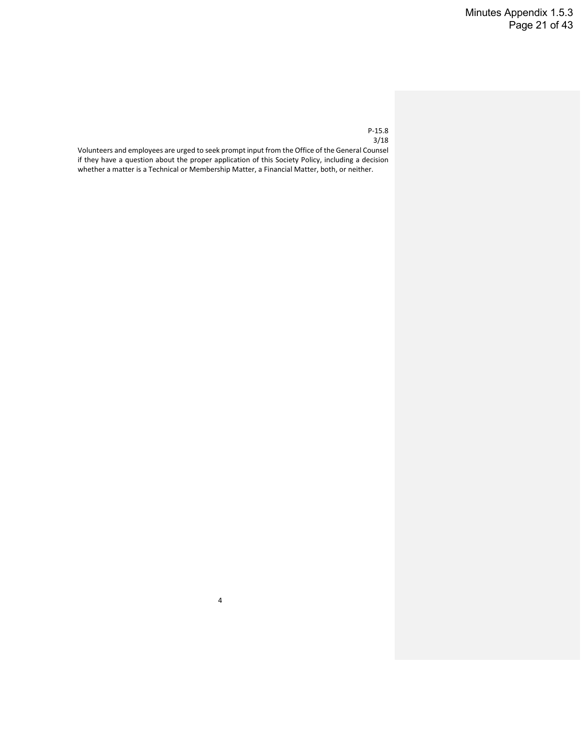P-15.8
3/18

Volunteers and employees are urged to seek prompt input from the Office of the General Counsel if they have a question about the proper application of this Society Policy, including a decision whether a matter is a Technical or Membership Matter, a Financial Matter, both, or neither.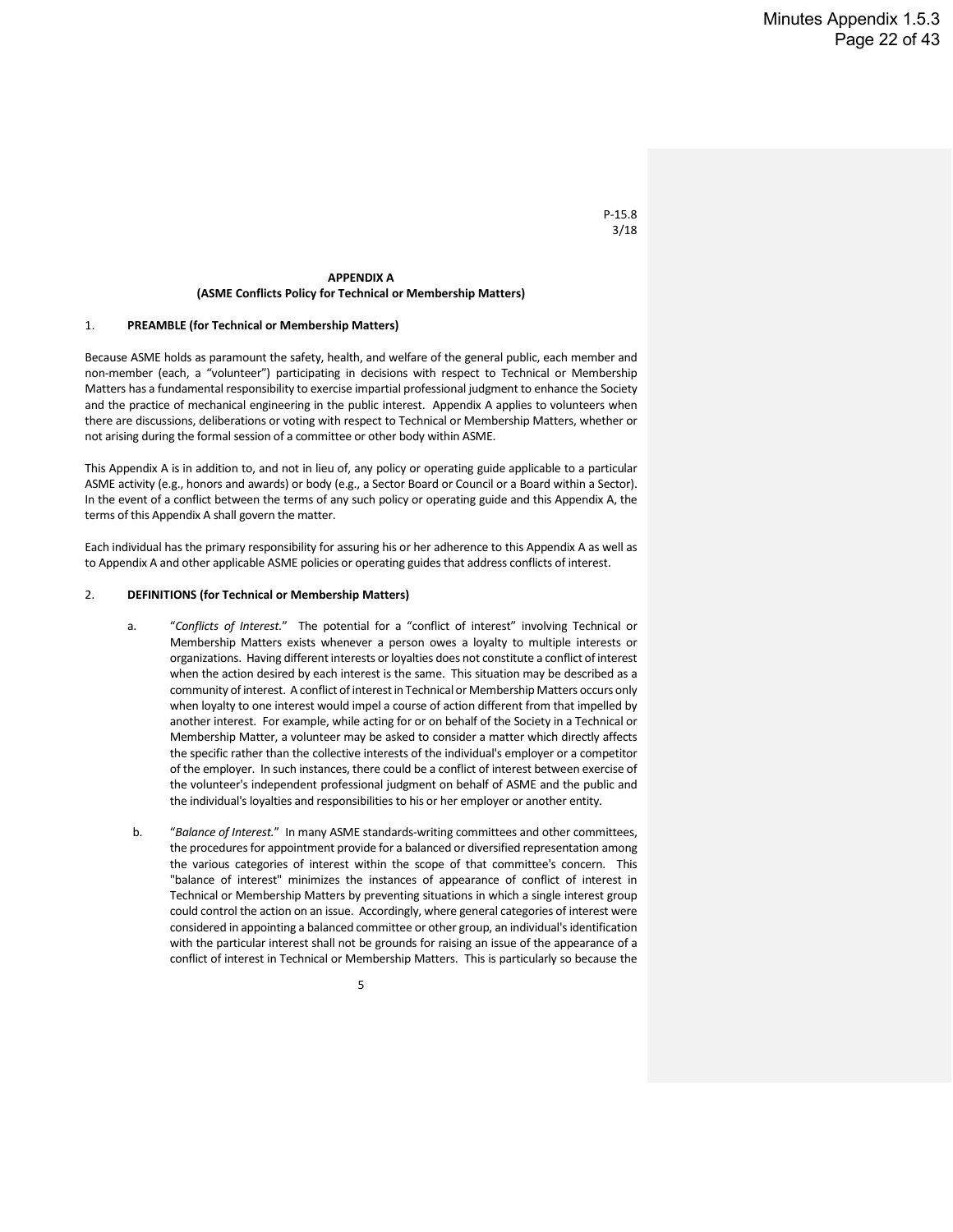P-15.8
3/18

**APPENDIX A**
**(ASME Conflicts Policy for Technical or Membership Matters)**

1. **PREAMBLE (for Technical or Membership Matters)**

Because ASME holds as paramount the safety, health, and welfare of the general public, each member and non-member (each, a "volunteer") participating in decisions with respect to Technical or Membership Matters has a fundamental responsibility to exercise impartial professional judgment to enhance the Society and the practice of mechanical engineering in the public interest. Appendix A applies to volunteers when there are discussions, deliberations or voting with respect to Technical or Membership Matters, whether or not arising during the formal session of a committee or other body within ASME.

This Appendix A is in addition to, and not in lieu of, any policy or operating guide applicable to a particular ASME activity (e.g., honors and awards) or body (e.g., a Sector Board or Council or a Board within a Sector). In the event of a conflict between the terms of any such policy or operating guide and this Appendix A, the terms of this Appendix A shall govern the matter.

Each individual has the primary responsibility for assuring his or her adherence to this Appendix A as well as to Appendix A and other applicable ASME policies or operating guides that address conflicts of interest.

2. **DEFINITIONS (for Technical or Membership Matters)**

   a. "*Conflicts of Interest.*" The potential for a "conflict of interest" involving Technical or Membership Matters exists whenever a person owes a loyalty to multiple interests or organizations. Having different interests or loyalties does not constitute a conflict of interest when the action desired by each interest is the same. This situation may be described as a community of interest. A conflict of interest in Technical or Membership Matters occurs only when loyalty to one interest would impel a course of action different from that impelled by another interest. For example, while acting for or on behalf of the Society in a Technical or Membership Matter, a volunteer may be asked to consider a matter which directly affects the specific rather than the collective interests of the individual's employer or a competitor of the employer. In such instances, there could be a conflict of interest between exercise of the volunteer's independent professional judgment on behalf of ASME and the public and the individual's loyalties and responsibilities to his or her employer or another entity.

   b. "*Balance of Interest.*" In many ASME standards-writing committees and other committees, the procedures for appointment provide for a balanced or diversified representation among the various categories of interest within the scope of that committee's concern. This "balance of interest" minimizes the instances of appearance of conflict of interest in Technical or Membership Matters by preventing situations in which a single interest group could control the action on an issue. Accordingly, where general categories of interest were considered in appointing a balanced committee or other group, an individual's identification with the particular interest shall not be grounds for raising an issue of the appearance of a conflict of interest in Technical or Membership Matters. This is particularly so because the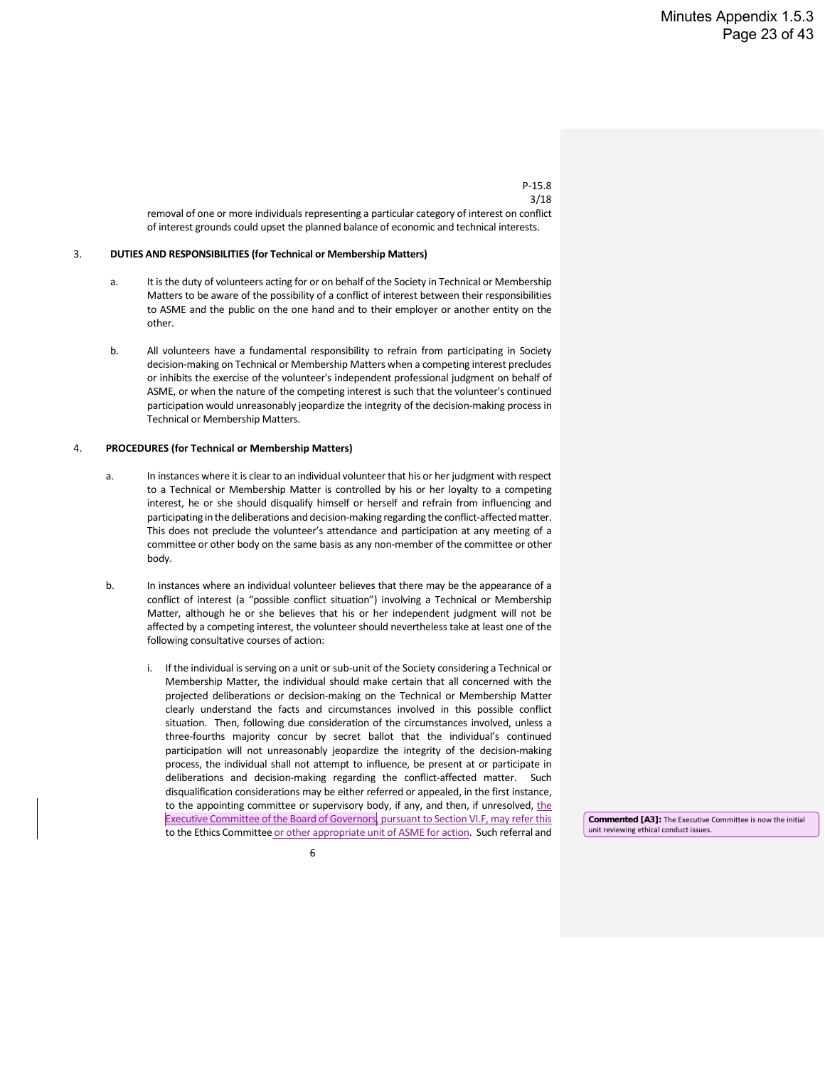removal of one or more individuals representing a particular category of interest on conflict of interest grounds could upset the planned balance of economic and technical interests.

3. **DUTIES AND RESPONSIBILITIES (for Technical or Membership Matters)**

   a. It is the duty of volunteers acting for or on behalf of the Society in Technical or Membership Matters to be aware of the possibility of a conflict of interest between their responsibilities to ASME and the public on the one hand and to their employer or another entity on the other.

   b. All volunteers have a fundamental responsibility to refrain from participating in Society decision-making on Technical or Membership Matters when a competing interest precludes or inhibits the exercise of the volunteer's independent professional judgment on behalf of ASME, or when the nature of the competing interest is such that the volunteer's continued participation would unreasonably jeopardize the integrity of the decision-making process in Technical or Membership Matters.

4. **PROCEDURES (for Technical or Membership Matters)**

   a. In instances where it is clear to an individual volunteer that his or her judgment with respect to a Technical or Membership Matter is controlled by his or her loyalty to a competing interest, he or she should disqualify himself or herself and refrain from influencing and participating in the deliberations and decision-making regarding the conflict-affected matter. This does not preclude the volunteer's attendance and participation at any meeting of a committee or other body on the same basis as any non-member of the committee or other body.

   b. In instances where an individual volunteer believes that there may be the appearance of a conflict of interest (a "possible conflict situation") involving a Technical or Membership Matter, although he or she believes that his or her independent judgment will not be affected by a competing interest, the volunteer should nevertheless take at least one of the following consultative courses of action:

      i. If the individual is serving on a unit or sub-unit of the Society considering a Technical or Membership Matter, the individual should make certain that all concerned with the projected deliberations or decision-making on the Technical or Membership Matter clearly understand the facts and circumstances involved in this possible conflict situation. Then, following due consideration of the circumstances involved, unless a three-fourths majority concur by secret ballot that the individual's continued participation will not unreasonably jeopardize the integrity of the decision-making process, the individual shall not attempt to influence, be present at or participate in deliberations and decision-making regarding the conflict-affected matter. Such disqualification considerations may be either referred or appealed, in the first instance, to the appointing committee or supervisory body, if any, and then, if unresolved, the Executive Committee of the Board of Governors, pursuant to Section VI.F, may refer this to the Ethics Committee or other appropriate unit of ASME for action. Such referral and

**Commented [A3]:** The Executive Committee is now the initial unit reviewing ethical conduct issues.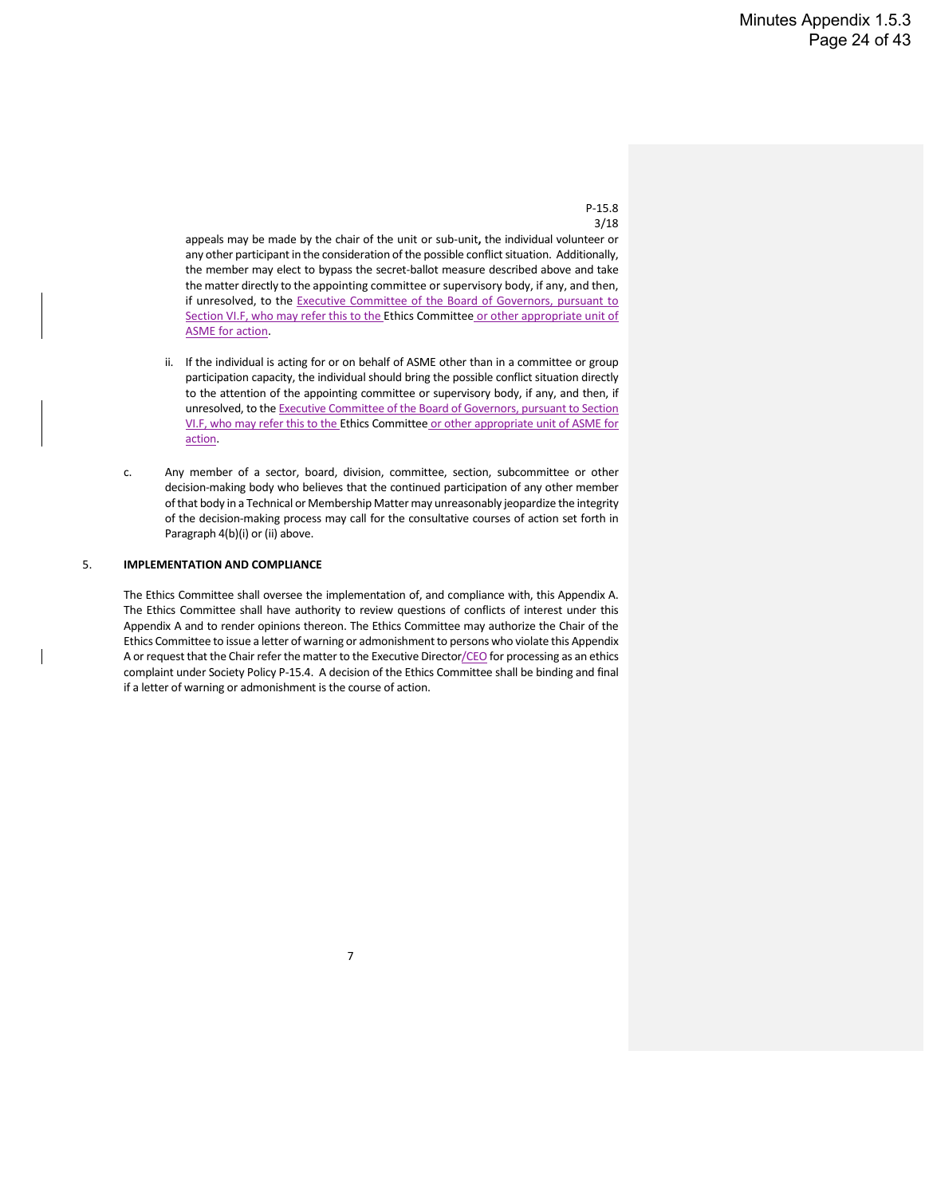appeals may be made by the chair of the unit or sub-unit**,** the individual volunteer or any other participant in the consideration of the possible conflict situation. Additionally, the member may elect to bypass the secret-ballot measure described above and take the matter directly to the appointing committee or supervisory body, if any, and then, if unresolved, to the Executive Committee of the Board of Governors, pursuant to Section VI.F, who may refer this to the Ethics Committee or other appropriate unit of ASME for action.

ii. If the individual is acting for or on behalf of ASME other than in a committee or group participation capacity, the individual should bring the possible conflict situation directly to the attention of the appointing committee or supervisory body, if any, and then, if unresolved, to the Executive Committee of the Board of Governors, pursuant to Section VI.F, who may refer this to the Ethics Committee or other appropriate unit of ASME for action.

c. Any member of a sector, board, division, committee, section, subcommittee or other decision-making body who believes that the continued participation of any other member of that body in a Technical or Membership Matter may unreasonably jeopardize the integrity of the decision-making process may call for the consultative courses of action set forth in Paragraph 4(b)(i) or (ii) above.

5. **IMPLEMENTATION AND COMPLIANCE**

The Ethics Committee shall oversee the implementation of, and compliance with, this Appendix A. The Ethics Committee shall have authority to review questions of conflicts of interest under this Appendix A and to render opinions thereon. The Ethics Committee may authorize the Chair of the Ethics Committee to issue a letter of warning or admonishment to persons who violate this Appendix A or request that the Chair refer the matter to the Executive Director/CEO for processing as an ethics complaint under Society Policy P-15.4. A decision of the Ethics Committee shall be binding and final if a letter of warning or admonishment is the course of action.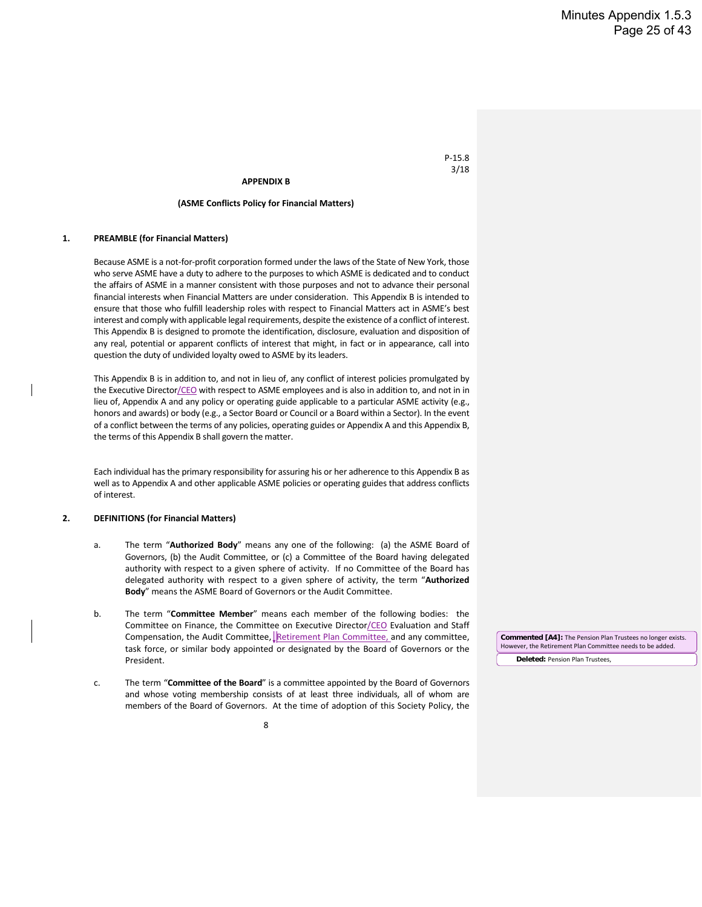P-15.8
3/18

## APPENDIX B

### (ASME Conflicts Policy for Financial Matters)

### 1. PREAMBLE (for Financial Matters)

Because ASME is a not-for-profit corporation formed under the laws of the State of New York, those who serve ASME have a duty to adhere to the purposes to which ASME is dedicated and to conduct the affairs of ASME in a manner consistent with those purposes and not to advance their personal financial interests when Financial Matters are under consideration. This Appendix B is intended to ensure that those who fulfill leadership roles with respect to Financial Matters act in ASME's best interest and comply with applicable legal requirements, despite the existence of a conflict of interest. This Appendix B is designed to promote the identification, disclosure, evaluation and disposition of any real, potential or apparent conflicts of interest that might, in fact or in appearance, call into question the duty of undivided loyalty owed to ASME by its leaders.

This Appendix B is in addition to, and not in lieu of, any conflict of interest policies promulgated by the Executive Director/CEO with respect to ASME employees and is also in addition to, and not in in lieu of, Appendix A and any policy or operating guide applicable to a particular ASME activity (e.g., honors and awards) or body (e.g., a Sector Board or Council or a Board within a Sector). In the event of a conflict between the terms of any policies, operating guides or Appendix A and this Appendix B, the terms of this Appendix B shall govern the matter.

Each individual has the primary responsibility for assuring his or her adherence to this Appendix B as well as to Appendix A and other applicable ASME policies or operating guides that address conflicts of interest.

### 2. DEFINITIONS (for Financial Matters)

a. The term "**Authorized Body**" means any one of the following: (a) the ASME Board of Governors, (b) the Audit Committee, or (c) a Committee of the Board having delegated authority with respect to a given sphere of activity. If no Committee of the Board has delegated authority with respect to a given sphere of activity, the term "**Authorized Body**" means the ASME Board of Governors or the Audit Committee.

b. The term "**Committee Member**" means each member of the following bodies: the Committee on Finance, the Committee on Executive Director/CEO Evaluation and Staff Compensation, the Audit Committee, Retirement Plan Committee, and any committee, task force, or similar body appointed or designated by the Board of Governors or the President.

> **Commented [A4]:** The Pension Plan Trustees no longer exists. However, the Retirement Plan Committee needs to be added.
>
> **Deleted:** Pension Plan Trustees,

c. The term "**Committee of the Board**" is a committee appointed by the Board of Governors and whose voting membership consists of at least three individuals, all of whom are members of the Board of Governors. At the time of adoption of this Society Policy, the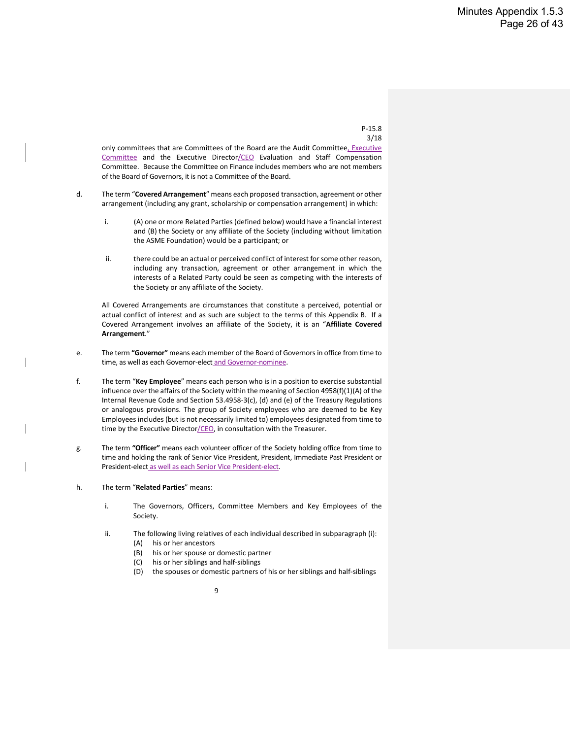P-15.8
3/18

only committees that are Committees of the Board are the Audit Committee, Executive Committee and the Executive Director/CEO Evaluation and Staff Compensation Committee. Because the Committee on Finance includes members who are not members of the Board of Governors, it is not a Committee of the Board.

d. The term "**Covered Arrangement**" means each proposed transaction, agreement or other arrangement (including any grant, scholarship or compensation arrangement) in which:

   i. (A) one or more Related Parties (defined below) would have a financial interest and (B) the Society or any affiliate of the Society (including without limitation the ASME Foundation) would be a participant; or

   ii. there could be an actual or perceived conflict of interest for some other reason, including any transaction, agreement or other arrangement in which the interests of a Related Party could be seen as competing with the interests of the Society or any affiliate of the Society.

   All Covered Arrangements are circumstances that constitute a perceived, potential or actual conflict of interest and as such are subject to the terms of this Appendix B. If a Covered Arrangement involves an affiliate of the Society, it is an "**Affiliate Covered Arrangement**."

e. The term **"Governor"** means each member of the Board of Governors in office from time to time, as well as each Governor-elect and Governor-nominee.

f. The term "**Key Employee**" means each person who is in a position to exercise substantial influence over the affairs of the Society within the meaning of Section 4958(f)(1)(A) of the Internal Revenue Code and Section 53.4958-3(c), (d) and (e) of the Treasury Regulations or analogous provisions. The group of Society employees who are deemed to be Key Employees includes (but is not necessarily limited to) employees designated from time to time by the Executive Director/CEO, in consultation with the Treasurer.

g. The term **"Officer"** means each volunteer officer of the Society holding office from time to time and holding the rank of Senior Vice President, President, Immediate Past President or President-elect as well as each Senior Vice President-elect.

h. The term "**Related Parties**" means:

   i. The Governors, Officers, Committee Members and Key Employees of the Society.

   ii. The following living relatives of each individual described in subparagraph (i):
      (A) his or her ancestors
      (B) his or her spouse or domestic partner
      (C) his or her siblings and half-siblings
      (D) the spouses or domestic partners of his or her siblings and half-siblings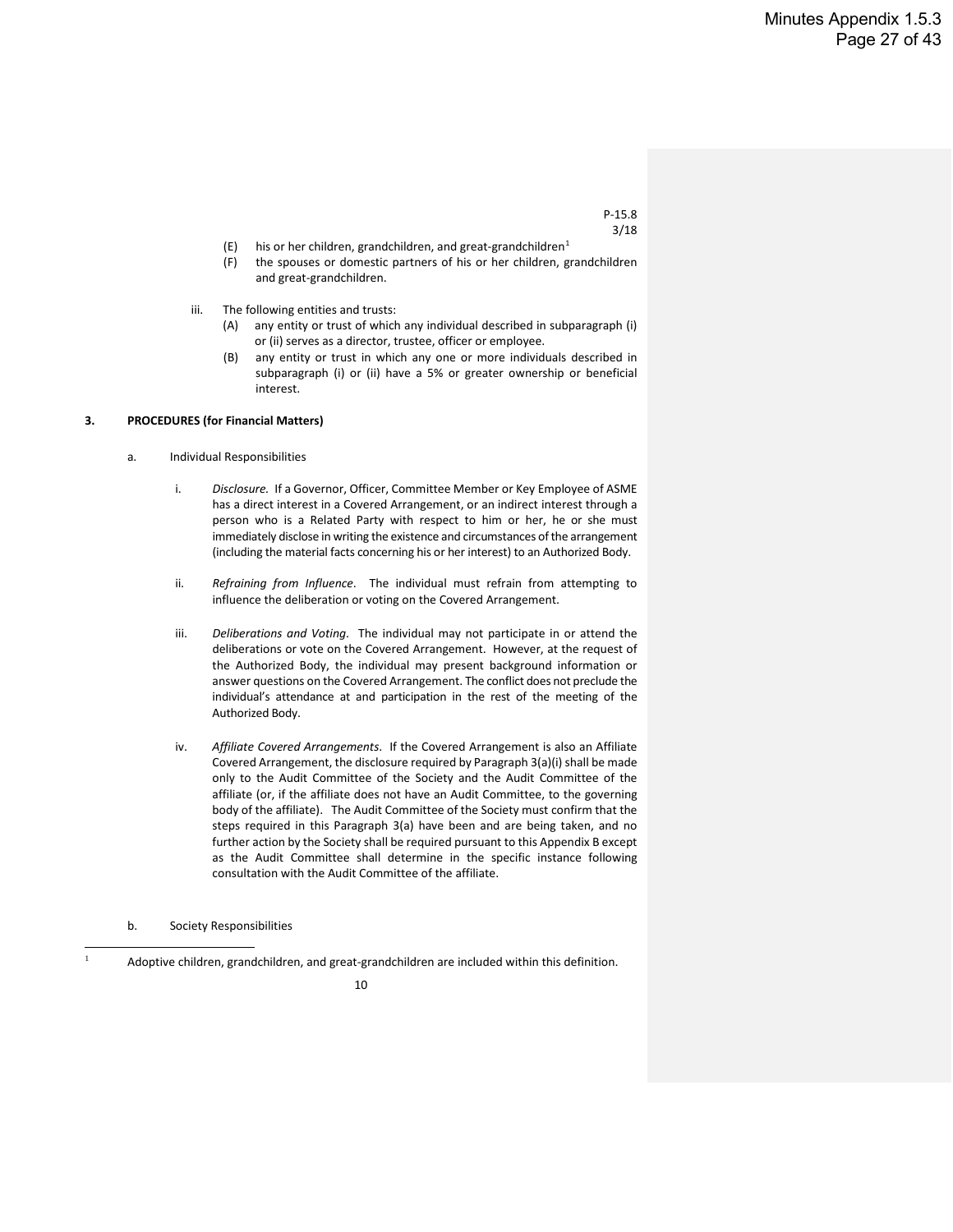P-15.8
3/18

(E) his or her children, grandchildren, and great-grandchildren[1]

(F) the spouses or domestic partners of his or her children, grandchildren and great-grandchildren.

iii. The following entities and trusts:

(A) any entity or trust of which any individual described in subparagraph (i) or (ii) serves as a director, trustee, officer or employee.

(B) any entity or trust in which any one or more individuals described in subparagraph (i) or (ii) have a 5% or greater ownership or beneficial interest.

**3. PROCEDURES (for Financial Matters)**

a. Individual Responsibilities

i. *Disclosure.* If a Governor, Officer, Committee Member or Key Employee of ASME has a direct interest in a Covered Arrangement, or an indirect interest through a person who is a Related Party with respect to him or her, he or she must immediately disclose in writing the existence and circumstances of the arrangement (including the material facts concerning his or her interest) to an Authorized Body.

ii. *Refraining from Influence*. The individual must refrain from attempting to influence the deliberation or voting on the Covered Arrangement.

iii. *Deliberations and Voting*. The individual may not participate in or attend the deliberations or vote on the Covered Arrangement. However, at the request of the Authorized Body, the individual may present background information or answer questions on the Covered Arrangement. The conflict does not preclude the individual's attendance at and participation in the rest of the meeting of the Authorized Body.

iv. *Affiliate Covered Arrangements*. If the Covered Arrangement is also an Affiliate Covered Arrangement, the disclosure required by Paragraph 3(a)(i) shall be made only to the Audit Committee of the Society and the Audit Committee of the affiliate (or, if the affiliate does not have an Audit Committee, to the governing body of the affiliate). The Audit Committee of the Society must confirm that the steps required in this Paragraph 3(a) have been and are being taken, and no further action by the Society shall be required pursuant to this Appendix B except as the Audit Committee shall determine in the specific instance following consultation with the Audit Committee of the affiliate.

b. Society Responsibilities

[1] Adoptive children, grandchildren, and great-grandchildren are included within this definition.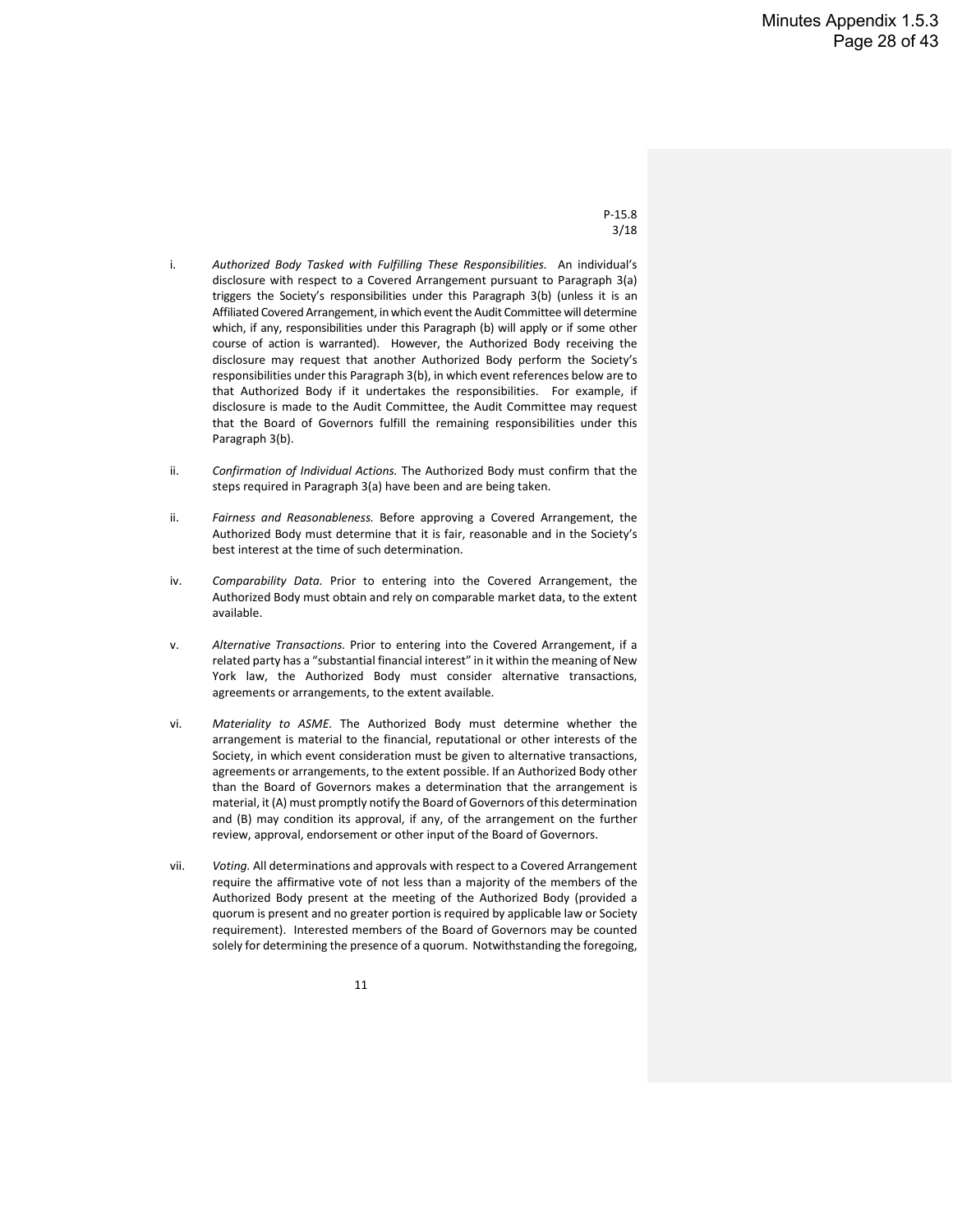P-15.8
3/18

i. *Authorized Body Tasked with Fulfilling These Responsibilities.* An individual's disclosure with respect to a Covered Arrangement pursuant to Paragraph 3(a) triggers the Society's responsibilities under this Paragraph 3(b) (unless it is an Affiliated Covered Arrangement, in which event the Audit Committee will determine which, if any, responsibilities under this Paragraph (b) will apply or if some other course of action is warranted). However, the Authorized Body receiving the disclosure may request that another Authorized Body perform the Society's responsibilities under this Paragraph 3(b), in which event references below are to that Authorized Body if it undertakes the responsibilities. For example, if disclosure is made to the Audit Committee, the Audit Committee may request that the Board of Governors fulfill the remaining responsibilities under this Paragraph 3(b).

ii. *Confirmation of Individual Actions.* The Authorized Body must confirm that the steps required in Paragraph 3(a) have been and are being taken.

ii. *Fairness and Reasonableness.* Before approving a Covered Arrangement, the Authorized Body must determine that it is fair, reasonable and in the Society's best interest at the time of such determination.

iv. *Comparability Data.* Prior to entering into the Covered Arrangement, the Authorized Body must obtain and rely on comparable market data, to the extent available.

v. *Alternative Transactions.* Prior to entering into the Covered Arrangement, if a related party has a "substantial financial interest" in it within the meaning of New York law, the Authorized Body must consider alternative transactions, agreements or arrangements, to the extent available.

vi. *Materiality to ASME.* The Authorized Body must determine whether the arrangement is material to the financial, reputational or other interests of the Society, in which event consideration must be given to alternative transactions, agreements or arrangements, to the extent possible. If an Authorized Body other than the Board of Governors makes a determination that the arrangement is material, it (A) must promptly notify the Board of Governors of this determination and (B) may condition its approval, if any, of the arrangement on the further review, approval, endorsement or other input of the Board of Governors.

vii. *Voting.* All determinations and approvals with respect to a Covered Arrangement require the affirmative vote of not less than a majority of the members of the Authorized Body present at the meeting of the Authorized Body (provided a quorum is present and no greater portion is required by applicable law or Society requirement). Interested members of the Board of Governors may be counted solely for determining the presence of a quorum. Notwithstanding the foregoing,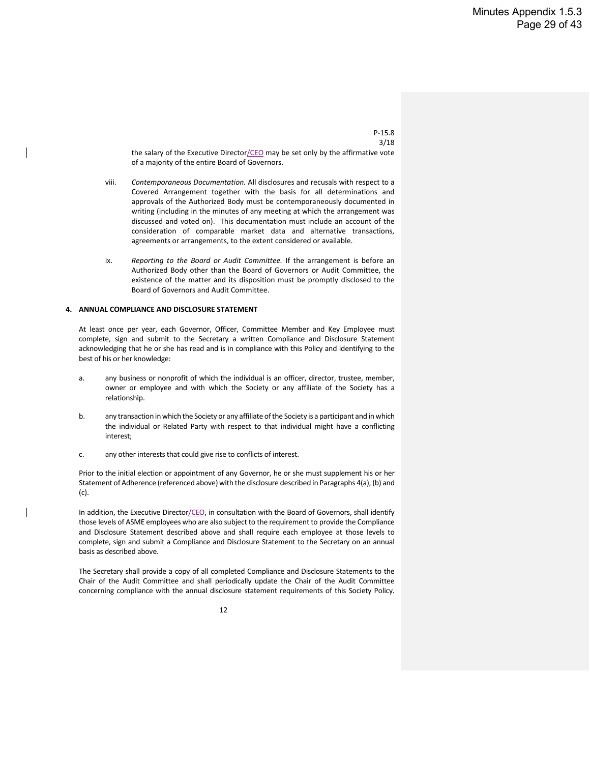the salary of the Executive Director/CEO may be set only by the affirmative vote of a majority of the entire Board of Governors.

viii. *Contemporaneous Documentation.* All disclosures and recusals with respect to a Covered Arrangement together with the basis for all determinations and approvals of the Authorized Body must be contemporaneously documented in writing (including in the minutes of any meeting at which the arrangement was discussed and voted on). This documentation must include an account of the consideration of comparable market data and alternative transactions, agreements or arrangements, to the extent considered or available.

ix. *Reporting to the Board or Audit Committee.* If the arrangement is before an Authorized Body other than the Board of Governors or Audit Committee, the existence of the matter and its disposition must be promptly disclosed to the Board of Governors and Audit Committee.

## 4. ANNUAL COMPLIANCE AND DISCLOSURE STATEMENT

At least once per year, each Governor, Officer, Committee Member and Key Employee must complete, sign and submit to the Secretary a written Compliance and Disclosure Statement acknowledging that he or she has read and is in compliance with this Policy and identifying to the best of his or her knowledge:

a. any business or nonprofit of which the individual is an officer, director, trustee, member, owner or employee and with which the Society or any affiliate of the Society has a relationship.

b. any transaction in which the Society or any affiliate of the Society is a participant and in which the individual or Related Party with respect to that individual might have a conflicting interest;

c. any other interests that could give rise to conflicts of interest.

Prior to the initial election or appointment of any Governor, he or she must supplement his or her Statement of Adherence (referenced above) with the disclosure described in Paragraphs 4(a), (b) and (c).

In addition, the Executive Director/CEO, in consultation with the Board of Governors, shall identify those levels of ASME employees who are also subject to the requirement to provide the Compliance and Disclosure Statement described above and shall require each employee at those levels to complete, sign and submit a Compliance and Disclosure Statement to the Secretary on an annual basis as described above.

The Secretary shall provide a copy of all completed Compliance and Disclosure Statements to the Chair of the Audit Committee and shall periodically update the Chair of the Audit Committee concerning compliance with the annual disclosure statement requirements of this Society Policy.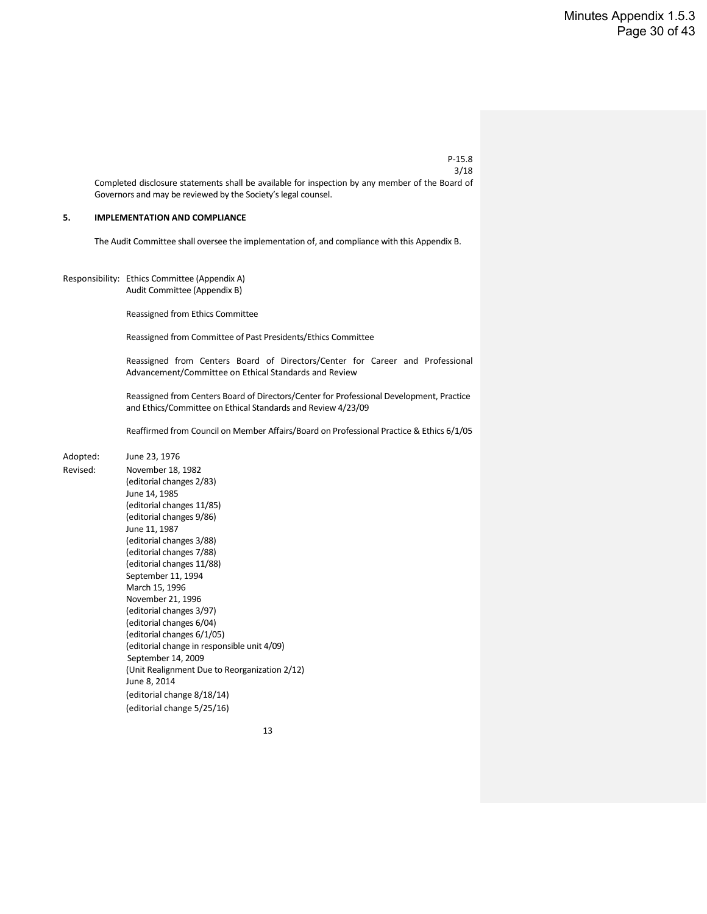P-15.8
3/18

Completed disclosure statements shall be available for inspection by any member of the Board of Governors and may be reviewed by the Society's legal counsel.

**5. IMPLEMENTATION AND COMPLIANCE**

The Audit Committee shall oversee the implementation of, and compliance with this Appendix B.

Responsibility: Ethics Committee (Appendix A)
Audit Committee (Appendix B)

Reassigned from Ethics Committee

Reassigned from Committee of Past Presidents/Ethics Committee

Reassigned from Centers Board of Directors/Center for Career and Professional Advancement/Committee on Ethical Standards and Review

Reassigned from Centers Board of Directors/Center for Professional Development, Practice and Ethics/Committee on Ethical Standards and Review 4/23/09

Reaffirmed from Council on Member Affairs/Board on Professional Practice & Ethics 6/1/05

Adopted: June 23, 1976

Revised: November 18, 1982
(editorial changes 2/83)
June 14, 1985
(editorial changes 11/85)
(editorial changes 9/86)
June 11, 1987
(editorial changes 3/88)
(editorial changes 7/88)
(editorial changes 11/88)
September 11, 1994
March 15, 1996
November 21, 1996
(editorial changes 3/97)
(editorial changes 6/04)
(editorial changes 6/1/05)
(editorial change in responsible unit 4/09)
September 14, 2009
(Unit Realignment Due to Reorganization 2/12)
June 8, 2014
(editorial change 8/18/14)
(editorial change 5/25/16)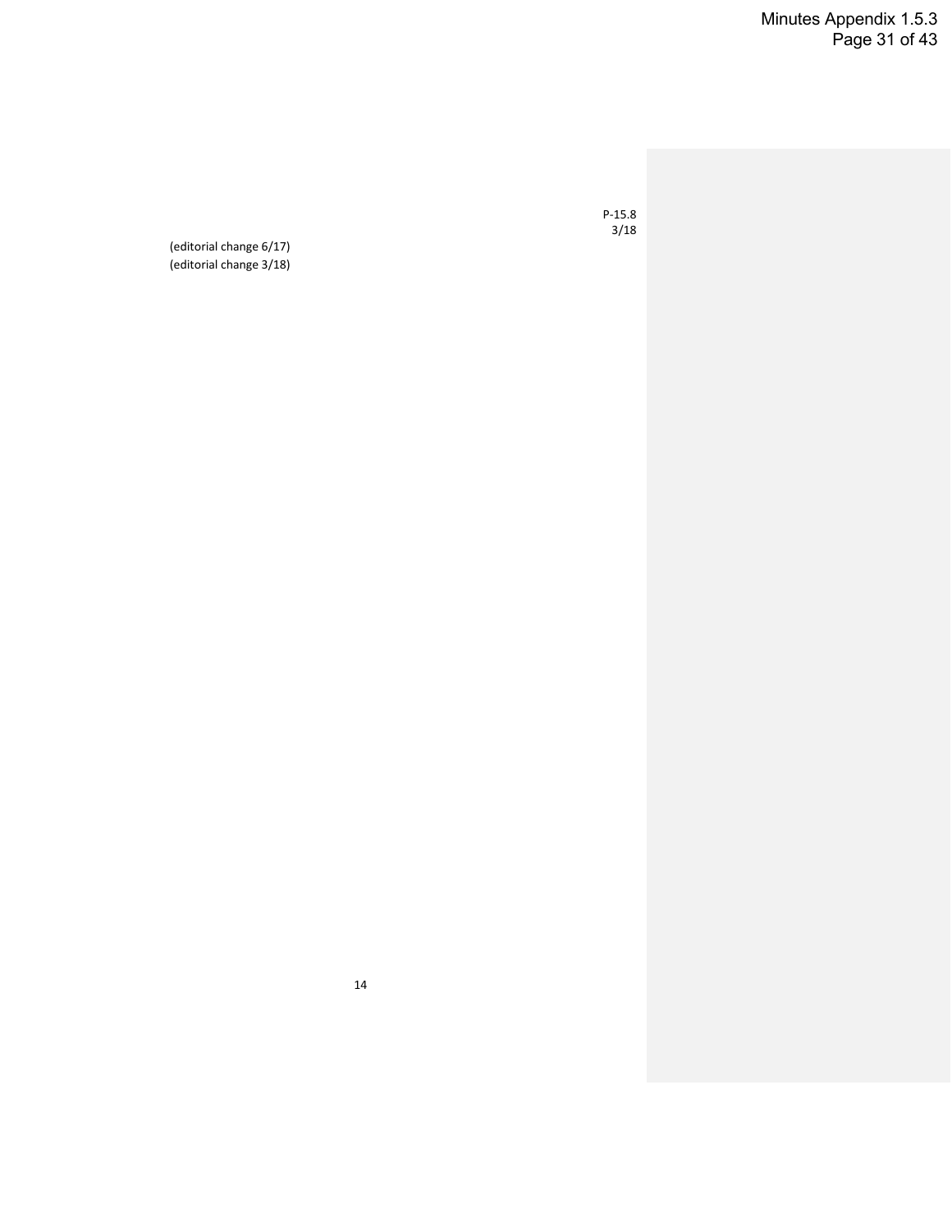P-15.8
3/18

(editorial change 6/17)
(editorial change 3/18)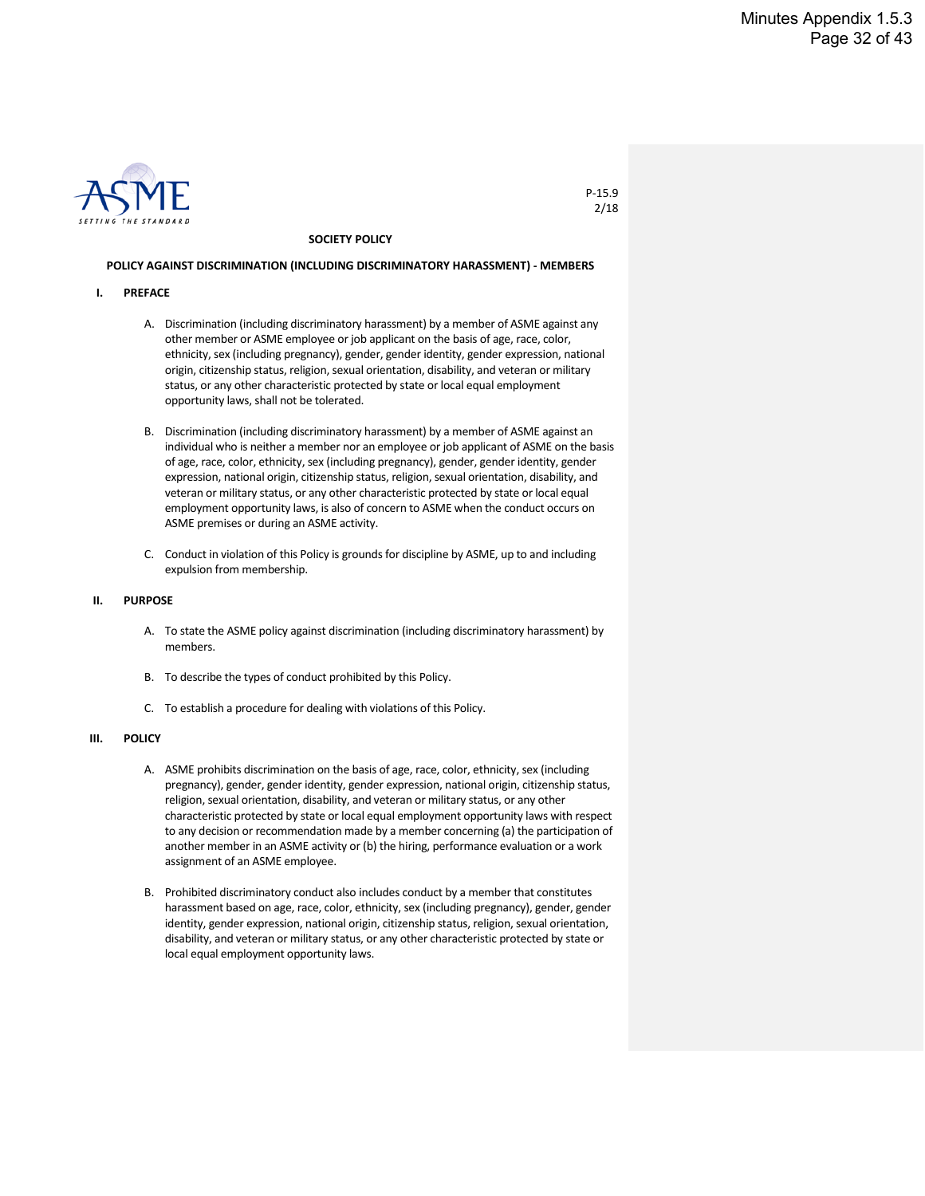ASME SETTING THE STANDARD

P-15.9
2/18

**SOCIETY POLICY**

**POLICY AGAINST DISCRIMINATION (INCLUDING DISCRIMINATORY HARASSMENT) - MEMBERS**

## I. PREFACE

A. Discrimination (including discriminatory harassment) by a member of ASME against any other member or ASME employee or job applicant on the basis of age, race, color, ethnicity, sex (including pregnancy), gender, gender identity, gender expression, national origin, citizenship status, religion, sexual orientation, disability, and veteran or military status, or any other characteristic protected by state or local equal employment opportunity laws, shall not be tolerated.

B. Discrimination (including discriminatory harassment) by a member of ASME against an individual who is neither a member nor an employee or job applicant of ASME on the basis of age, race, color, ethnicity, sex (including pregnancy), gender, gender identity, gender expression, national origin, citizenship status, religion, sexual orientation, disability, and veteran or military status, or any other characteristic protected by state or local equal employment opportunity laws, is also of concern to ASME when the conduct occurs on ASME premises or during an ASME activity.

C. Conduct in violation of this Policy is grounds for discipline by ASME, up to and including expulsion from membership.

## II. PURPOSE

A. To state the ASME policy against discrimination (including discriminatory harassment) by members.

B. To describe the types of conduct prohibited by this Policy.

C. To establish a procedure for dealing with violations of this Policy.

## III. POLICY

A. ASME prohibits discrimination on the basis of age, race, color, ethnicity, sex (including pregnancy), gender, gender identity, gender expression, national origin, citizenship status, religion, sexual orientation, disability, and veteran or military status, or any other characteristic protected by state or local equal employment opportunity laws with respect to any decision or recommendation made by a member concerning (a) the participation of another member in an ASME activity or (b) the hiring, performance evaluation or a work assignment of an ASME employee.

B. Prohibited discriminatory conduct also includes conduct by a member that constitutes harassment based on age, race, color, ethnicity, sex (including pregnancy), gender, gender identity, gender expression, national origin, citizenship status, religion, sexual orientation, disability, and veteran or military status, or any other characteristic protected by state or local equal employment opportunity laws.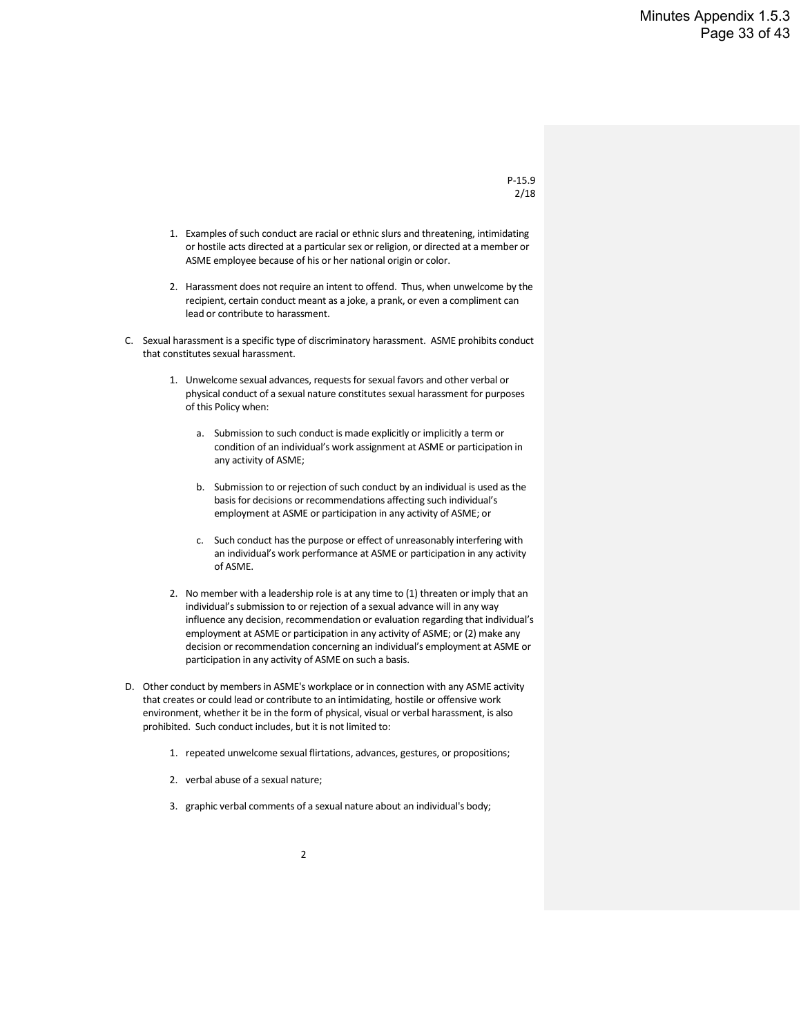P-15.9
2/18

1. Examples of such conduct are racial or ethnic slurs and threatening, intimidating or hostile acts directed at a particular sex or religion, or directed at a member or ASME employee because of his or her national origin or color.

2. Harassment does not require an intent to offend. Thus, when unwelcome by the recipient, certain conduct meant as a joke, a prank, or even a compliment can lead or contribute to harassment.

C. Sexual harassment is a specific type of discriminatory harassment. ASME prohibits conduct that constitutes sexual harassment.

1. Unwelcome sexual advances, requests for sexual favors and other verbal or physical conduct of a sexual nature constitutes sexual harassment for purposes of this Policy when:

   a. Submission to such conduct is made explicitly or implicitly a term or condition of an individual's work assignment at ASME or participation in any activity of ASME;

   b. Submission to or rejection of such conduct by an individual is used as the basis for decisions or recommendations affecting such individual's employment at ASME or participation in any activity of ASME; or

   c. Such conduct has the purpose or effect of unreasonably interfering with an individual's work performance at ASME or participation in any activity of ASME.

2. No member with a leadership role is at any time to (1) threaten or imply that an individual's submission to or rejection of a sexual advance will in any way influence any decision, recommendation or evaluation regarding that individual's employment at ASME or participation in any activity of ASME; or (2) make any decision or recommendation concerning an individual's employment at ASME or participation in any activity of ASME on such a basis.

D. Other conduct by members in ASME's workplace or in connection with any ASME activity that creates or could lead or contribute to an intimidating, hostile or offensive work environment, whether it be in the form of physical, visual or verbal harassment, is also prohibited. Such conduct includes, but it is not limited to:

1. repeated unwelcome sexual flirtations, advances, gestures, or propositions;

2. verbal abuse of a sexual nature;

3. graphic verbal comments of a sexual nature about an individual's body;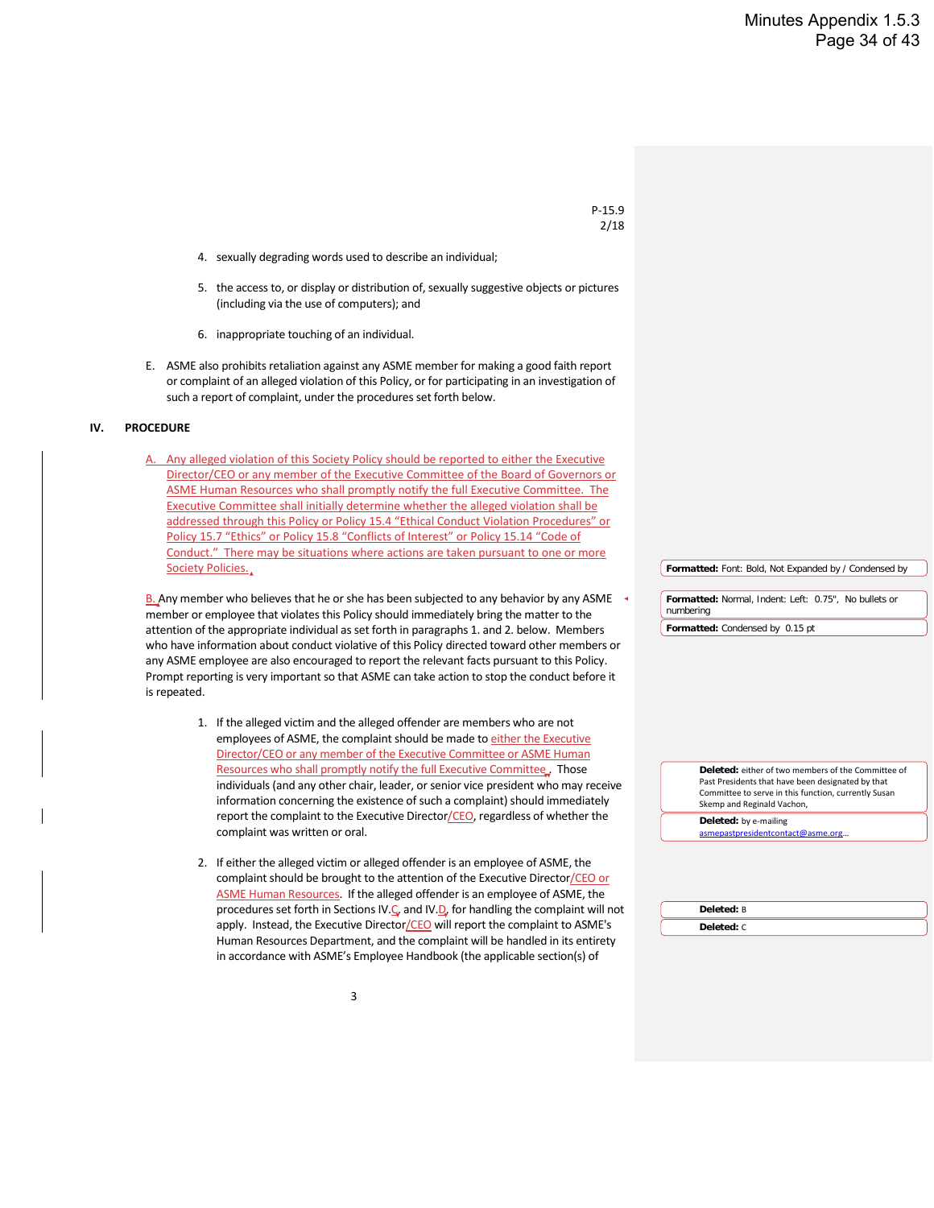P-15.9
2/18

4. sexually degrading words used to describe an individual;

5. the access to, or display or distribution of, sexually suggestive objects or pictures (including via the use of computers); and

6. inappropriate touching of an individual.

E. ASME also prohibits retaliation against any ASME member for making a good faith report or complaint of an alleged violation of this Policy, or for participating in an investigation of such a report of complaint, under the procedures set forth below.

## IV. PROCEDURE

A. Any alleged violation of this Society Policy should be reported to either the Executive Director/CEO or any member of the Executive Committee of the Board of Governors or ASME Human Resources who shall promptly notify the full Executive Committee. The Executive Committee shall initially determine whether the alleged violation shall be addressed through this Policy or Policy 15.4 "Ethical Conduct Violation Procedures" or Policy 15.7 "Ethics" or Policy 15.8 "Conflicts of Interest" or Policy 15.14 "Code of Conduct." There may be situations where actions are taken pursuant to one or more Society Policies.

B. Any member who believes that he or she has been subjected to any behavior by any ASME member or employee that violates this Policy should immediately bring the matter to the attention of the appropriate individual as set forth in paragraphs 1. and 2. below. Members who have information about conduct violative of this Policy directed toward other members or any ASME employee are also encouraged to report the relevant facts pursuant to this Policy. Prompt reporting is very important so that ASME can take action to stop the conduct before it is repeated.

1. If the alleged victim and the alleged offender are members who are not employees of ASME, the complaint should be made to either the Executive Director/CEO or any member of the Executive Committee or ASME Human Resources who shall promptly notify the full Executive Committee. Those individuals (and any other chair, leader, or senior vice president who may receive information concerning the existence of such a complaint) should immediately report the complaint to the Executive Director/CEO, regardless of whether the complaint was written or oral.

2. If either the alleged victim or alleged offender is an employee of ASME, the complaint should be brought to the attention of the Executive Director/CEO or ASME Human Resources. If the alleged offender is an employee of ASME, the procedures set forth in Sections IV.C and IV.D for handling the complaint will not apply. Instead, the Executive Director/CEO will report the complaint to ASME's Human Resources Department, and the complaint will be handled in its entirety in accordance with ASME's Employee Handbook (the applicable section(s) of

Formatted: Font: Bold, Not Expanded by / Condensed by

Formatted: Normal, Indent: Left: 0.75", No bullets or numbering

Formatted: Condensed by 0.15 pt

Deleted: either of two members of the Committee of Past Presidents that have been designated by that Committee to serve in this function, currently Susan Skemp and Reginald Vachon,

Deleted: by e-mailing asmepastpresidentcontact@asme.org...

Deleted: B

Deleted: C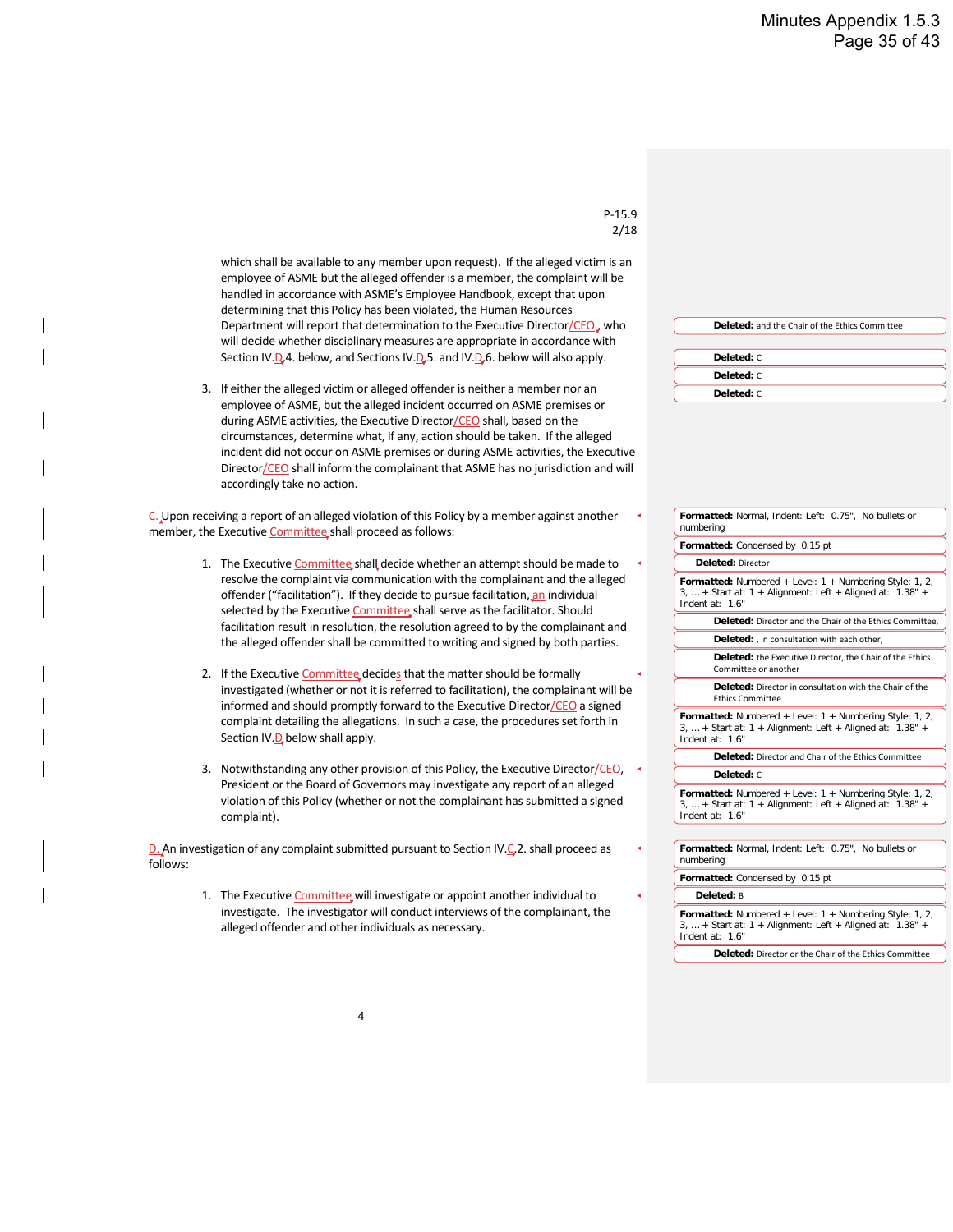which shall be available to any member upon request). If the alleged victim is an employee of ASME but the alleged offender is a member, the complaint will be handled in accordance with ASME's Employee Handbook, except that upon determining that this Policy has been violated, the Human Resources Department will report that determination to the Executive Director/CEO, who will decide whether disciplinary measures are appropriate in accordance with Section IV.D.4. below, and Sections IV.D.5. and IV.D.6. below will also apply.

3. If either the alleged victim or alleged offender is neither a member nor an employee of ASME, but the alleged incident occurred on ASME premises or during ASME activities, the Executive Director/CEO shall, based on the circumstances, determine what, if any, action should be taken. If the alleged incident did not occur on ASME premises or during ASME activities, the Executive Director/CEO shall inform the complainant that ASME has no jurisdiction and will accordingly take no action.

C. Upon receiving a report of an alleged violation of this Policy by a member against another member, the Executive Committee shall proceed as follows:

1. The Executive Committee shall decide whether an attempt should be made to resolve the complaint via communication with the complainant and the alleged offender ("facilitation"). If they decide to pursue facilitation, an individual selected by the Executive Committee shall serve as the facilitator. Should facilitation result in resolution, the resolution agreed to by the complainant and the alleged offender shall be committed to writing and signed by both parties.

2. If the Executive Committee decides that the matter should be formally investigated (whether or not it is referred to facilitation), the complainant will be informed and should promptly forward to the Executive Director/CEO a signed complaint detailing the allegations. In such a case, the procedures set forth in Section IV.D below shall apply.

3. Notwithstanding any other provision of this Policy, the Executive Director/CEO, President or the Board of Governors may investigate any report of an alleged violation of this Policy (whether or not the complainant has submitted a signed complaint).

D. An investigation of any complaint submitted pursuant to Section IV.C.2. shall proceed as follows:

1. The Executive Committee will investigate or appoint another individual to investigate. The investigator will conduct interviews of the complainant, the alleged offender and other individuals as necessary.

Deleted: and the Chair of the Ethics Committee

Deleted: C

Deleted: C

Deleted: C

Formatted: Normal, Indent: Left: 0.75", No bullets or numbering

Formatted: Condensed by 0.15 pt

Deleted: Director

Formatted: Numbered + Level: 1 + Numbering Style: 1, 2, 3, … + Start at: 1 + Alignment: Left + Aligned at: 1.38" + Indent at: 1.6"

Deleted: Director and the Chair of the Ethics Committee,

Deleted: , in consultation with each other,

Deleted: the Executive Director, the Chair of the Ethics Committee or another

Deleted: Director in consultation with the Chair of the Ethics Committee

Formatted: Numbered + Level: 1 + Numbering Style: 1, 2, 3, … + Start at: 1 + Alignment: Left + Aligned at: 1.38" + Indent at: 1.6"

Deleted: Director and Chair of the Ethics Committee

Deleted: C

Formatted: Numbered + Level: 1 + Numbering Style: 1, 2, 3, … + Start at: 1 + Alignment: Left + Aligned at: 1.38" + Indent at: 1.6"

Formatted: Normal, Indent: Left: 0.75", No bullets or numbering

Formatted: Condensed by 0.15 pt

Deleted: B

Formatted: Numbered + Level: 1 + Numbering Style: 1, 2, 3, … + Start at: 1 + Alignment: Left + Aligned at: 1.38" + Indent at: 1.6"

Deleted: Director or the Chair of the Ethics Committee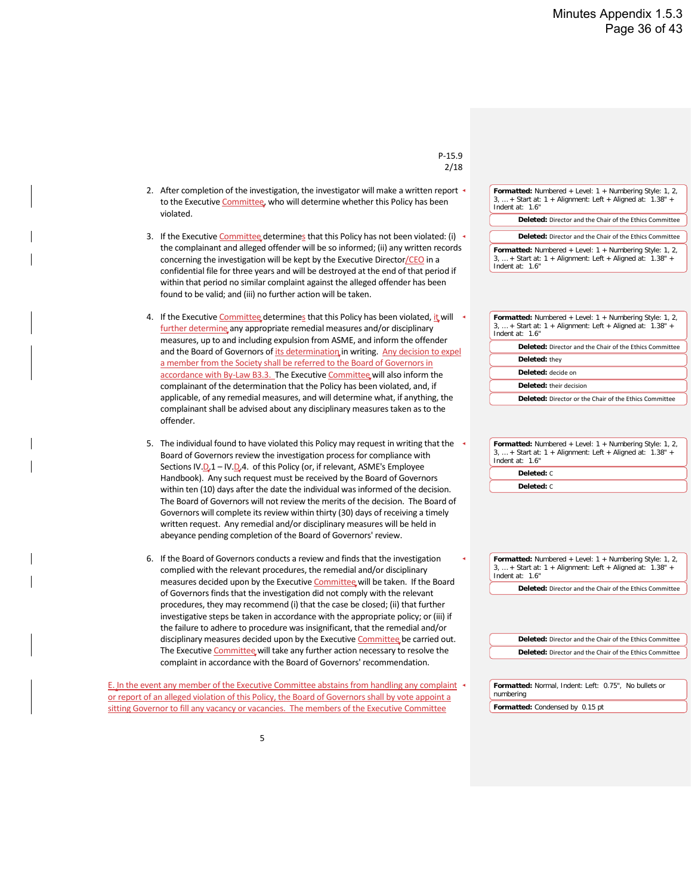P-15.9
2/18

2. After completion of the investigation, the investigator will make a written report to the Executive Committee, who will determine whether this Policy has been violated.

3. If the Executive Committee determines that this Policy has not been violated: (i) the complainant and alleged offender will be so informed; (ii) any written records concerning the investigation will be kept by the Executive Director/CEO in a confidential file for three years and will be destroyed at the end of that period if within that period no similar complaint against the alleged offender has been found to be valid; and (iii) no further action will be taken.

4. If the Executive Committee determines that this Policy has been violated, it will further determine any appropriate remedial measures and/or disciplinary measures, up to and including expulsion from ASME, and inform the offender and the Board of Governors of its determination in writing. Any decision to expel a member from the Society shall be referred to the Board of Governors in accordance with By-Law B3.3. The Executive Committee will also inform the complainant of the determination that the Policy has been violated, and, if applicable, of any remedial measures, and will determine what, if anything, the complainant shall be advised about any disciplinary measures taken as to the offender.

5. The individual found to have violated this Policy may request in writing that the Board of Governors review the investigation process for compliance with Sections IV.D.1 – IV.D.4. of this Policy (or, if relevant, ASME's Employee Handbook). Any such request must be received by the Board of Governors within ten (10) days after the date the individual was informed of the decision. The Board of Governors will not review the merits of the decision. The Board of Governors will complete its review within thirty (30) days of receiving a timely written request. Any remedial and/or disciplinary measures will be held in abeyance pending completion of the Board of Governors' review.

6. If the Board of Governors conducts a review and finds that the investigation complied with the relevant procedures, the remedial and/or disciplinary measures decided upon by the Executive Committee will be taken. If the Board of Governors finds that the investigation did not comply with the relevant procedures, they may recommend (i) that the case be closed; (ii) that further investigative steps be taken in accordance with the appropriate policy; or (iii) if the failure to adhere to procedure was insignificant, that the remedial and/or disciplinary measures decided upon by the Executive Committee be carried out. The Executive Committee will take any further action necessary to resolve the complaint in accordance with the Board of Governors' recommendation.

E. In the event any member of the Executive Committee abstains from handling any complaint or report of an alleged violation of this Policy, the Board of Governors shall by vote appoint a sitting Governor to fill any vacancy or vacancies. The members of the Executive Committee

5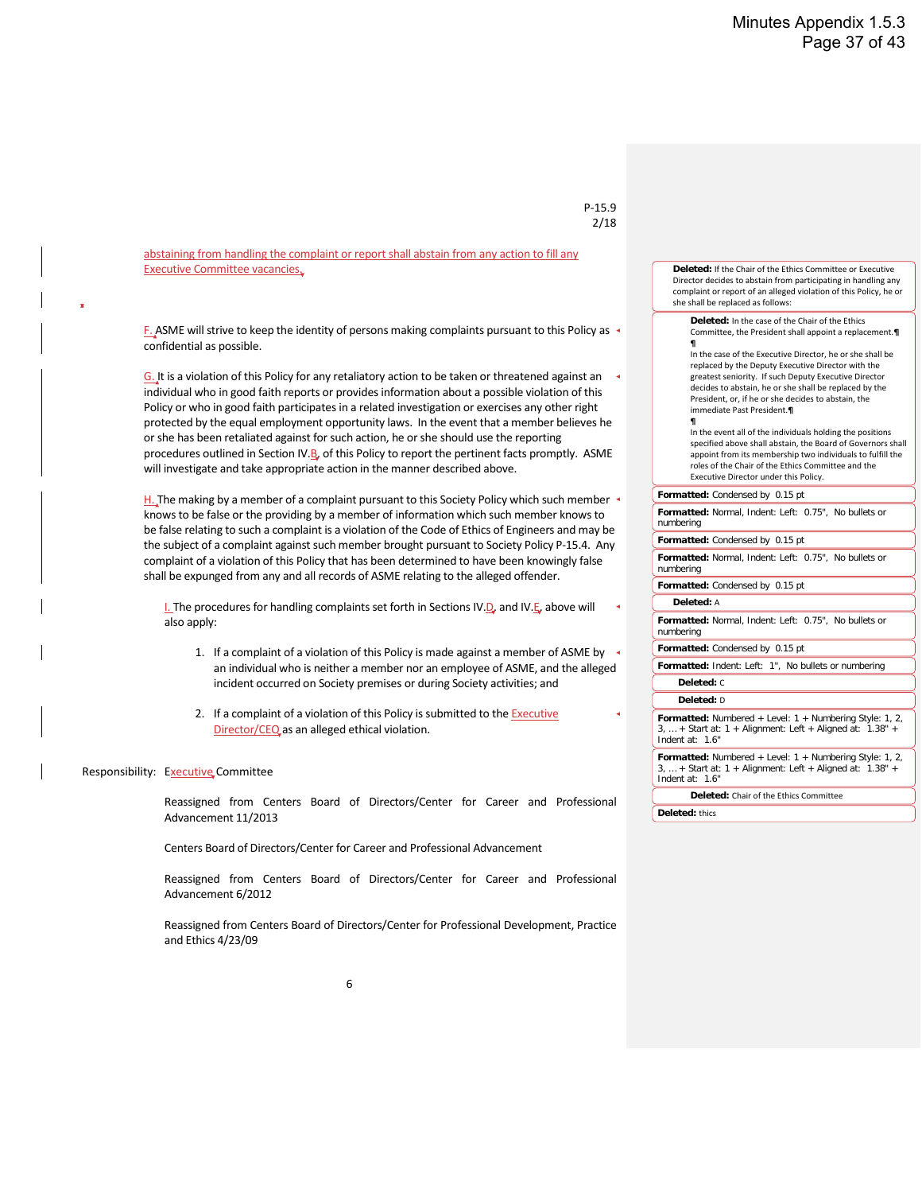P-15.9
2/18

abstaining from handling the complaint or report shall abstain from any action to fill any Executive Committee vacancies.

F. ASME will strive to keep the identity of persons making complaints pursuant to this Policy as confidential as possible.

G. It is a violation of this Policy for any retaliatory action to be taken or threatened against an individual who in good faith reports or provides information about a possible violation of this Policy or who in good faith participates in a related investigation or exercises any other right protected by the equal employment opportunity laws. In the event that a member believes he or she has been retaliated against for such action, he or she should use the reporting procedures outlined in Section IV.B. of this Policy to report the pertinent facts promptly. ASME will investigate and take appropriate action in the manner described above.

H. The making by a member of a complaint pursuant to this Society Policy which such member knows to be false or the providing by a member of information which such member knows to be false relating to such a complaint is a violation of the Code of Ethics of Engineers and may be the subject of a complaint against such member brought pursuant to Society Policy P-15.4. Any complaint of a violation of this Policy that has been determined to have been knowingly false shall be expunged from any and all records of ASME relating to the alleged offender.

I. The procedures for handling complaints set forth in Sections IV.D. and IV.E. above will also apply:

1. If a complaint of a violation of this Policy is made against a member of ASME by an individual who is neither a member nor an employee of ASME, and the alleged incident occurred on Society premises or during Society activities; and
2. If a complaint of a violation of this Policy is submitted to the Executive Director/CEO as an alleged ethical violation.

Responsibility: Executive Committee

Reassigned from Centers Board of Directors/Center for Career and Professional Advancement 11/2013

Centers Board of Directors/Center for Career and Professional Advancement

Reassigned from Centers Board of Directors/Center for Career and Professional Advancement 6/2012

Reassigned from Centers Board of Directors/Center for Professional Development, Practice and Ethics 4/23/09

**Deleted:** If the Chair of the Ethics Committee or Executive Director decides to abstain from participating in handling any complaint or report of an alleged violation of this Policy, he or she shall be replaced as follows:

**Deleted:** In the case of the Chair of the Ethics Committee, the President shall appoint a replacement.

In the case of the Executive Director, he or she shall be replaced by the Deputy Executive Director with the greatest seniority. If such Deputy Executive Director decides to abstain, he or she shall be replaced by the President, or, if he or she decides to abstain, the immediate Past President.

In the event all of the individuals holding the positions specified above shall abstain, the Board of Governors shall appoint from its membership two individuals to fulfill the roles of the Chair of the Ethics Committee and the Executive Director under this Policy.

**Formatted:** Condensed by 0.15 pt

**Formatted:** Normal, Indent: Left: 0.75", No bullets or numbering

**Formatted:** Condensed by 0.15 pt

**Formatted:** Normal, Indent: Left: 0.75", No bullets or numbering

**Formatted:** Condensed by 0.15 pt

**Deleted:** A

**Formatted:** Normal, Indent: Left: 0.75", No bullets or numbering

**Formatted:** Condensed by 0.15 pt

**Formatted:** Indent: Left: 1", No bullets or numbering

**Deleted:** C

**Deleted:** D

**Formatted:** Numbered + Level: 1 + Numbering Style: 1, 2, 3, … + Start at: 1 + Alignment: Left + Aligned at: 1.38" + Indent at: 1.6"

**Formatted:** Numbered + Level: 1 + Numbering Style: 1, 2, 3, … + Start at: 1 + Alignment: Left + Aligned at: 1.38" + Indent at: 1.6"

**Deleted:** Chair of the Ethics Committee

**Deleted:** thics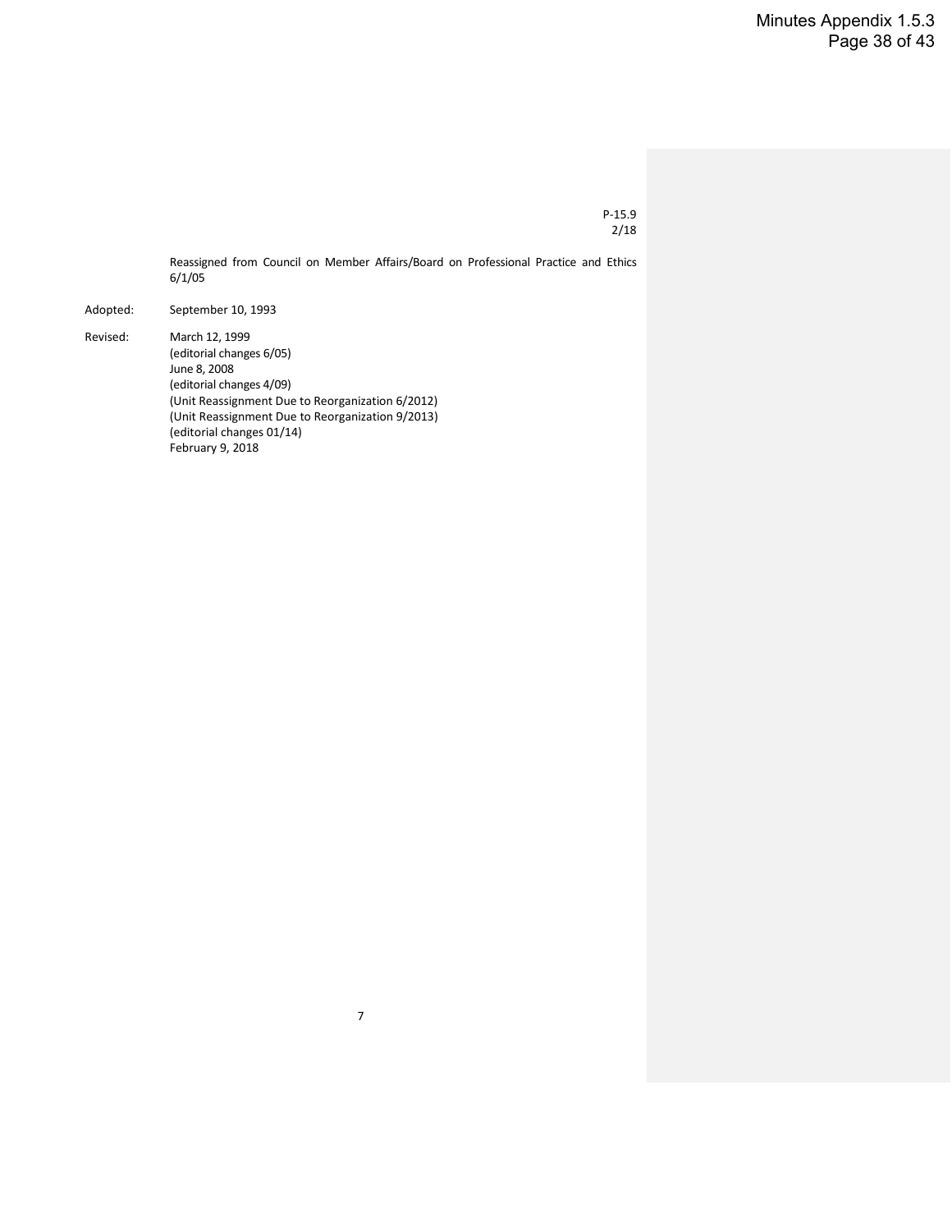P-15.9
2/18

Reassigned from Council on Member Affairs/Board on Professional Practice and Ethics 6/1/05

Adopted: September 10, 1993

Revised: March 12, 1999
(editorial changes 6/05)
June 8, 2008
(editorial changes 4/09)
(Unit Reassignment Due to Reorganization 6/2012)
(Unit Reassignment Due to Reorganization 9/2013)
(editorial changes 01/14)
February 9, 2018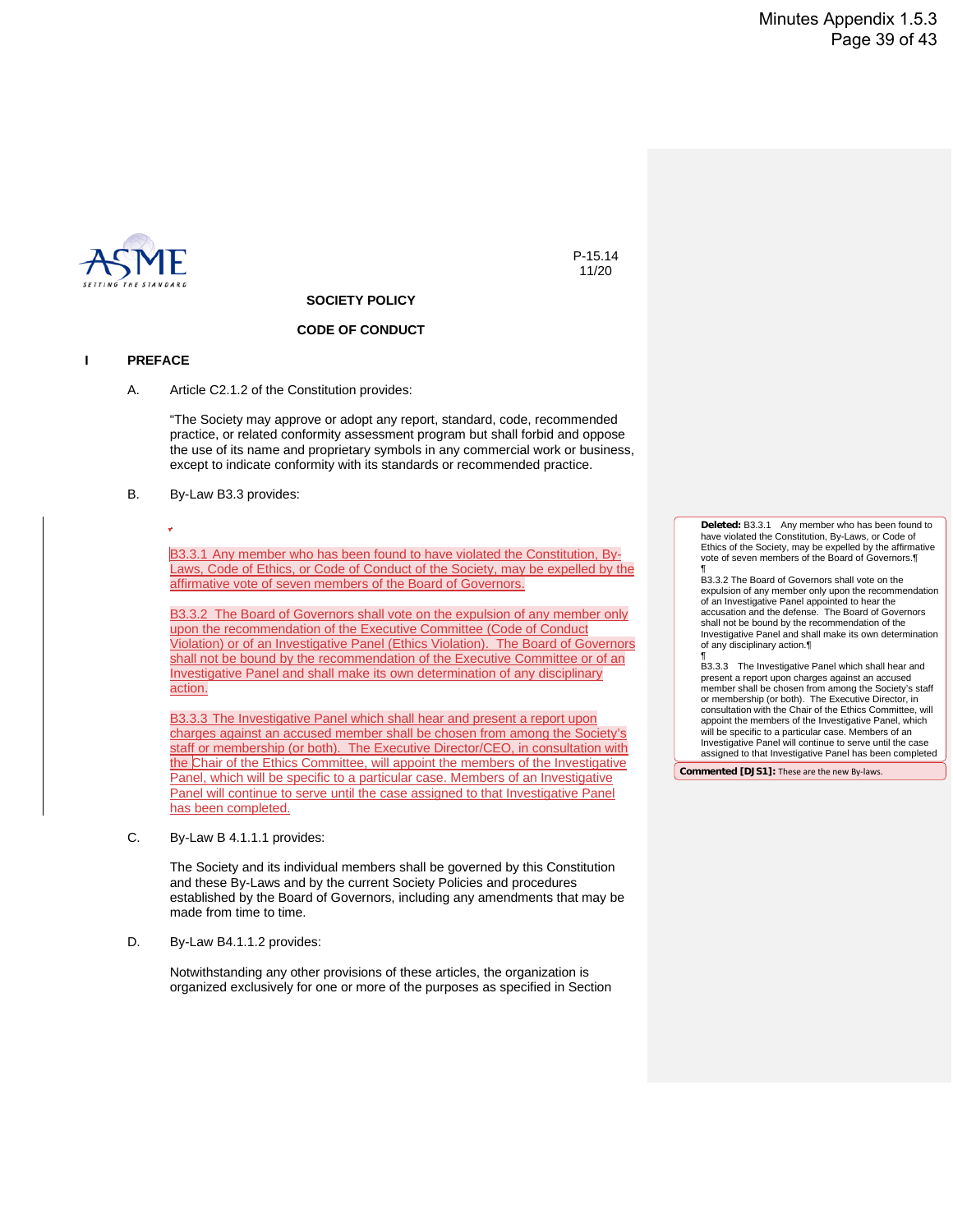P-15.14
11/20

## SOCIETY POLICY

## CODE OF CONDUCT

### I PREFACE

A. Article C2.1.2 of the Constitution provides:

"The Society may approve or adopt any report, standard, code, recommended practice, or related conformity assessment program but shall forbid and oppose the use of its name and proprietary symbols in any commercial work or business, except to indicate conformity with its standards or recommended practice.

B. By-Law B3.3 provides:

B3.3.1 Any member who has been found to have violated the Constitution, By-Laws, Code of Ethics, or Code of Conduct of the Society, may be expelled by the affirmative vote of seven members of the Board of Governors.

B3.3.2 The Board of Governors shall vote on the expulsion of any member only upon the recommendation of the Executive Committee (Code of Conduct Violation) or of an Investigative Panel (Ethics Violation). The Board of Governors shall not be bound by the recommendation of the Executive Committee or of an Investigative Panel and shall make its own determination of any disciplinary action.

B3.3.3 The Investigative Panel which shall hear and present a report upon charges against an accused member shall be chosen from among the Society's staff or membership (or both). The Executive Director/CEO, in consultation with the Chair of the Ethics Committee, will appoint the members of the Investigative Panel, which will be specific to a particular case. Members of an Investigative Panel will continue to serve until the case assigned to that Investigative Panel has been completed.

> **Deleted:** B3.3.1 Any member who has been found to have violated the Constitution, By-Laws, or Code of Ethics of the Society, may be expelled by the affirmative vote of seven members of the Board of Governors.¶
> ¶
> B3.3.2 The Board of Governors shall vote on the expulsion of any member only upon the recommendation of an Investigative Panel appointed to hear the accusation and the defense. The Board of Governors shall not be bound by the recommendation of the Investigative Panel and shall make its own determination of any disciplinary action.¶
> ¶
> B3.3.3 The Investigative Panel which shall hear and present a report upon charges against an accused member shall be chosen from among the Society's staff or membership (or both). The Executive Director, in consultation with the Chair of the Ethics Committee, will appoint the members of the Investigative Panel, which will be specific to a particular case. Members of an Investigative Panel will continue to serve until the case assigned to that Investigative Panel has been completed

> **Commented [DJS1]:** These are the new By-laws.

C. By-Law B 4.1.1.1 provides:

The Society and its individual members shall be governed by this Constitution and these By-Laws and by the current Society Policies and procedures established by the Board of Governors, including any amendments that may be made from time to time.

D. By-Law B4.1.1.2 provides:

Notwithstanding any other provisions of these articles, the organization is organized exclusively for one or more of the purposes as specified in Section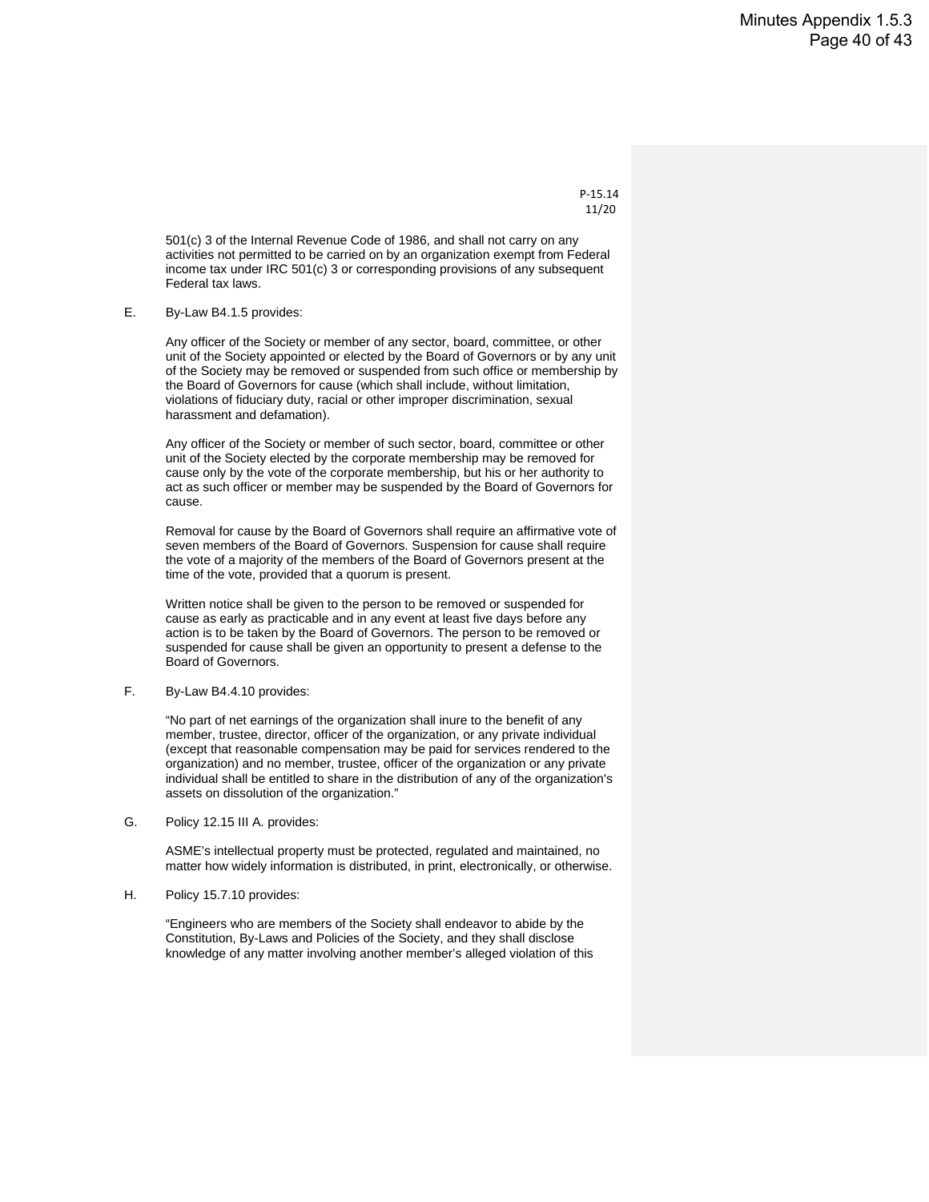501(c) 3 of the Internal Revenue Code of 1986, and shall not carry on any activities not permitted to be carried on by an organization exempt from Federal income tax under IRC 501(c) 3 or corresponding provisions of any subsequent Federal tax laws.

E. By-Law B4.1.5 provides:

Any officer of the Society or member of any sector, board, committee, or other unit of the Society appointed or elected by the Board of Governors or by any unit of the Society may be removed or suspended from such office or membership by the Board of Governors for cause (which shall include, without limitation, violations of fiduciary duty, racial or other improper discrimination, sexual harassment and defamation).

Any officer of the Society or member of such sector, board, committee or other unit of the Society elected by the corporate membership may be removed for cause only by the vote of the corporate membership, but his or her authority to act as such officer or member may be suspended by the Board of Governors for cause.

Removal for cause by the Board of Governors shall require an affirmative vote of seven members of the Board of Governors. Suspension for cause shall require the vote of a majority of the members of the Board of Governors present at the time of the vote, provided that a quorum is present.

Written notice shall be given to the person to be removed or suspended for cause as early as practicable and in any event at least five days before any action is to be taken by the Board of Governors. The person to be removed or suspended for cause shall be given an opportunity to present a defense to the Board of Governors.

F. By-Law B4.4.10 provides:

"No part of net earnings of the organization shall inure to the benefit of any member, trustee, director, officer of the organization, or any private individual (except that reasonable compensation may be paid for services rendered to the organization) and no member, trustee, officer of the organization or any private individual shall be entitled to share in the distribution of any of the organization's assets on dissolution of the organization."

G. Policy 12.15 III A. provides:

ASME's intellectual property must be protected, regulated and maintained, no matter how widely information is distributed, in print, electronically, or otherwise.

H. Policy 15.7.10 provides:

"Engineers who are members of the Society shall endeavor to abide by the Constitution, By-Laws and Policies of the Society, and they shall disclose knowledge of any matter involving another member's alleged violation of this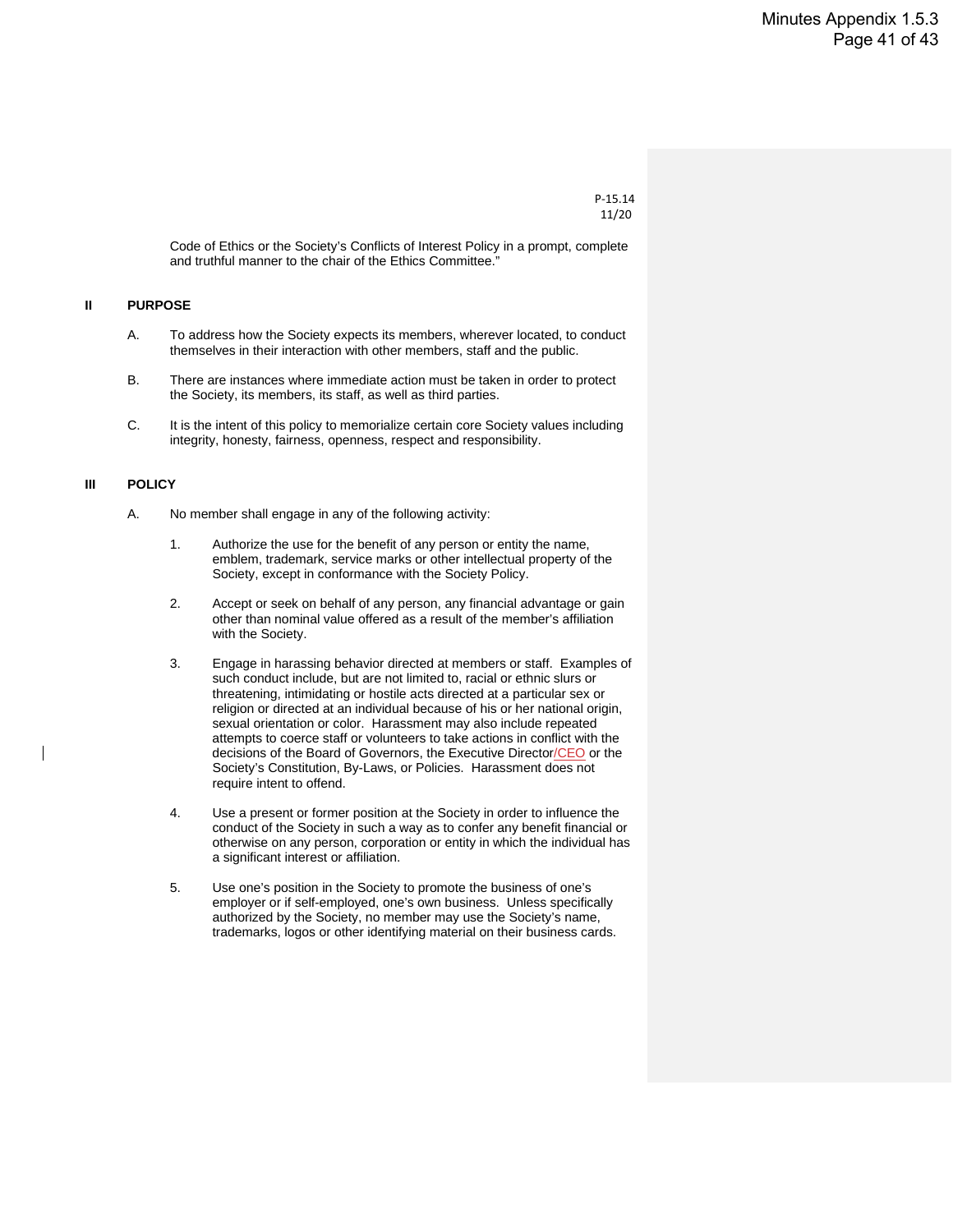P-15.14
11/20

Code of Ethics or the Society's Conflicts of Interest Policy in a prompt, complete and truthful manner to the chair of the Ethics Committee."

## II PURPOSE

A. To address how the Society expects its members, wherever located, to conduct themselves in their interaction with other members, staff and the public.

B. There are instances where immediate action must be taken in order to protect the Society, its members, its staff, as well as third parties.

C. It is the intent of this policy to memorialize certain core Society values including integrity, honesty, fairness, openness, respect and responsibility.

## III POLICY

A. No member shall engage in any of the following activity:

1. Authorize the use for the benefit of any person or entity the name, emblem, trademark, service marks or other intellectual property of the Society, except in conformance with the Society Policy.

2. Accept or seek on behalf of any person, any financial advantage or gain other than nominal value offered as a result of the member's affiliation with the Society.

3. Engage in harassing behavior directed at members or staff. Examples of such conduct include, but are not limited to, racial or ethnic slurs or threatening, intimidating or hostile acts directed at a particular sex or religion or directed at an individual because of his or her national origin, sexual orientation or color. Harassment may also include repeated attempts to coerce staff or volunteers to take actions in conflict with the decisions of the Board of Governors, the Executive Director/CEO or the Society's Constitution, By-Laws, or Policies. Harassment does not require intent to offend.

4. Use a present or former position at the Society in order to influence the conduct of the Society in such a way as to confer any benefit financial or otherwise on any person, corporation or entity in which the individual has a significant interest or affiliation.

5. Use one's position in the Society to promote the business of one's employer or if self-employed, one's own business. Unless specifically authorized by the Society, no member may use the Society's name, trademarks, logos or other identifying material on their business cards.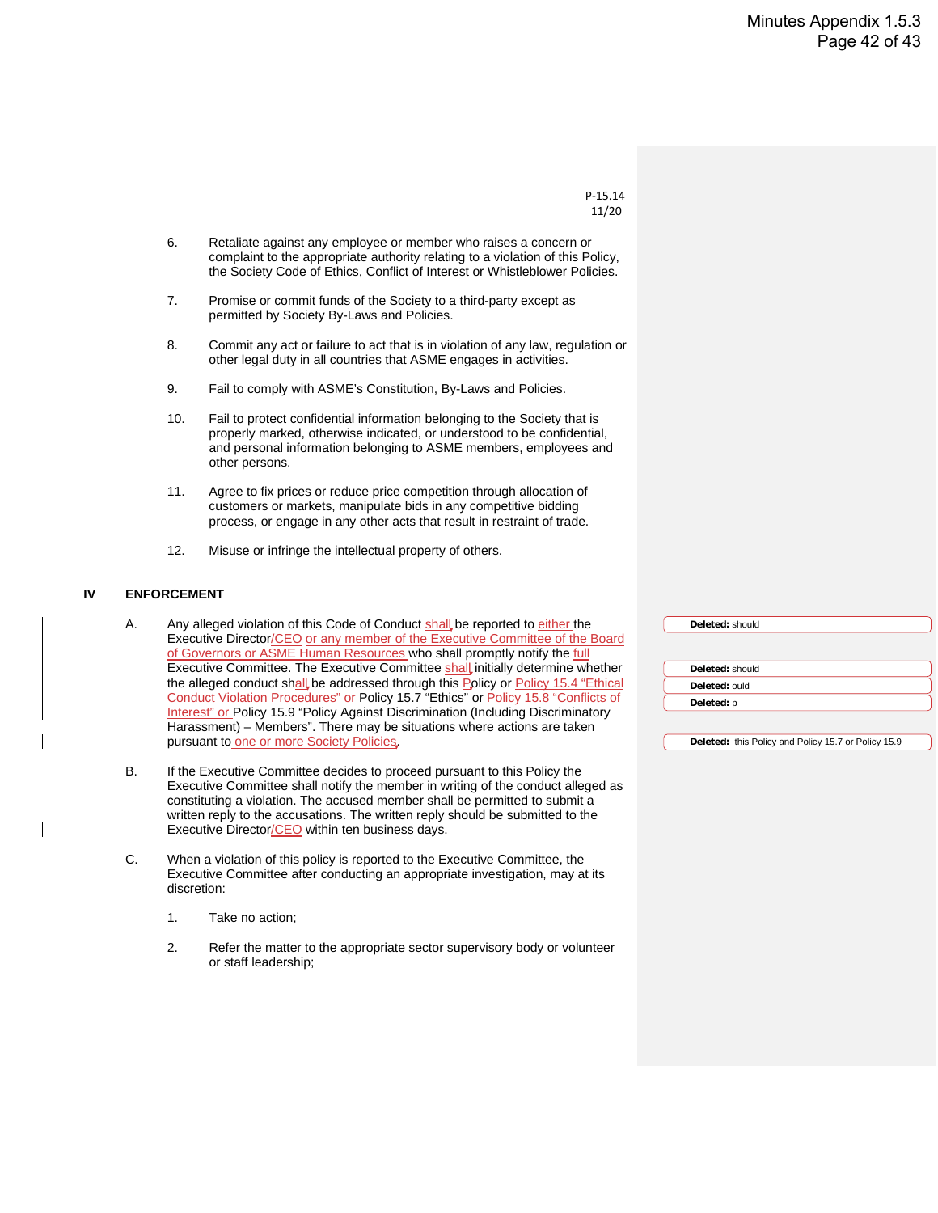P-15.14
11/20

6. Retaliate against any employee or member who raises a concern or complaint to the appropriate authority relating to a violation of this Policy, the Society Code of Ethics, Conflict of Interest or Whistleblower Policies.

7. Promise or commit funds of the Society to a third-party except as permitted by Society By-Laws and Policies.

8. Commit any act or failure to act that is in violation of any law, regulation or other legal duty in all countries that ASME engages in activities.

9. Fail to comply with ASME's Constitution, By-Laws and Policies.

10. Fail to protect confidential information belonging to the Society that is properly marked, otherwise indicated, or understood to be confidential, and personal information belonging to ASME members, employees and other persons.

11. Agree to fix prices or reduce price competition through allocation of customers or markets, manipulate bids in any competitive bidding process, or engage in any other acts that result in restraint of trade.

12. Misuse or infringe the intellectual property of others.

## IV ENFORCEMENT

A. Any alleged violation of this Code of Conduct shall be reported to either the Executive Director/CEO or any member of the Executive Committee of the Board of Governors or ASME Human Resources who shall promptly notify the full Executive Committee. The Executive Committee shall initially determine whether the alleged conduct shall be addressed through this Policy or Policy 15.4 "Ethical Conduct Violation Procedures" or Policy 15.7 "Ethics" or Policy 15.8 "Conflicts of Interest" or Policy 15.9 "Policy Against Discrimination (Including Discriminatory Harassment) – Members". There may be situations where actions are taken pursuant to one or more Society Policies.

B. If the Executive Committee decides to proceed pursuant to this Policy the Executive Committee shall notify the member in writing of the conduct alleged as constituting a violation. The accused member shall be permitted to submit a written reply to the accusations. The written reply should be submitted to the Executive Director/CEO within ten business days.

C. When a violation of this policy is reported to the Executive Committee, the Executive Committee after conducting an appropriate investigation, may at its discretion:

1. Take no action;

2. Refer the matter to the appropriate sector supervisory body or volunteer or staff leadership;

Deleted: should

Deleted: should

Deleted: ould

Deleted: p

Deleted: this Policy and Policy 15.7 or Policy 15.9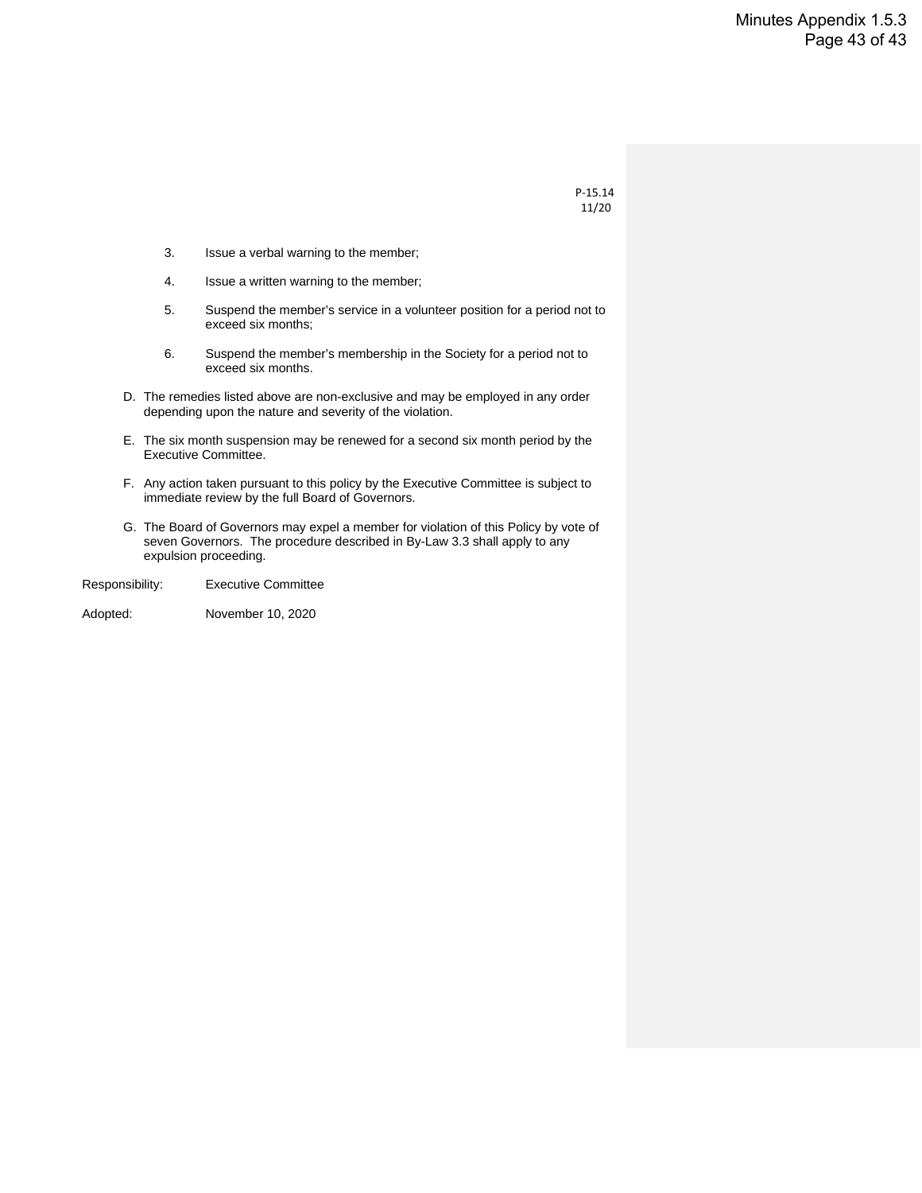P-15.14
11/20

3. Issue a verbal warning to the member;

4. Issue a written warning to the member;

5. Suspend the member's service in a volunteer position for a period not to exceed six months;

6. Suspend the member's membership in the Society for a period not to exceed six months.

D. The remedies listed above are non-exclusive and may be employed in any order depending upon the nature and severity of the violation.

E. The six month suspension may be renewed for a second six month period by the Executive Committee.

F. Any action taken pursuant to this policy by the Executive Committee is subject to immediate review by the full Board of Governors.

G. The Board of Governors may expel a member for violation of this Policy by vote of seven Governors. The procedure described in By-Law 3.3 shall apply to any expulsion proceeding.

Responsibility: Executive Committee

Adopted: November 10, 2020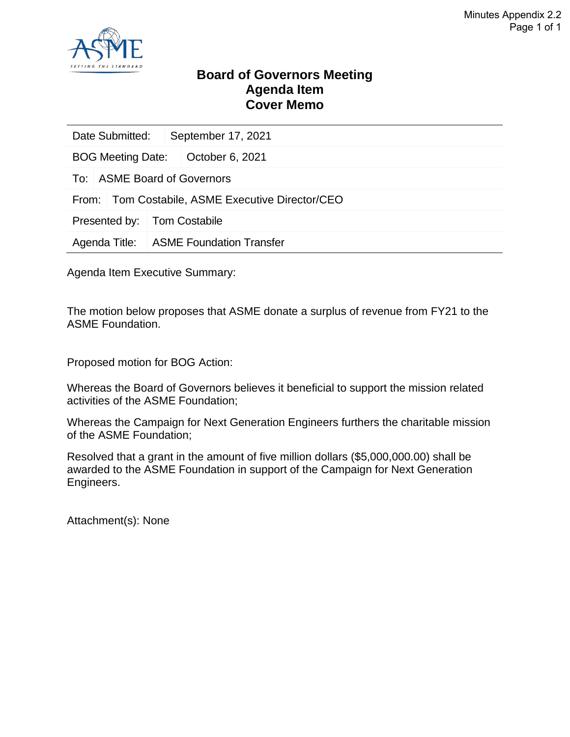# Board of Governors Meeting
# Agenda Item
# Cover Memo

| | |
|---|---|
| Date Submitted: | September 17, 2021 |
| BOG Meeting Date: | October 6, 2021 |
| To: | ASME Board of Governors |
| From: | Tom Costabile, ASME Executive Director/CEO |
| Presented by: | Tom Costabile |
| Agenda Title: | ASME Foundation Transfer |

Agenda Item Executive Summary:

The motion below proposes that ASME donate a surplus of revenue from FY21 to the ASME Foundation.

Proposed motion for BOG Action:

Whereas the Board of Governors believes it beneficial to support the mission related activities of the ASME Foundation;

Whereas the Campaign for Next Generation Engineers furthers the charitable mission of the ASME Foundation;

Resolved that a grant in the amount of five million dollars ($5,000,000.00) shall be awarded to the ASME Foundation in support of the Campaign for Next Generation Engineers.

Attachment(s): None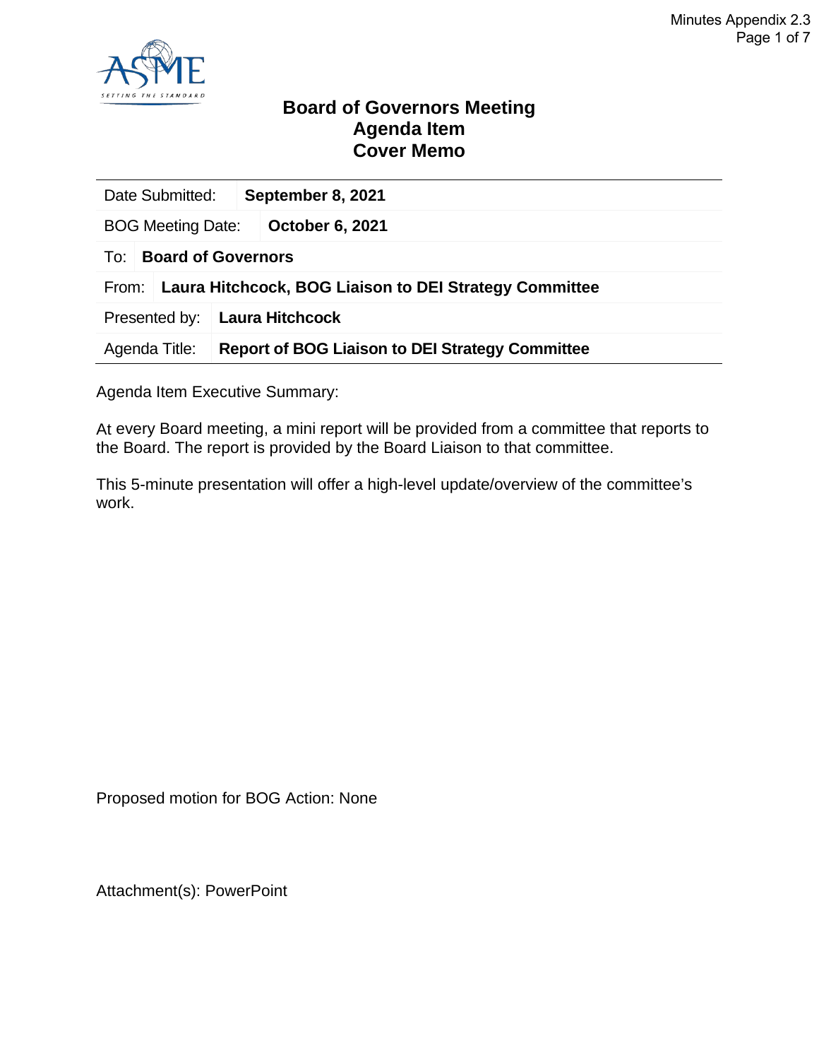# Board of Governors Meeting
# Agenda Item
# Cover Memo

| | |
|---|---|
| Date Submitted: | **September 8, 2021** |
| BOG Meeting Date: | **October 6, 2021** |
| To: | **Board of Governors** |
| From: | **Laura Hitchcock, BOG Liaison to DEI Strategy Committee** |
| Presented by: | **Laura Hitchcock** |
| Agenda Title: | **Report of BOG Liaison to DEI Strategy Committee** |

Agenda Item Executive Summary:

At every Board meeting, a mini report will be provided from a committee that reports to the Board. The report is provided by the Board Liaison to that committee.

This 5-minute presentation will offer a high-level update/overview of the committee's work.

Proposed motion for BOG Action: None

Attachment(s): PowerPoint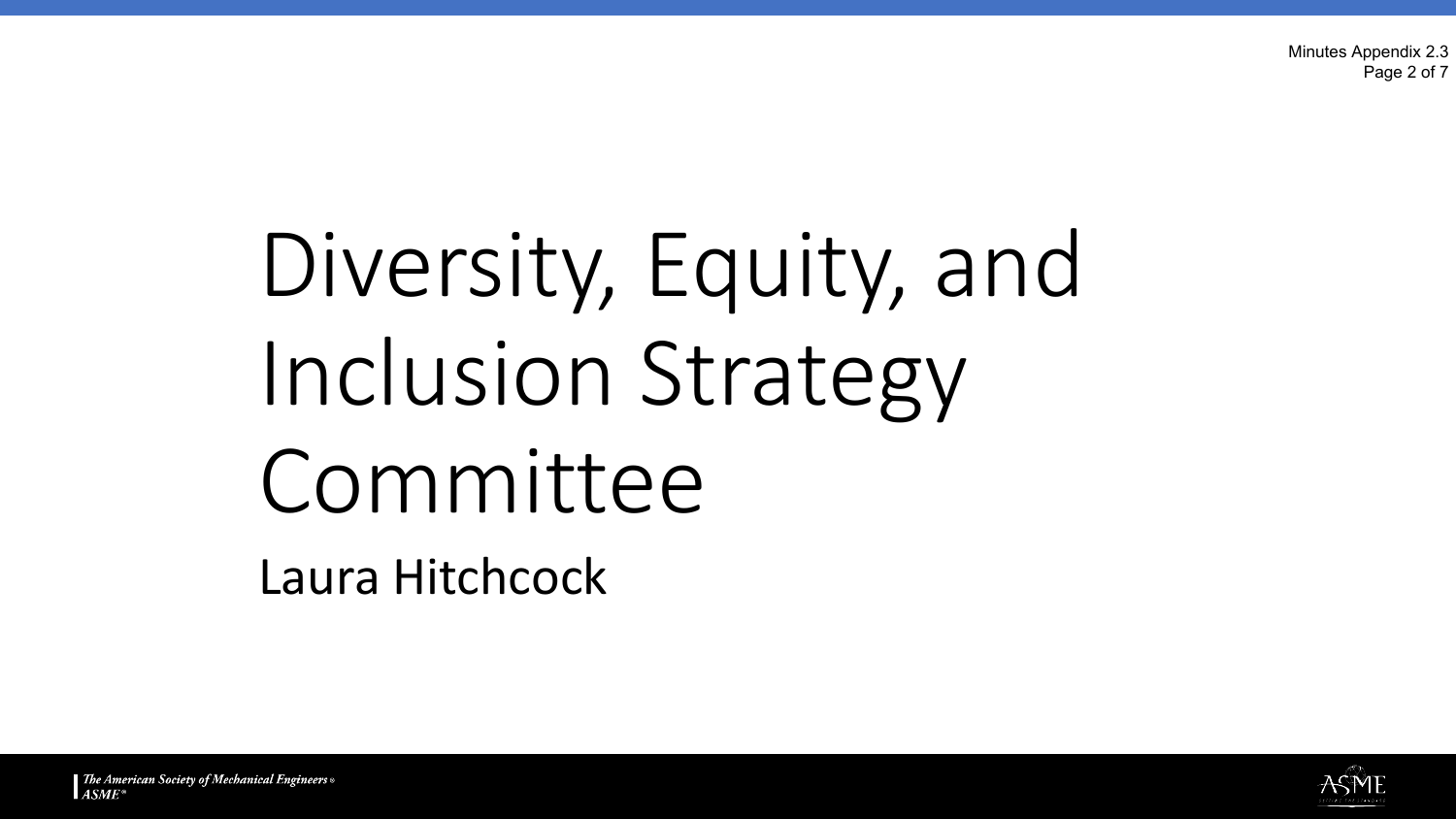# Diversity, Equity, and Inclusion Strategy Committee

Laura Hitchcock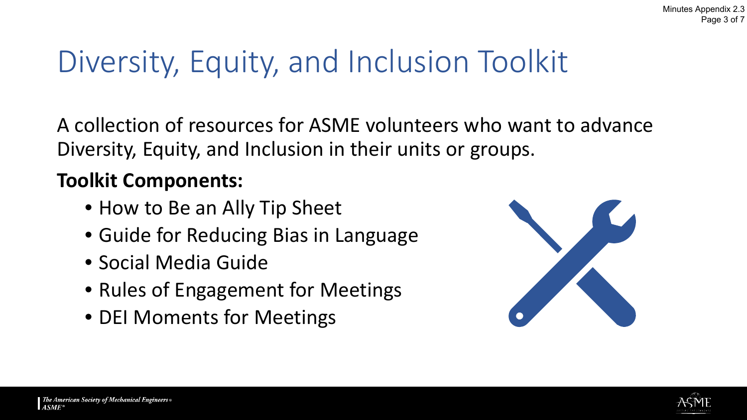# Diversity, Equity, and Inclusion Toolkit

A collection of resources for ASME volunteers who want to advance Diversity, Equity, and Inclusion in their units or groups.

**Toolkit Components:**

- How to Be an Ally Tip Sheet
- Guide for Reducing Bias in Language
- Social Media Guide
- Rules of Engagement for Meetings
- DEI Moments for Meetings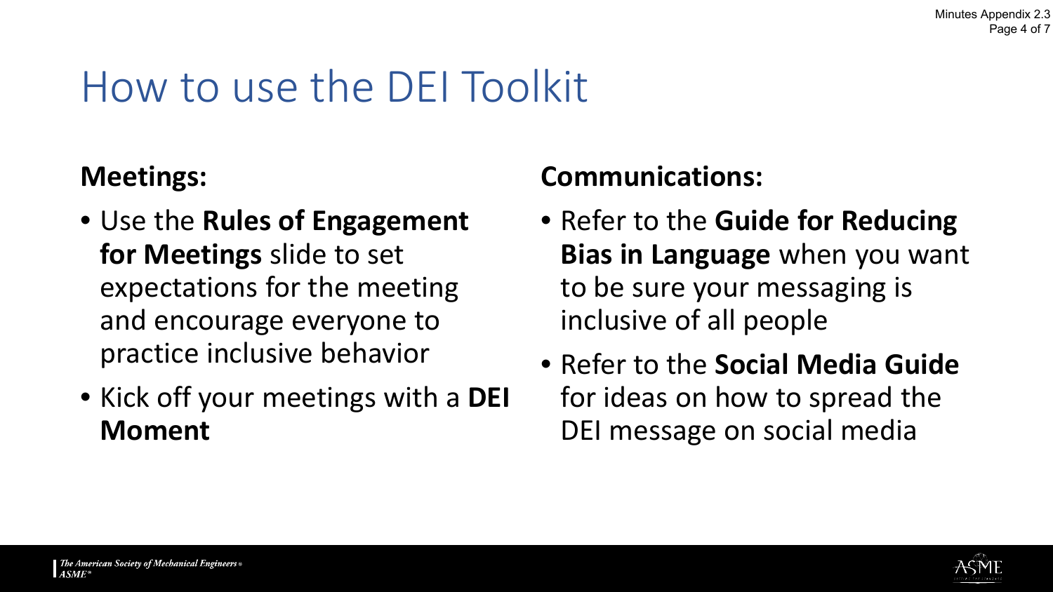# How to use the DEI Toolkit

**Meetings:**

- Use the **Rules of Engagement for Meetings** slide to set expectations for the meeting and encourage everyone to practice inclusive behavior
- Kick off your meetings with a **DEI Moment**

**Communications:**

- Refer to the **Guide for Reducing Bias in Language** when you want to be sure your messaging is inclusive of all people
- Refer to the **Social Media Guide** for ideas on how to spread the DEI message on social media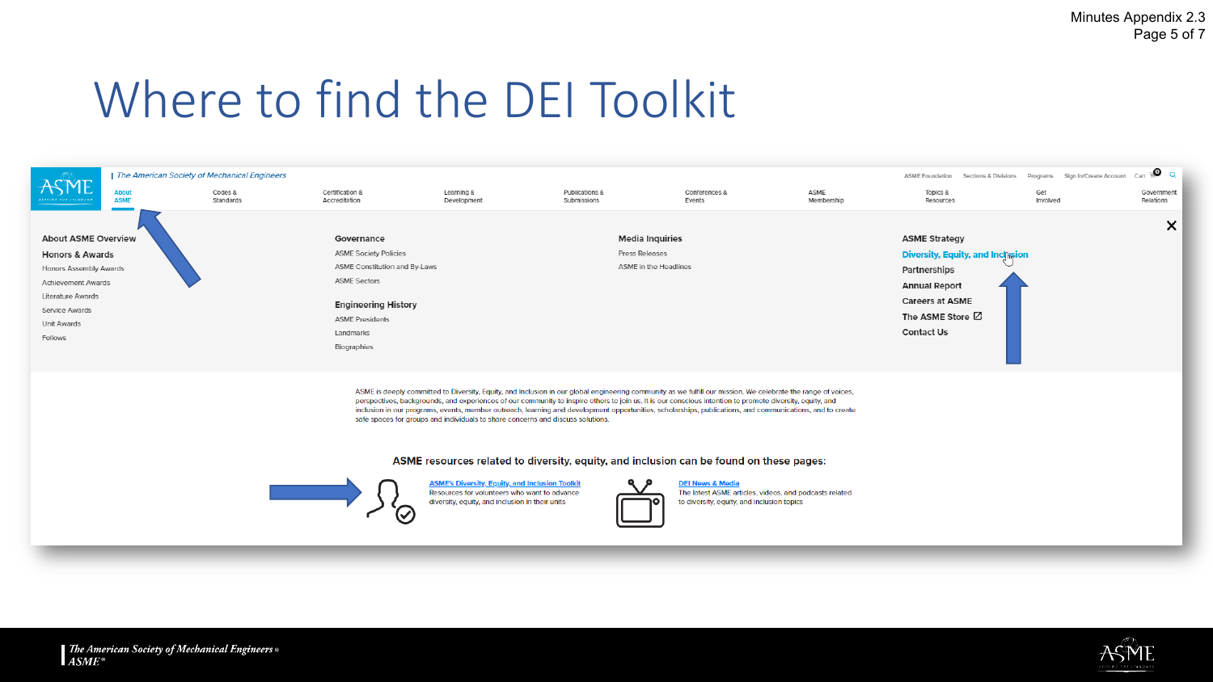# Where to find the DEI Toolkit

The American Society of Mechanical Engineers

About ASME | Codes & Standards | Certification & Accreditation | Learning & Development | Publications & Submissions | Conferences & Events | ASME Membership | Topics & Resources | Get Involved | Government Relations

ASME Foundation | Sections & Divisions | Programs | Sign In/Create Account | Cart

**About ASME Overview**

**Honors & Awards**

Honors Assembly Awards

Achievement Awards

Literature Awards

Service Awards

Unit Awards

Fellows

**Governance**

ASME Society Policies

ASME Constitution and By-Laws

ASME Sectors

**Engineering History**

ASME Presidents

Landmarks

Biographies

**Media Inquiries**

Press Releases

ASME in the Headlines

**ASME Strategy**

**Diversity, Equity, and Inclusion**

**Partnerships**

**Annual Report**

**Careers at ASME**

**The ASME Store**

**Contact Us**

ASME is deeply committed to Diversity, Equity, and Inclusion in our global engineering community as we fulfill our mission. We celebrate the range of voices, perspectives, backgrounds, and experiences of our community to inspire others to join us. It is our conscious intention to promote diversity, equity, and inclusion in our programs, events, member outreach, learning and development opportunities, scholarships, publications, and communications, and to create safe spaces for groups and individuals to share concerns and discuss solutions.

**ASME resources related to diversity, equity, and inclusion can be found on these pages:**

**ASME's Diversity, Equity, and Inclusion Toolkit**
Resources for volunteers who want to advance diversity, equity, and inclusion in their units

**DEI News & Media**
The latest ASME articles, videos, and podcasts related to diversity, equity, and inclusion topics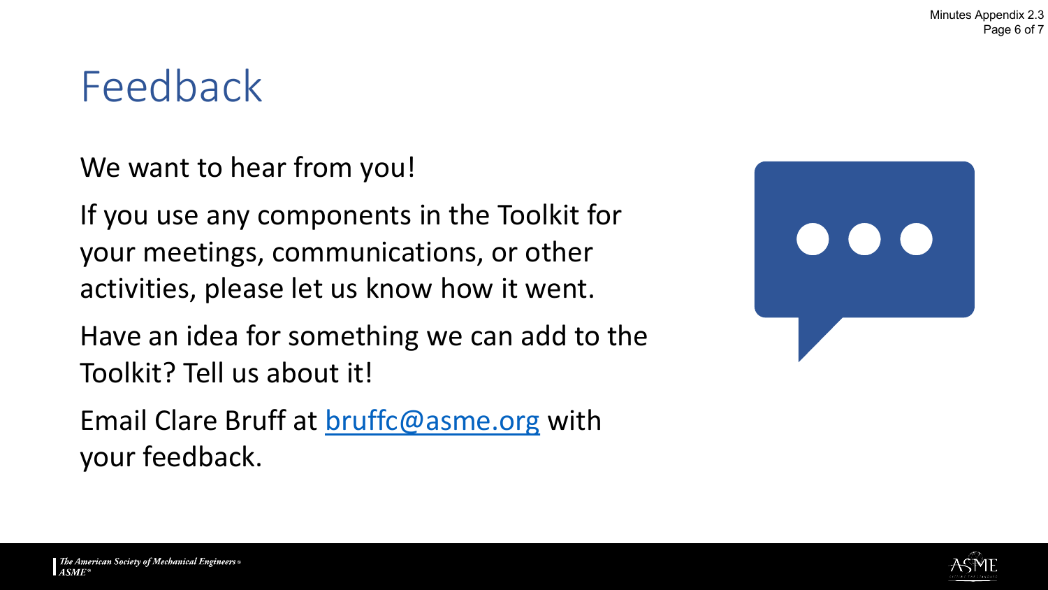# Feedback

We want to hear from you!

If you use any components in the Toolkit for your meetings, communications, or other activities, please let us know how it went.

Have an idea for something we can add to the Toolkit? Tell us about it!

Email Clare Bruff at [bruffc@asme.org](mailto:bruffc@asme.org) with your feedback.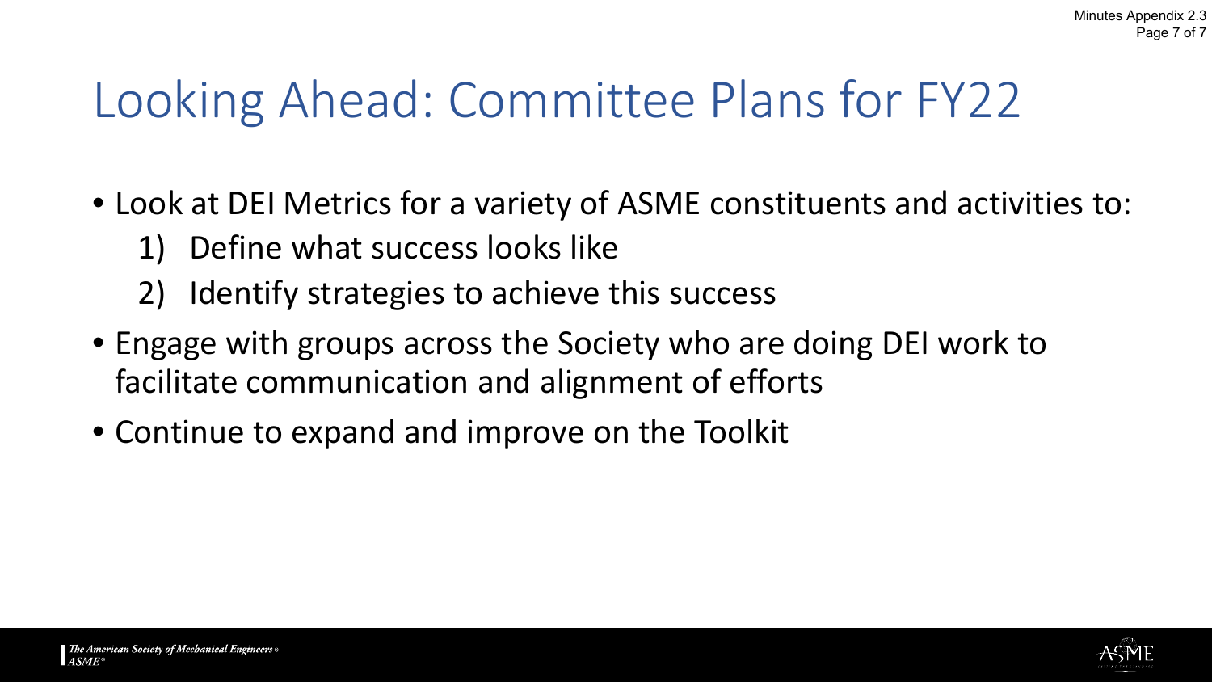# Looking Ahead: Committee Plans for FY22

- Look at DEI Metrics for a variety of ASME constituents and activities to:
  1) Define what success looks like
  2) Identify strategies to achieve this success
- Engage with groups across the Society who are doing DEI work to facilitate communication and alignment of efforts
- Continue to expand and improve on the Toolkit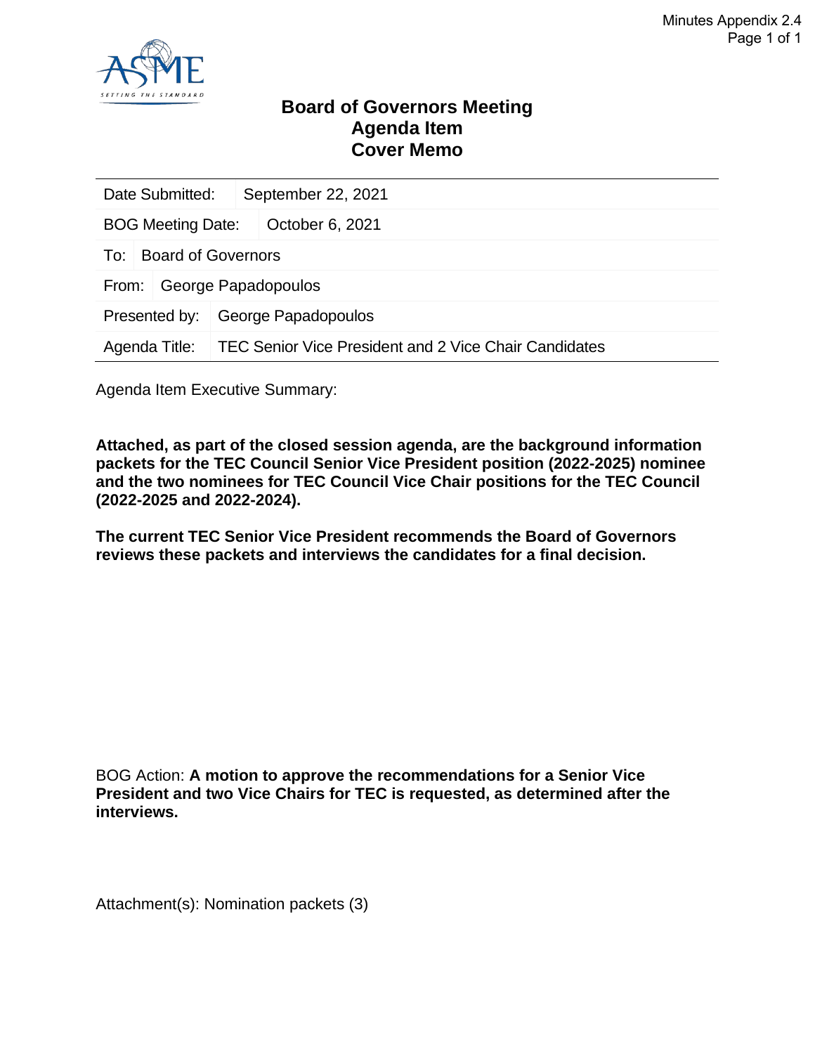# Board of Governors Meeting
# Agenda Item
# Cover Memo

| | |
|---|---|
| Date Submitted: | September 22, 2021 |
| BOG Meeting Date: | October 6, 2021 |
| To: | Board of Governors |
| From: | George Papadopoulos |
| Presented by: | George Papadopoulos |
| Agenda Title: | TEC Senior Vice President and 2 Vice Chair Candidates |

Agenda Item Executive Summary:

**Attached, as part of the closed session agenda, are the background information packets for the TEC Council Senior Vice President position (2022-2025) nominee and the two nominees for TEC Council Vice Chair positions for the TEC Council (2022-2025 and 2022-2024).**

**The current TEC Senior Vice President recommends the Board of Governors reviews these packets and interviews the candidates for a final decision.**

BOG Action: **A motion to approve the recommendations for a Senior Vice President and two Vice Chairs for TEC is requested, as determined after the interviews.**

Attachment(s): Nomination packets (3)